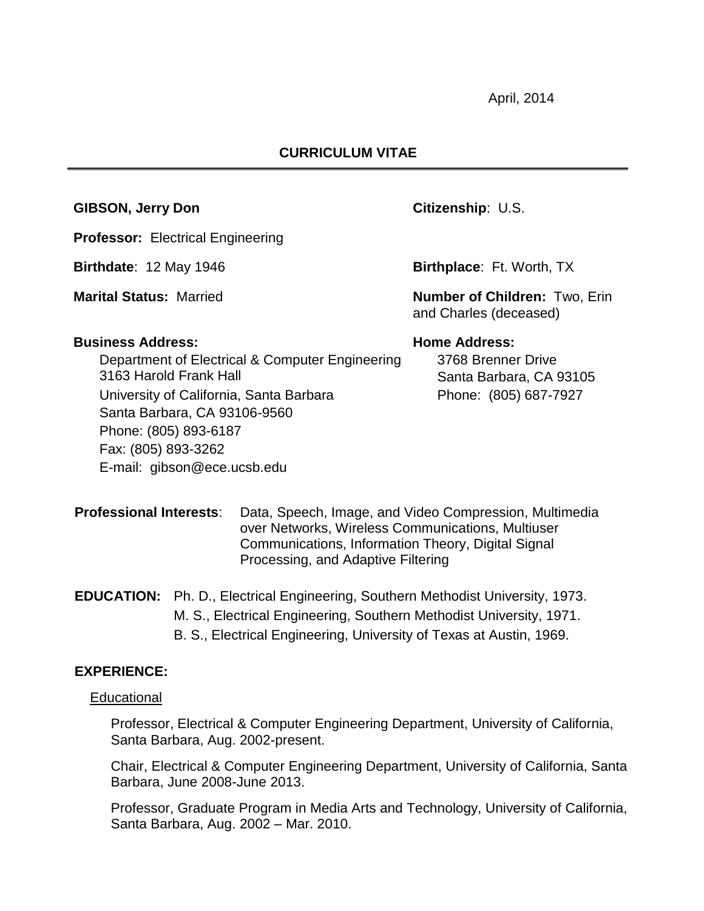April, 2014

# CURRICULUM VITAE

---

**GIBSON, Jerry Don**

**Citizenship**: U.S.

**Professor:** Electrical Engineering

**Birthdate**: 12 May 1946

**Birthplace**: Ft. Worth, TX

**Marital Status:** Married

**Number of Children:** Two, Erin and Charles (deceased)

**Business Address:**

Department of Electrical & Computer Engineering
3163 Harold Frank Hall
University of California, Santa Barbara
Santa Barbara, CA 93106-9560
Phone: (805) 893-6187
Fax: (805) 893-3262
E-mail: gibson@ece.ucsb.edu

**Home Address:**

3768 Brenner Drive
Santa Barbara, CA 93105
Phone: (805) 687-7927

**Professional Interests**: Data, Speech, Image, and Video Compression, Multimedia over Networks, Wireless Communications, Multiuser Communications, Information Theory, Digital Signal Processing, and Adaptive Filtering

**EDUCATION:** Ph. D., Electrical Engineering, Southern Methodist University, 1973.
M. S., Electrical Engineering, Southern Methodist University, 1971.
B. S., Electrical Engineering, University of Texas at Austin, 1969.

**EXPERIENCE:**

Educational

Professor, Electrical & Computer Engineering Department, University of California, Santa Barbara, Aug. 2002-present.

Chair, Electrical & Computer Engineering Department, University of California, Santa Barbara, June 2008-June 2013.

Professor, Graduate Program in Media Arts and Technology, University of California, Santa Barbara, Aug. 2002 – Mar. 2010.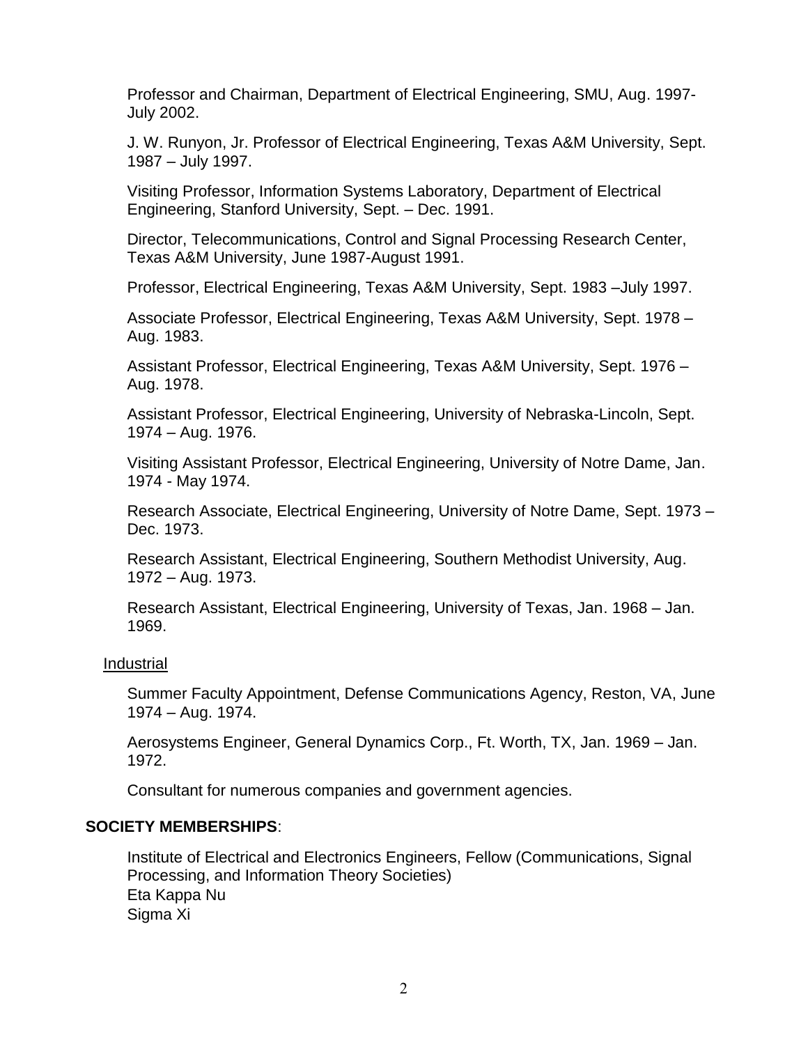Professor and Chairman, Department of Electrical Engineering, SMU, Aug. 1997-July 2002.

J. W. Runyon, Jr. Professor of Electrical Engineering, Texas A&M University, Sept. 1987 – July 1997.

Visiting Professor, Information Systems Laboratory, Department of Electrical Engineering, Stanford University, Sept. – Dec. 1991.

Director, Telecommunications, Control and Signal Processing Research Center, Texas A&M University, June 1987-August 1991.

Professor, Electrical Engineering, Texas A&M University, Sept. 1983 –July 1997.

Associate Professor, Electrical Engineering, Texas A&M University, Sept. 1978 – Aug. 1983.

Assistant Professor, Electrical Engineering, Texas A&M University, Sept. 1976 – Aug. 1978.

Assistant Professor, Electrical Engineering, University of Nebraska-Lincoln, Sept. 1974 – Aug. 1976.

Visiting Assistant Professor, Electrical Engineering, University of Notre Dame, Jan. 1974 - May 1974.

Research Associate, Electrical Engineering, University of Notre Dame, Sept. 1973 – Dec. 1973.

Research Assistant, Electrical Engineering, Southern Methodist University, Aug. 1972 – Aug. 1973.

Research Assistant, Electrical Engineering, University of Texas, Jan. 1968 – Jan. 1969.

Industrial

Summer Faculty Appointment, Defense Communications Agency, Reston, VA, June 1974 – Aug. 1974.

Aerosystems Engineer, General Dynamics Corp., Ft. Worth, TX, Jan. 1969 – Jan. 1972.

Consultant for numerous companies and government agencies.

**SOCIETY MEMBERSHIPS**:

Institute of Electrical and Electronics Engineers, Fellow (Communications, Signal Processing, and Information Theory Societies)
Eta Kappa Nu
Sigma Xi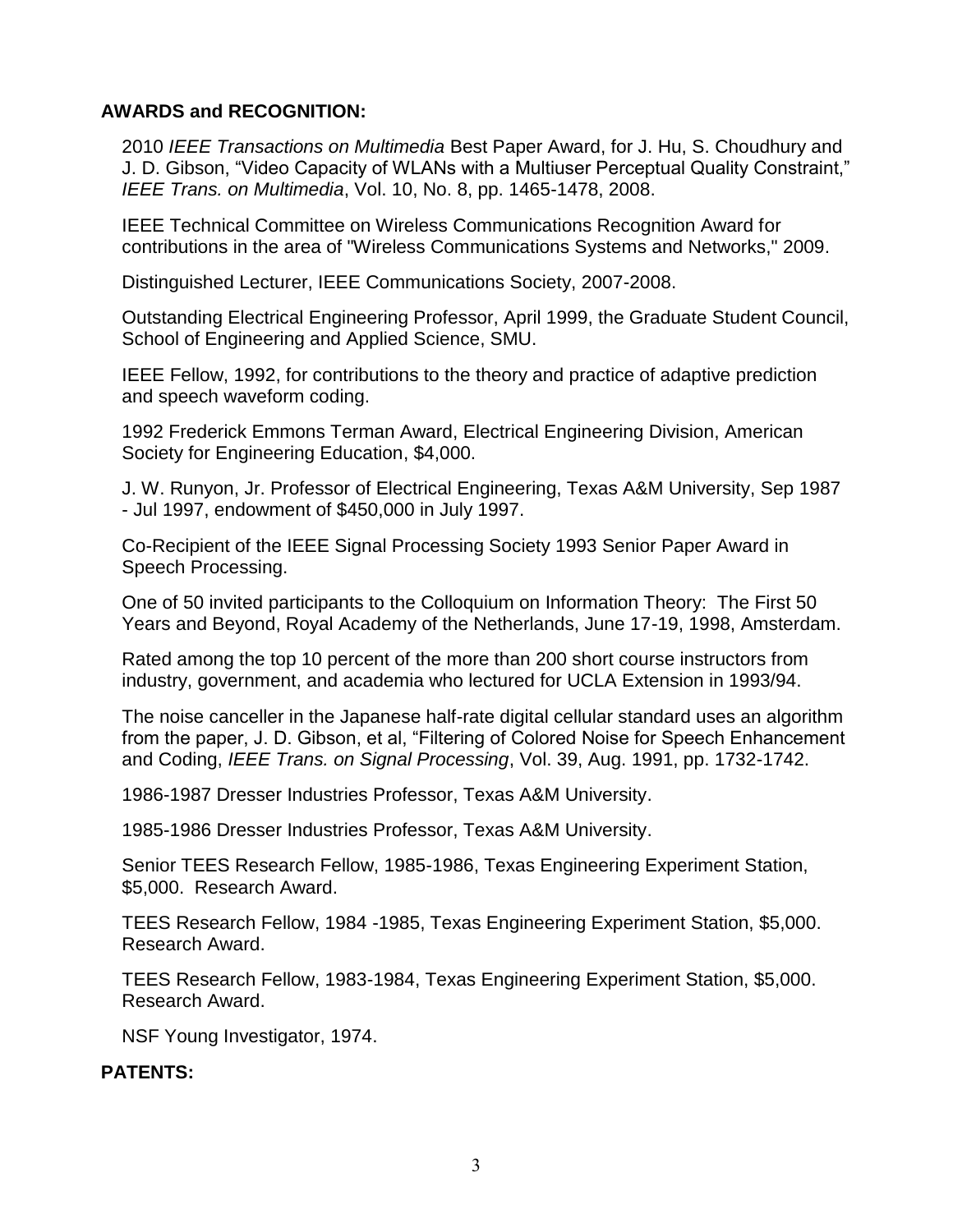## AWARDS and RECOGNITION:

2010 *IEEE Transactions on Multimedia* Best Paper Award, for J. Hu, S. Choudhury and J. D. Gibson, "Video Capacity of WLANs with a Multiuser Perceptual Quality Constraint," *IEEE Trans. on Multimedia*, Vol. 10, No. 8, pp. 1465-1478, 2008.

IEEE Technical Committee on Wireless Communications Recognition Award for contributions in the area of "Wireless Communications Systems and Networks," 2009.

Distinguished Lecturer, IEEE Communications Society, 2007-2008.

Outstanding Electrical Engineering Professor, April 1999, the Graduate Student Council, School of Engineering and Applied Science, SMU.

IEEE Fellow, 1992, for contributions to the theory and practice of adaptive prediction and speech waveform coding.

1992 Frederick Emmons Terman Award, Electrical Engineering Division, American Society for Engineering Education, $4,000.

J. W. Runyon, Jr. Professor of Electrical Engineering, Texas A&M University, Sep 1987 - Jul 1997, endowment of $450,000 in July 1997.

Co-Recipient of the IEEE Signal Processing Society 1993 Senior Paper Award in Speech Processing.

One of 50 invited participants to the Colloquium on Information Theory: The First 50 Years and Beyond, Royal Academy of the Netherlands, June 17-19, 1998, Amsterdam.

Rated among the top 10 percent of the more than 200 short course instructors from industry, government, and academia who lectured for UCLA Extension in 1993/94.

The noise canceller in the Japanese half-rate digital cellular standard uses an algorithm from the paper, J. D. Gibson, et al, "Filtering of Colored Noise for Speech Enhancement and Coding, *IEEE Trans. on Signal Processing*, Vol. 39, Aug. 1991, pp. 1732-1742.

1986-1987 Dresser Industries Professor, Texas A&M University.

1985-1986 Dresser Industries Professor, Texas A&M University.

Senior TEES Research Fellow, 1985-1986, Texas Engineering Experiment Station, $5,000. Research Award.

TEES Research Fellow, 1984 -1985, Texas Engineering Experiment Station, $5,000. Research Award.

TEES Research Fellow, 1983-1984, Texas Engineering Experiment Station, $5,000. Research Award.

NSF Young Investigator, 1974.

## PATENTS: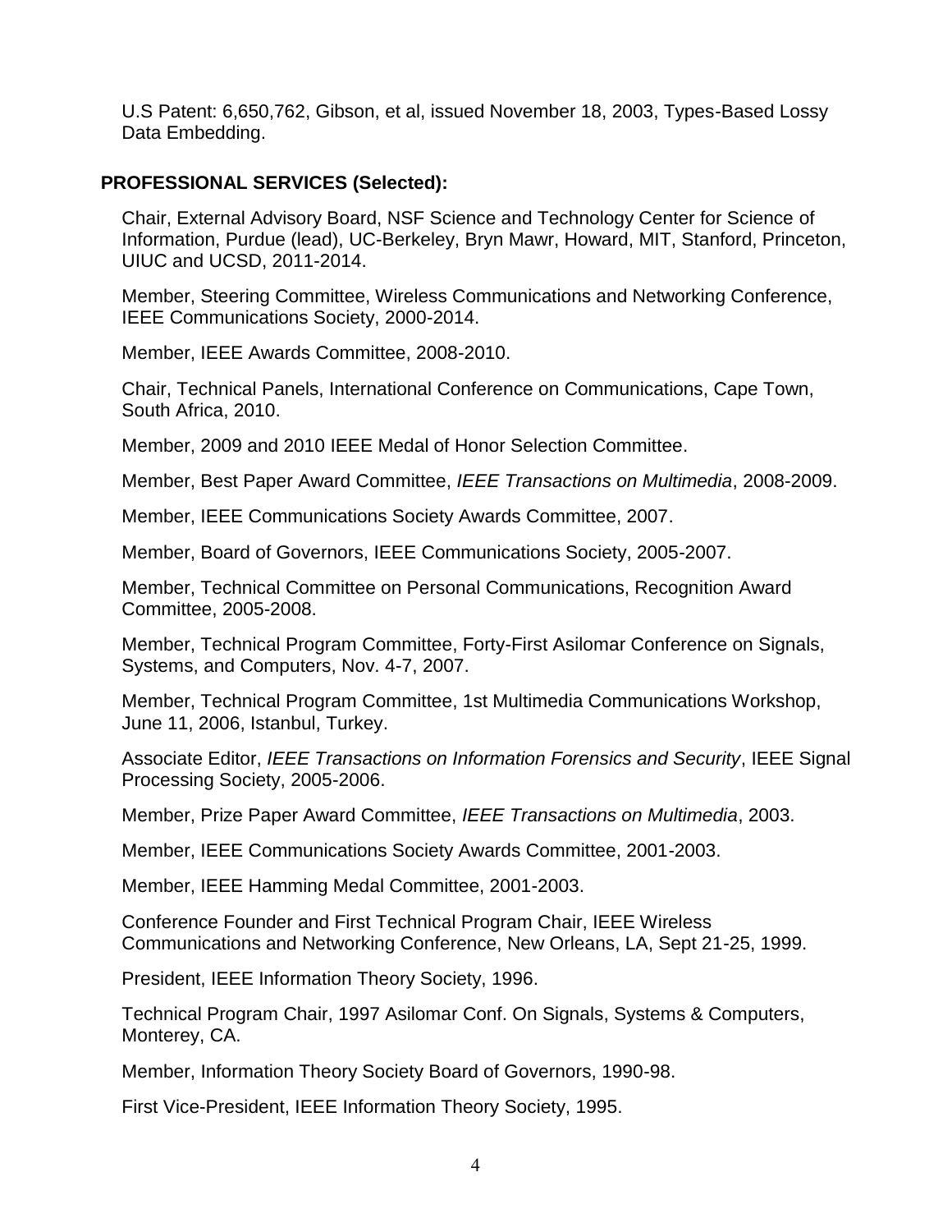U.S Patent: 6,650,762, Gibson, et al, issued November 18, 2003, Types-Based Lossy Data Embedding.

## PROFESSIONAL SERVICES (Selected):

Chair, External Advisory Board, NSF Science and Technology Center for Science of Information, Purdue (lead), UC-Berkeley, Bryn Mawr, Howard, MIT, Stanford, Princeton, UIUC and UCSD, 2011-2014.

Member, Steering Committee, Wireless Communications and Networking Conference, IEEE Communications Society, 2000-2014.

Member, IEEE Awards Committee, 2008-2010.

Chair, Technical Panels, International Conference on Communications, Cape Town, South Africa, 2010.

Member, 2009 and 2010 IEEE Medal of Honor Selection Committee.

Member, Best Paper Award Committee, *IEEE Transactions on Multimedia*, 2008-2009.

Member, IEEE Communications Society Awards Committee, 2007.

Member, Board of Governors, IEEE Communications Society, 2005-2007.

Member, Technical Committee on Personal Communications, Recognition Award Committee, 2005-2008.

Member, Technical Program Committee, Forty-First Asilomar Conference on Signals, Systems, and Computers, Nov. 4-7, 2007.

Member, Technical Program Committee, 1st Multimedia Communications Workshop, June 11, 2006, Istanbul, Turkey.

Associate Editor, *IEEE Transactions on Information Forensics and Security*, IEEE Signal Processing Society, 2005-2006.

Member, Prize Paper Award Committee, *IEEE Transactions on Multimedia*, 2003.

Member, IEEE Communications Society Awards Committee, 2001-2003.

Member, IEEE Hamming Medal Committee, 2001-2003.

Conference Founder and First Technical Program Chair, IEEE Wireless Communications and Networking Conference, New Orleans, LA, Sept 21-25, 1999.

President, IEEE Information Theory Society, 1996.

Technical Program Chair, 1997 Asilomar Conf. On Signals, Systems & Computers, Monterey, CA.

Member, Information Theory Society Board of Governors, 1990-98.

First Vice-President, IEEE Information Theory Society, 1995.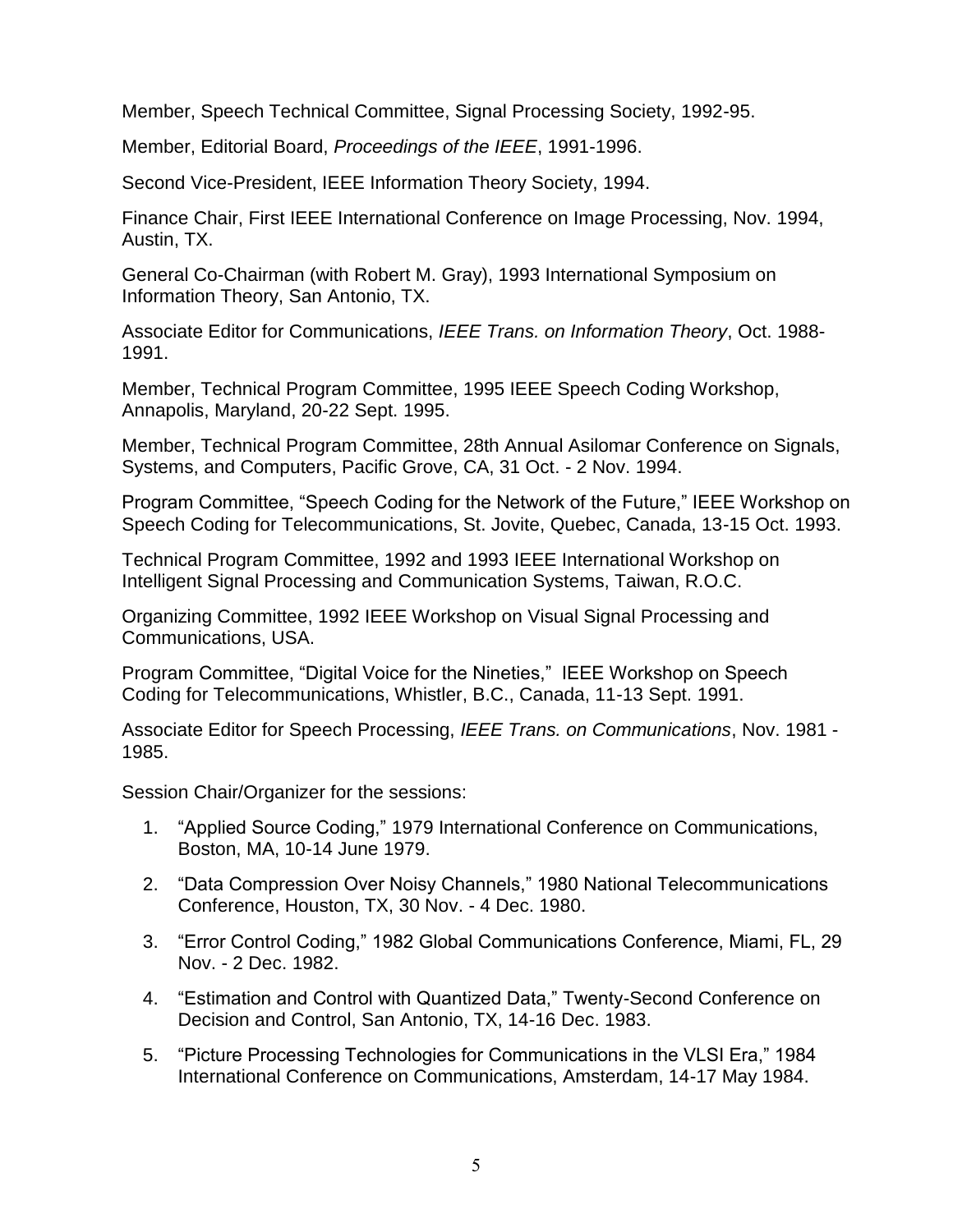Member, Speech Technical Committee, Signal Processing Society, 1992-95.

Member, Editorial Board, *Proceedings of the IEEE*, 1991-1996.

Second Vice-President, IEEE Information Theory Society, 1994.

Finance Chair, First IEEE International Conference on Image Processing, Nov. 1994, Austin, TX.

General Co-Chairman (with Robert M. Gray), 1993 International Symposium on Information Theory, San Antonio, TX.

Associate Editor for Communications, *IEEE Trans. on Information Theory*, Oct. 1988-1991.

Member, Technical Program Committee, 1995 IEEE Speech Coding Workshop, Annapolis, Maryland, 20-22 Sept. 1995.

Member, Technical Program Committee, 28th Annual Asilomar Conference on Signals, Systems, and Computers, Pacific Grove, CA, 31 Oct. - 2 Nov. 1994.

Program Committee, "Speech Coding for the Network of the Future," IEEE Workshop on Speech Coding for Telecommunications, St. Jovite, Quebec, Canada, 13-15 Oct. 1993.

Technical Program Committee, 1992 and 1993 IEEE International Workshop on Intelligent Signal Processing and Communication Systems, Taiwan, R.O.C.

Organizing Committee, 1992 IEEE Workshop on Visual Signal Processing and Communications, USA.

Program Committee, "Digital Voice for the Nineties," IEEE Workshop on Speech Coding for Telecommunications, Whistler, B.C., Canada, 11-13 Sept. 1991.

Associate Editor for Speech Processing, *IEEE Trans. on Communications*, Nov. 1981 - 1985.

Session Chair/Organizer for the sessions:

1. "Applied Source Coding," 1979 International Conference on Communications, Boston, MA, 10-14 June 1979.
2. "Data Compression Over Noisy Channels," 1980 National Telecommunications Conference, Houston, TX, 30 Nov. - 4 Dec. 1980.
3. "Error Control Coding," 1982 Global Communications Conference, Miami, FL, 29 Nov. - 2 Dec. 1982.
4. "Estimation and Control with Quantized Data," Twenty-Second Conference on Decision and Control, San Antonio, TX, 14-16 Dec. 1983.
5. "Picture Processing Technologies for Communications in the VLSI Era," 1984 International Conference on Communications, Amsterdam, 14-17 May 1984.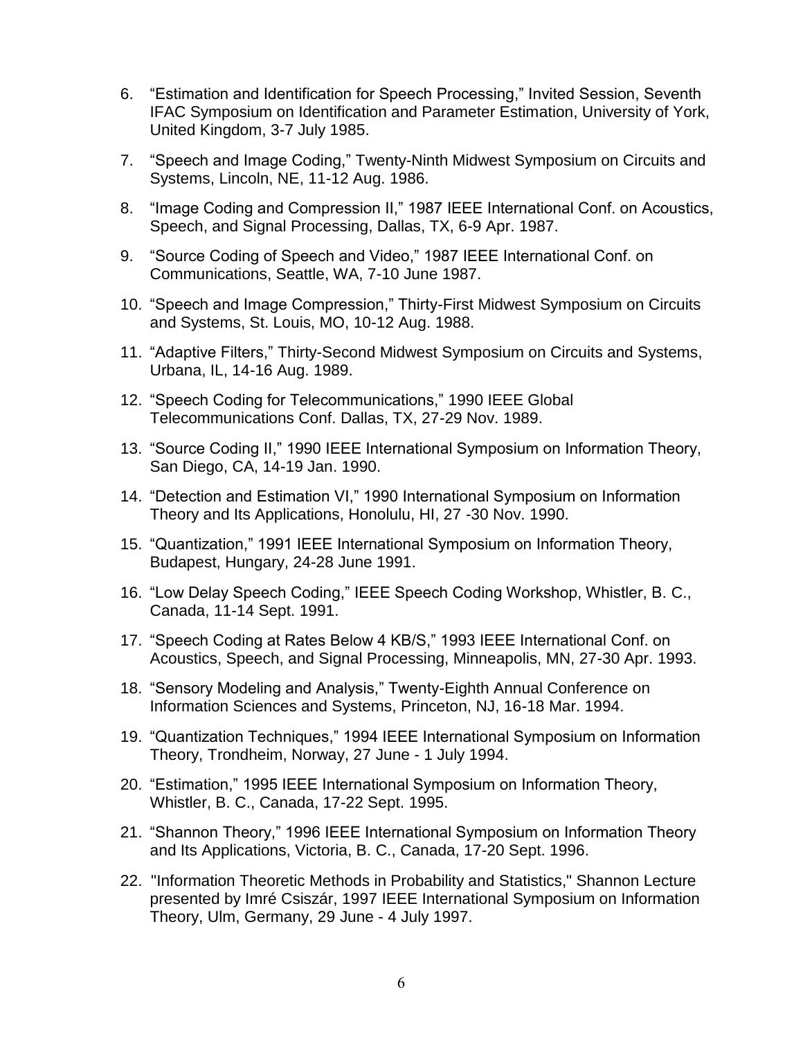6. "Estimation and Identification for Speech Processing," Invited Session, Seventh IFAC Symposium on Identification and Parameter Estimation, University of York, United Kingdom, 3-7 July 1985.
7. "Speech and Image Coding," Twenty-Ninth Midwest Symposium on Circuits and Systems, Lincoln, NE, 11-12 Aug. 1986.
8. "Image Coding and Compression II," 1987 IEEE International Conf. on Acoustics, Speech, and Signal Processing, Dallas, TX, 6-9 Apr. 1987.
9. "Source Coding of Speech and Video," 1987 IEEE International Conf. on Communications, Seattle, WA, 7-10 June 1987.
10. "Speech and Image Compression," Thirty-First Midwest Symposium on Circuits and Systems, St. Louis, MO, 10-12 Aug. 1988.
11. "Adaptive Filters," Thirty-Second Midwest Symposium on Circuits and Systems, Urbana, IL, 14-16 Aug. 1989.
12. "Speech Coding for Telecommunications," 1990 IEEE Global Telecommunications Conf. Dallas, TX, 27-29 Nov. 1989.
13. "Source Coding II," 1990 IEEE International Symposium on Information Theory, San Diego, CA, 14-19 Jan. 1990.
14. "Detection and Estimation VI," 1990 International Symposium on Information Theory and Its Applications, Honolulu, HI, 27 -30 Nov. 1990.
15. "Quantization," 1991 IEEE International Symposium on Information Theory, Budapest, Hungary, 24-28 June 1991.
16. "Low Delay Speech Coding," IEEE Speech Coding Workshop, Whistler, B. C., Canada, 11-14 Sept. 1991.
17. "Speech Coding at Rates Below 4 KB/S," 1993 IEEE International Conf. on Acoustics, Speech, and Signal Processing, Minneapolis, MN, 27-30 Apr. 1993.
18. "Sensory Modeling and Analysis," Twenty-Eighth Annual Conference on Information Sciences and Systems, Princeton, NJ, 16-18 Mar. 1994.
19. "Quantization Techniques," 1994 IEEE International Symposium on Information Theory, Trondheim, Norway, 27 June - 1 July 1994.
20. "Estimation," 1995 IEEE International Symposium on Information Theory, Whistler, B. C., Canada, 17-22 Sept. 1995.
21. "Shannon Theory," 1996 IEEE International Symposium on Information Theory and Its Applications, Victoria, B. C., Canada, 17-20 Sept. 1996.
22. "Information Theoretic Methods in Probability and Statistics," Shannon Lecture presented by Imré Csiszár, 1997 IEEE International Symposium on Information Theory, Ulm, Germany, 29 June - 4 July 1997.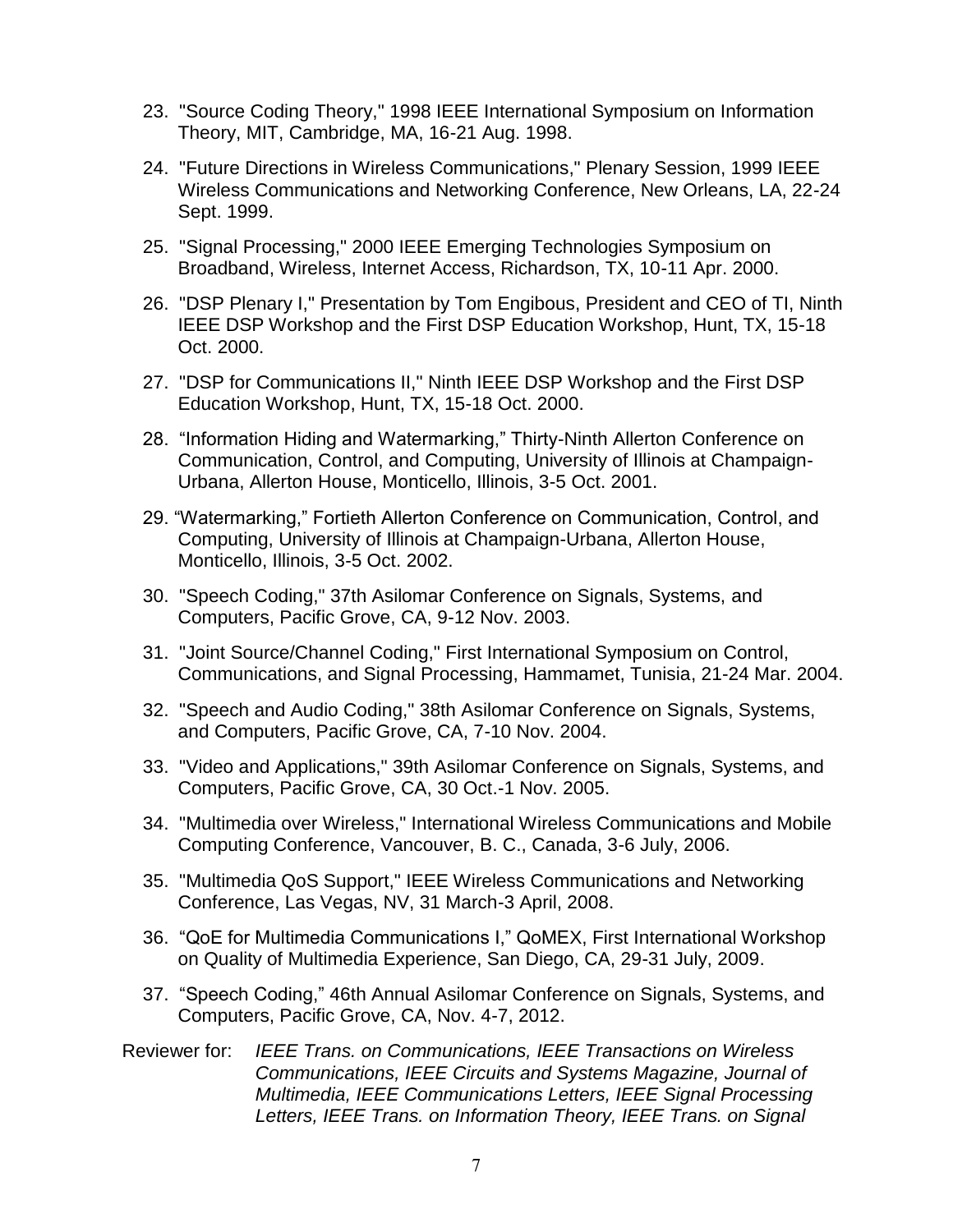23. "Source Coding Theory," 1998 IEEE International Symposium on Information Theory, MIT, Cambridge, MA, 16-21 Aug. 1998.

24. "Future Directions in Wireless Communications," Plenary Session, 1999 IEEE Wireless Communications and Networking Conference, New Orleans, LA, 22-24 Sept. 1999.

25. "Signal Processing," 2000 IEEE Emerging Technologies Symposium on Broadband, Wireless, Internet Access, Richardson, TX, 10-11 Apr. 2000.

26. "DSP Plenary I," Presentation by Tom Engibous, President and CEO of TI, Ninth IEEE DSP Workshop and the First DSP Education Workshop, Hunt, TX, 15-18 Oct. 2000.

27. "DSP for Communications II," Ninth IEEE DSP Workshop and the First DSP Education Workshop, Hunt, TX, 15-18 Oct. 2000.

28. "Information Hiding and Watermarking," Thirty-Ninth Allerton Conference on Communication, Control, and Computing, University of Illinois at Champaign-Urbana, Allerton House, Monticello, Illinois, 3-5 Oct. 2001.

29. "Watermarking," Fortieth Allerton Conference on Communication, Control, and Computing, University of Illinois at Champaign-Urbana, Allerton House, Monticello, Illinois, 3-5 Oct. 2002.

30. "Speech Coding," 37th Asilomar Conference on Signals, Systems, and Computers, Pacific Grove, CA, 9-12 Nov. 2003.

31. "Joint Source/Channel Coding," First International Symposium on Control, Communications, and Signal Processing, Hammamet, Tunisia, 21-24 Mar. 2004.

32. "Speech and Audio Coding," 38th Asilomar Conference on Signals, Systems, and Computers, Pacific Grove, CA, 7-10 Nov. 2004.

33. "Video and Applications," 39th Asilomar Conference on Signals, Systems, and Computers, Pacific Grove, CA, 30 Oct.-1 Nov. 2005.

34. "Multimedia over Wireless," International Wireless Communications and Mobile Computing Conference, Vancouver, B. C., Canada, 3-6 July, 2006.

35. "Multimedia QoS Support," IEEE Wireless Communications and Networking Conference, Las Vegas, NV, 31 March-3 April, 2008.

36. "QoE for Multimedia Communications I," QoMEX, First International Workshop on Quality of Multimedia Experience, San Diego, CA, 29-31 July, 2009.

37. "Speech Coding," 46th Annual Asilomar Conference on Signals, Systems, and Computers, Pacific Grove, CA, Nov. 4-7, 2012.

Reviewer for: *IEEE Trans. on Communications, IEEE Transactions on Wireless Communications, IEEE Circuits and Systems Magazine, Journal of Multimedia, IEEE Communications Letters, IEEE Signal Processing Letters, IEEE Trans. on Information Theory, IEEE Trans. on Signal*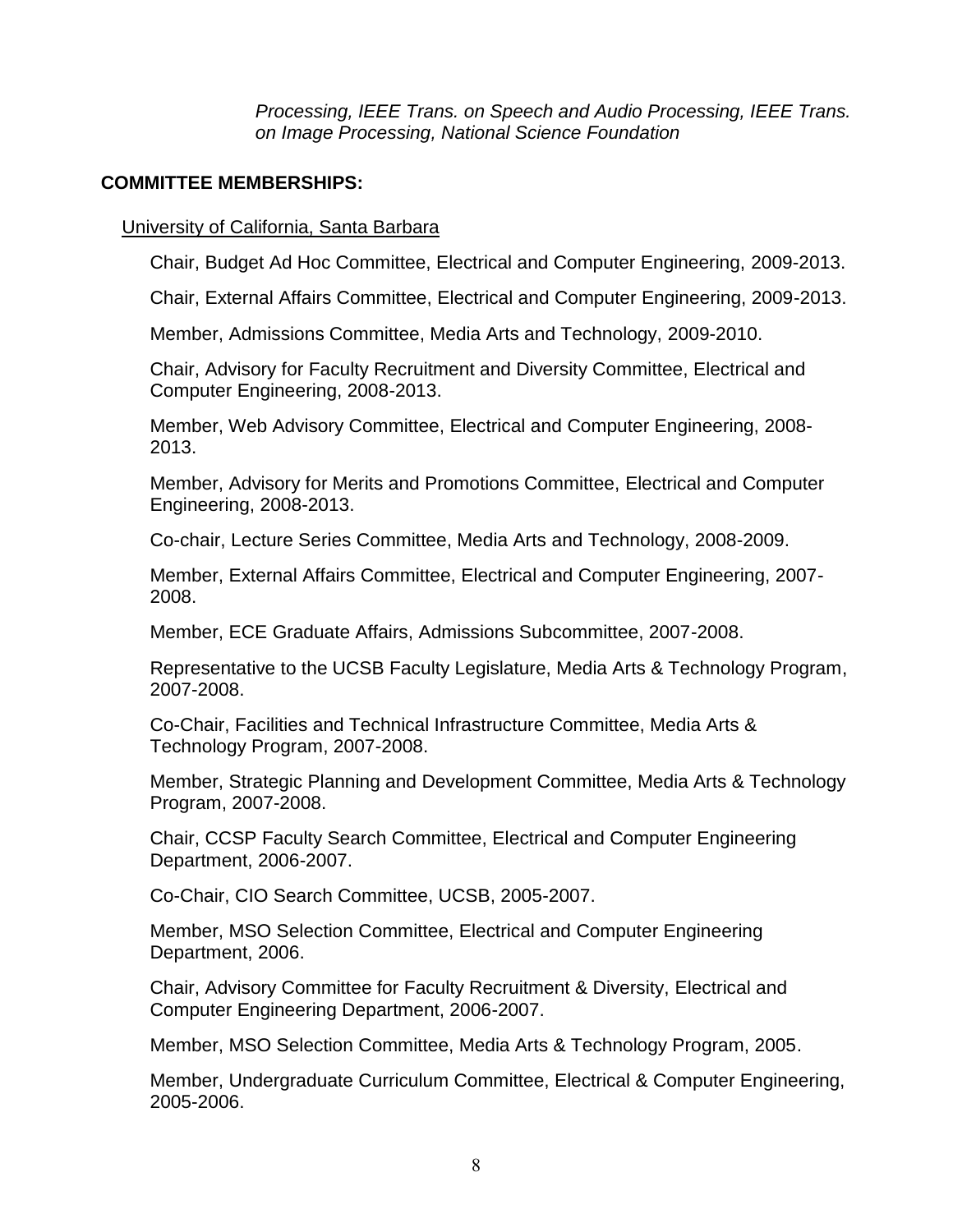*Processing, IEEE Trans. on Speech and Audio Processing, IEEE Trans. on Image Processing, National Science Foundation*

**COMMITTEE MEMBERSHIPS:**

University of California, Santa Barbara

Chair, Budget Ad Hoc Committee, Electrical and Computer Engineering, 2009-2013.

Chair, External Affairs Committee, Electrical and Computer Engineering, 2009-2013.

Member, Admissions Committee, Media Arts and Technology, 2009-2010.

Chair, Advisory for Faculty Recruitment and Diversity Committee, Electrical and Computer Engineering, 2008-2013.

Member, Web Advisory Committee, Electrical and Computer Engineering, 2008-2013.

Member, Advisory for Merits and Promotions Committee, Electrical and Computer Engineering, 2008-2013.

Co-chair, Lecture Series Committee, Media Arts and Technology, 2008-2009.

Member, External Affairs Committee, Electrical and Computer Engineering, 2007-2008.

Member, ECE Graduate Affairs, Admissions Subcommittee, 2007-2008.

Representative to the UCSB Faculty Legislature, Media Arts & Technology Program, 2007-2008.

Co-Chair, Facilities and Technical Infrastructure Committee, Media Arts & Technology Program, 2007-2008.

Member, Strategic Planning and Development Committee, Media Arts & Technology Program, 2007-2008.

Chair, CCSP Faculty Search Committee, Electrical and Computer Engineering Department, 2006-2007.

Co-Chair, CIO Search Committee, UCSB, 2005-2007.

Member, MSO Selection Committee, Electrical and Computer Engineering Department, 2006.

Chair, Advisory Committee for Faculty Recruitment & Diversity, Electrical and Computer Engineering Department, 2006-2007.

Member, MSO Selection Committee, Media Arts & Technology Program, 2005.

Member, Undergraduate Curriculum Committee, Electrical & Computer Engineering, 2005-2006.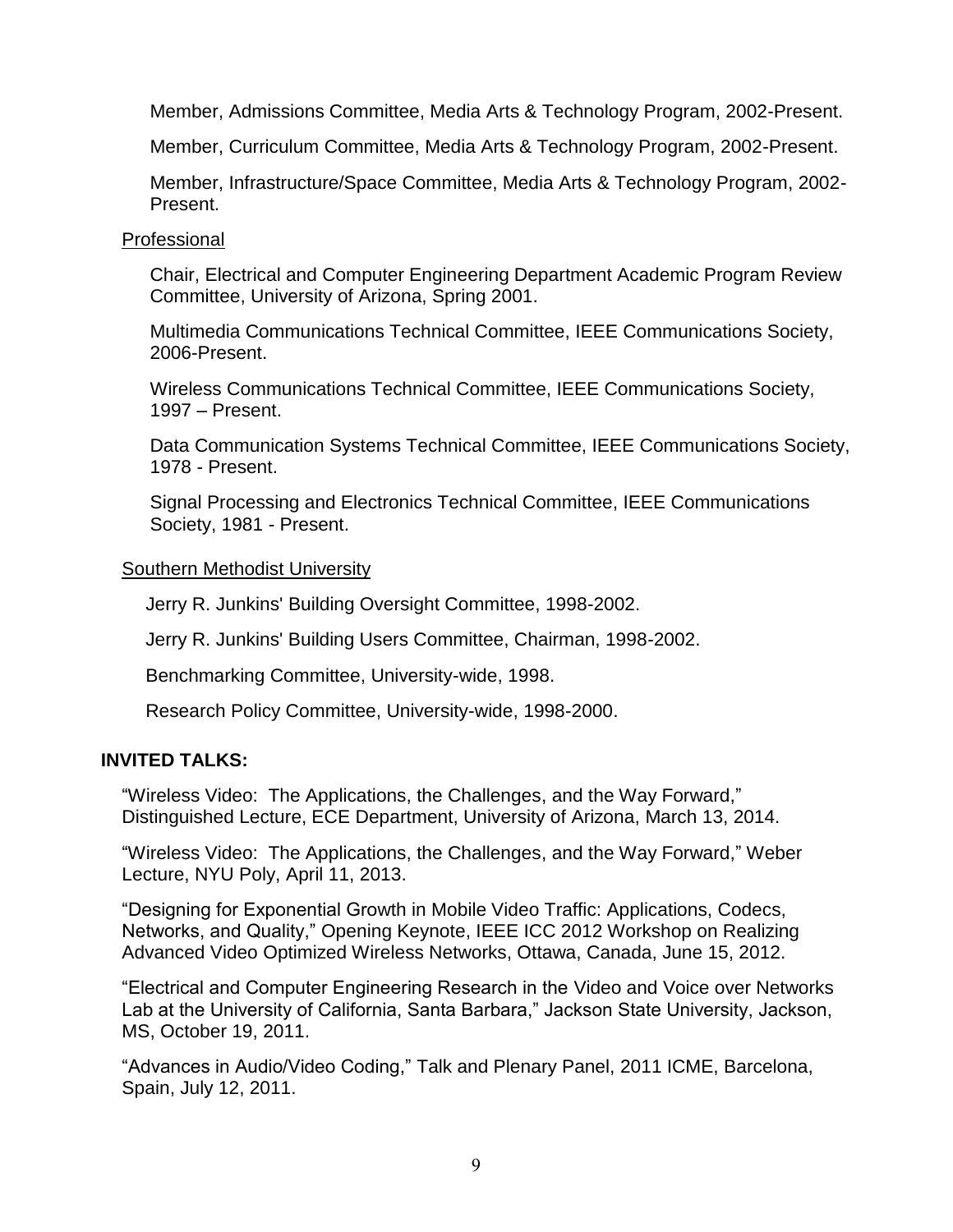Member, Admissions Committee, Media Arts & Technology Program, 2002-Present.

Member, Curriculum Committee, Media Arts & Technology Program, 2002-Present.

Member, Infrastructure/Space Committee, Media Arts & Technology Program, 2002-Present.

Professional

Chair, Electrical and Computer Engineering Department Academic Program Review Committee, University of Arizona, Spring 2001.

Multimedia Communications Technical Committee, IEEE Communications Society, 2006-Present.

Wireless Communications Technical Committee, IEEE Communications Society, 1997 – Present.

Data Communication Systems Technical Committee, IEEE Communications Society, 1978 - Present.

Signal Processing and Electronics Technical Committee, IEEE Communications Society, 1981 - Present.

Southern Methodist University

Jerry R. Junkins' Building Oversight Committee, 1998-2002.

Jerry R. Junkins' Building Users Committee, Chairman, 1998-2002.

Benchmarking Committee, University-wide, 1998.

Research Policy Committee, University-wide, 1998-2000.

**INVITED TALKS:**

“Wireless Video: The Applications, the Challenges, and the Way Forward,” Distinguished Lecture, ECE Department, University of Arizona, March 13, 2014.

“Wireless Video: The Applications, the Challenges, and the Way Forward,” Weber Lecture, NYU Poly, April 11, 2013.

“Designing for Exponential Growth in Mobile Video Traffic: Applications, Codecs, Networks, and Quality,” Opening Keynote, IEEE ICC 2012 Workshop on Realizing Advanced Video Optimized Wireless Networks, Ottawa, Canada, June 15, 2012.

“Electrical and Computer Engineering Research in the Video and Voice over Networks Lab at the University of California, Santa Barbara,” Jackson State University, Jackson, MS, October 19, 2011.

“Advances in Audio/Video Coding,” Talk and Plenary Panel, 2011 ICME, Barcelona, Spain, July 12, 2011.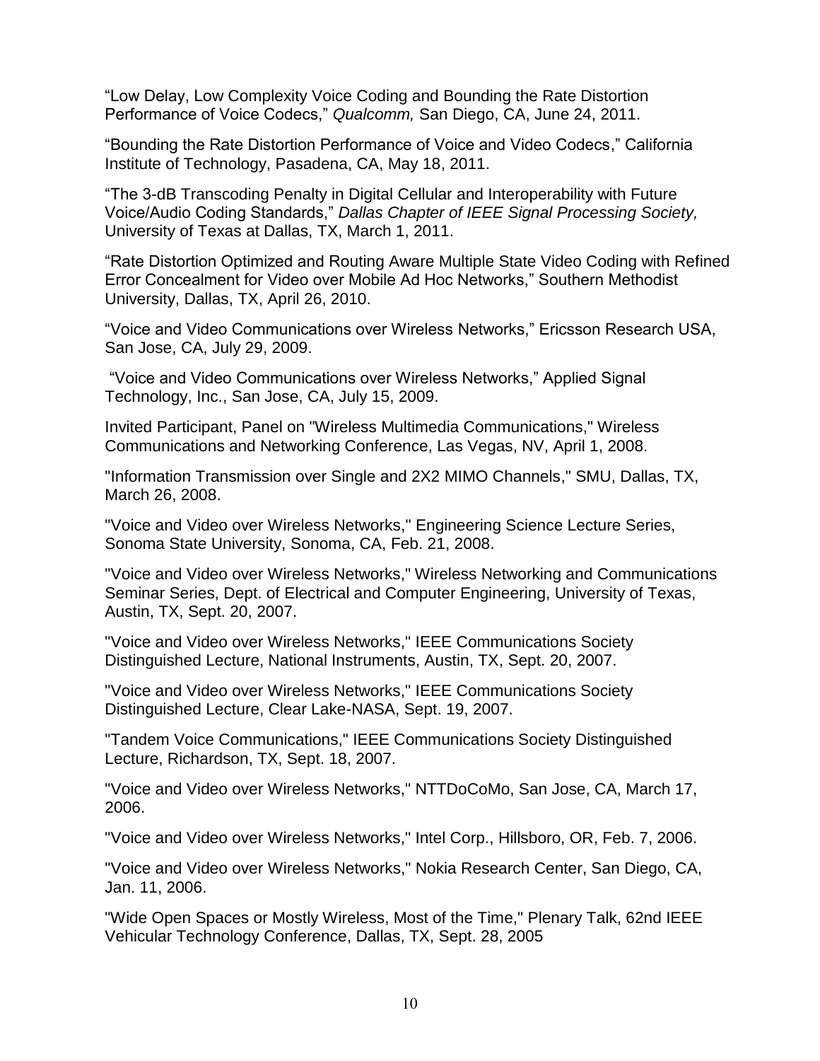"Low Delay, Low Complexity Voice Coding and Bounding the Rate Distortion Performance of Voice Codecs," *Qualcomm,* San Diego, CA, June 24, 2011.

"Bounding the Rate Distortion Performance of Voice and Video Codecs," California Institute of Technology, Pasadena, CA, May 18, 2011.

"The 3-dB Transcoding Penalty in Digital Cellular and Interoperability with Future Voice/Audio Coding Standards," *Dallas Chapter of IEEE Signal Processing Society,* University of Texas at Dallas, TX, March 1, 2011.

"Rate Distortion Optimized and Routing Aware Multiple State Video Coding with Refined Error Concealment for Video over Mobile Ad Hoc Networks," Southern Methodist University, Dallas, TX, April 26, 2010.

"Voice and Video Communications over Wireless Networks," Ericsson Research USA, San Jose, CA, July 29, 2009.

"Voice and Video Communications over Wireless Networks," Applied Signal Technology, Inc., San Jose, CA, July 15, 2009.

Invited Participant, Panel on "Wireless Multimedia Communications," Wireless Communications and Networking Conference, Las Vegas, NV, April 1, 2008.

"Information Transmission over Single and 2X2 MIMO Channels," SMU, Dallas, TX, March 26, 2008.

"Voice and Video over Wireless Networks," Engineering Science Lecture Series, Sonoma State University, Sonoma, CA, Feb. 21, 2008.

"Voice and Video over Wireless Networks," Wireless Networking and Communications Seminar Series, Dept. of Electrical and Computer Engineering, University of Texas, Austin, TX, Sept. 20, 2007.

"Voice and Video over Wireless Networks," IEEE Communications Society Distinguished Lecture, National Instruments, Austin, TX, Sept. 20, 2007.

"Voice and Video over Wireless Networks," IEEE Communications Society Distinguished Lecture, Clear Lake-NASA, Sept. 19, 2007.

"Tandem Voice Communications," IEEE Communications Society Distinguished Lecture, Richardson, TX, Sept. 18, 2007.

"Voice and Video over Wireless Networks," NTTDoCoMo, San Jose, CA, March 17, 2006.

"Voice and Video over Wireless Networks," Intel Corp., Hillsboro, OR, Feb. 7, 2006.

"Voice and Video over Wireless Networks," Nokia Research Center, San Diego, CA, Jan. 11, 2006.

"Wide Open Spaces or Mostly Wireless, Most of the Time," Plenary Talk, 62nd IEEE Vehicular Technology Conference, Dallas, TX, Sept. 28, 2005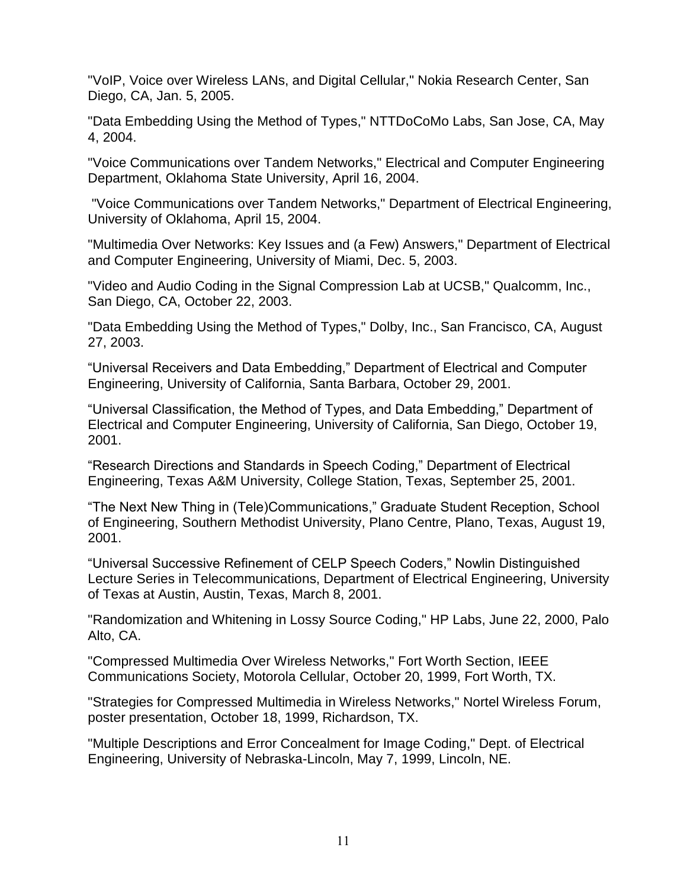"VoIP, Voice over Wireless LANs, and Digital Cellular," Nokia Research Center, San Diego, CA, Jan. 5, 2005.

"Data Embedding Using the Method of Types," NTTDoCoMo Labs, San Jose, CA, May 4, 2004.

"Voice Communications over Tandem Networks," Electrical and Computer Engineering Department, Oklahoma State University, April 16, 2004.

"Voice Communications over Tandem Networks," Department of Electrical Engineering, University of Oklahoma, April 15, 2004.

"Multimedia Over Networks: Key Issues and (a Few) Answers," Department of Electrical and Computer Engineering, University of Miami, Dec. 5, 2003.

"Video and Audio Coding in the Signal Compression Lab at UCSB," Qualcomm, Inc., San Diego, CA, October 22, 2003.

"Data Embedding Using the Method of Types," Dolby, Inc., San Francisco, CA, August 27, 2003.

"Universal Receivers and Data Embedding," Department of Electrical and Computer Engineering, University of California, Santa Barbara, October 29, 2001.

"Universal Classification, the Method of Types, and Data Embedding," Department of Electrical and Computer Engineering, University of California, San Diego, October 19, 2001.

"Research Directions and Standards in Speech Coding," Department of Electrical Engineering, Texas A&M University, College Station, Texas, September 25, 2001.

"The Next New Thing in (Tele)Communications," Graduate Student Reception, School of Engineering, Southern Methodist University, Plano Centre, Plano, Texas, August 19, 2001.

"Universal Successive Refinement of CELP Speech Coders," Nowlin Distinguished Lecture Series in Telecommunications, Department of Electrical Engineering, University of Texas at Austin, Austin, Texas, March 8, 2001.

"Randomization and Whitening in Lossy Source Coding," HP Labs, June 22, 2000, Palo Alto, CA.

"Compressed Multimedia Over Wireless Networks," Fort Worth Section, IEEE Communications Society, Motorola Cellular, October 20, 1999, Fort Worth, TX.

"Strategies for Compressed Multimedia in Wireless Networks," Nortel Wireless Forum, poster presentation, October 18, 1999, Richardson, TX.

"Multiple Descriptions and Error Concealment for Image Coding," Dept. of Electrical Engineering, University of Nebraska-Lincoln, May 7, 1999, Lincoln, NE.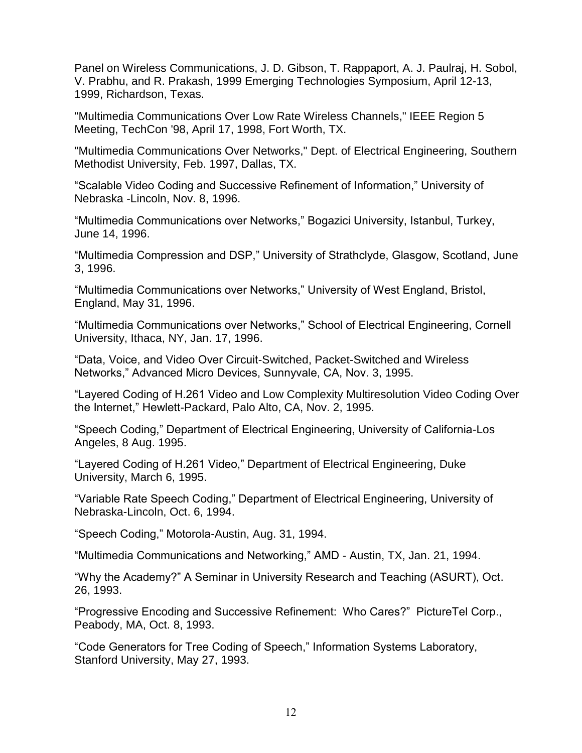Panel on Wireless Communications, J. D. Gibson, T. Rappaport, A. J. Paulraj, H. Sobol, V. Prabhu, and R. Prakash, 1999 Emerging Technologies Symposium, April 12-13, 1999, Richardson, Texas.

"Multimedia Communications Over Low Rate Wireless Channels," IEEE Region 5 Meeting, TechCon '98, April 17, 1998, Fort Worth, TX.

"Multimedia Communications Over Networks," Dept. of Electrical Engineering, Southern Methodist University, Feb. 1997, Dallas, TX.

"Scalable Video Coding and Successive Refinement of Information," University of Nebraska -Lincoln, Nov. 8, 1996.

"Multimedia Communications over Networks," Bogazici University, Istanbul, Turkey, June 14, 1996.

"Multimedia Compression and DSP," University of Strathclyde, Glasgow, Scotland, June 3, 1996.

"Multimedia Communications over Networks," University of West England, Bristol, England, May 31, 1996.

"Multimedia Communications over Networks," School of Electrical Engineering, Cornell University, Ithaca, NY, Jan. 17, 1996.

"Data, Voice, and Video Over Circuit-Switched, Packet-Switched and Wireless Networks," Advanced Micro Devices, Sunnyvale, CA, Nov. 3, 1995.

"Layered Coding of H.261 Video and Low Complexity Multiresolution Video Coding Over the Internet," Hewlett-Packard, Palo Alto, CA, Nov. 2, 1995.

"Speech Coding," Department of Electrical Engineering, University of California-Los Angeles, 8 Aug. 1995.

"Layered Coding of H.261 Video," Department of Electrical Engineering, Duke University, March 6, 1995.

"Variable Rate Speech Coding," Department of Electrical Engineering, University of Nebraska-Lincoln, Oct. 6, 1994.

"Speech Coding," Motorola-Austin, Aug. 31, 1994.

"Multimedia Communications and Networking," AMD - Austin, TX, Jan. 21, 1994.

"Why the Academy?" A Seminar in University Research and Teaching (ASURT), Oct. 26, 1993.

"Progressive Encoding and Successive Refinement: Who Cares?" PictureTel Corp., Peabody, MA, Oct. 8, 1993.

"Code Generators for Tree Coding of Speech," Information Systems Laboratory, Stanford University, May 27, 1993.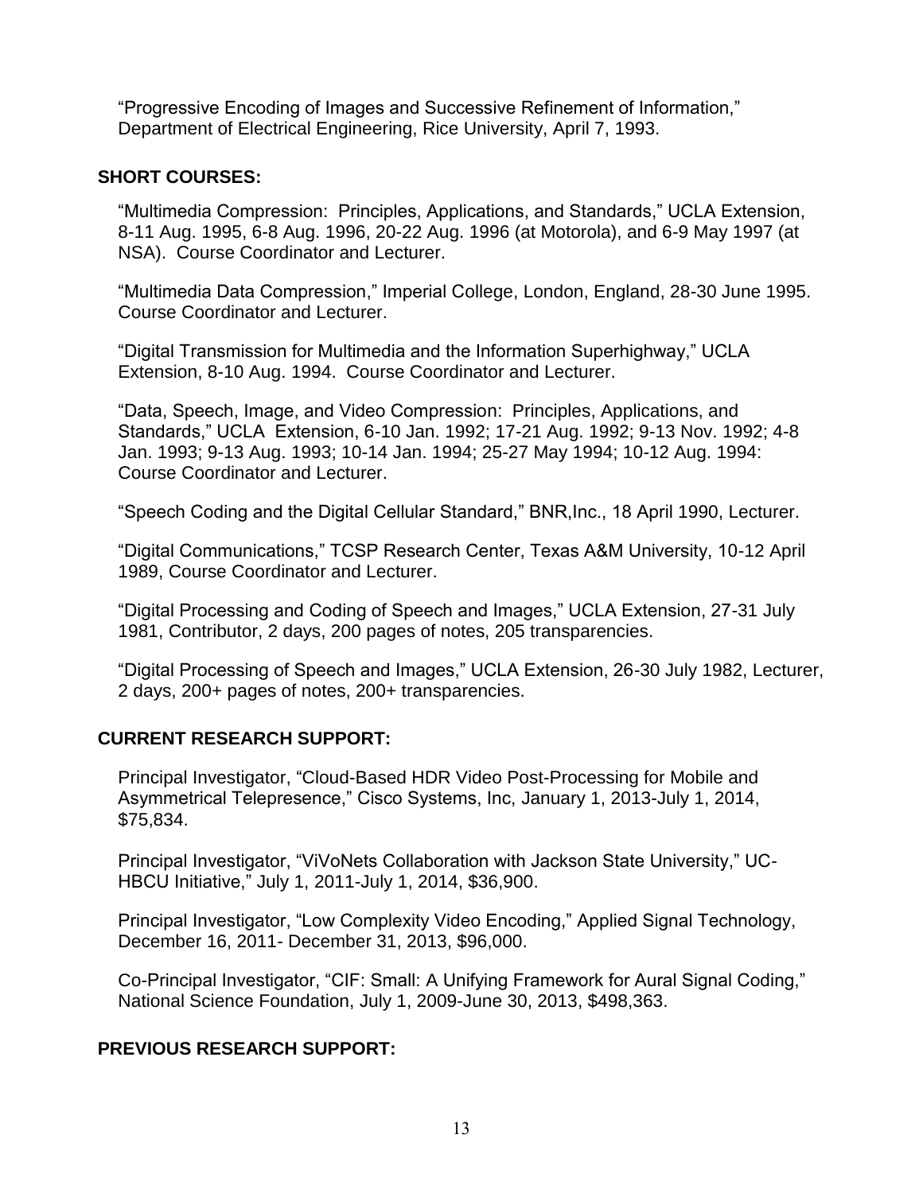"Progressive Encoding of Images and Successive Refinement of Information," Department of Electrical Engineering, Rice University, April 7, 1993.

## SHORT COURSES:

"Multimedia Compression: Principles, Applications, and Standards," UCLA Extension, 8-11 Aug. 1995, 6-8 Aug. 1996, 20-22 Aug. 1996 (at Motorola), and 6-9 May 1997 (at NSA). Course Coordinator and Lecturer.

"Multimedia Data Compression," Imperial College, London, England, 28-30 June 1995. Course Coordinator and Lecturer.

"Digital Transmission for Multimedia and the Information Superhighway," UCLA Extension, 8-10 Aug. 1994. Course Coordinator and Lecturer.

"Data, Speech, Image, and Video Compression: Principles, Applications, and Standards," UCLA Extension, 6-10 Jan. 1992; 17-21 Aug. 1992; 9-13 Nov. 1992; 4-8 Jan. 1993; 9-13 Aug. 1993; 10-14 Jan. 1994; 25-27 May 1994; 10-12 Aug. 1994: Course Coordinator and Lecturer.

"Speech Coding and the Digital Cellular Standard," BNR,Inc., 18 April 1990, Lecturer.

"Digital Communications," TCSP Research Center, Texas A&M University, 10-12 April 1989, Course Coordinator and Lecturer.

"Digital Processing and Coding of Speech and Images," UCLA Extension, 27-31 July 1981, Contributor, 2 days, 200 pages of notes, 205 transparencies.

"Digital Processing of Speech and Images," UCLA Extension, 26-30 July 1982, Lecturer, 2 days, 200+ pages of notes, 200+ transparencies.

## CURRENT RESEARCH SUPPORT:

Principal Investigator, "Cloud-Based HDR Video Post-Processing for Mobile and Asymmetrical Telepresence," Cisco Systems, Inc, January 1, 2013-July 1, 2014, $75,834.

Principal Investigator, "ViVoNets Collaboration with Jackson State University," UC-HBCU Initiative," July 1, 2011-July 1, 2014, $36,900.

Principal Investigator, "Low Complexity Video Encoding," Applied Signal Technology, December 16, 2011- December 31, 2013, $96,000.

Co-Principal Investigator, "CIF: Small: A Unifying Framework for Aural Signal Coding," National Science Foundation, July 1, 2009-June 30, 2013, $498,363.

## PREVIOUS RESEARCH SUPPORT: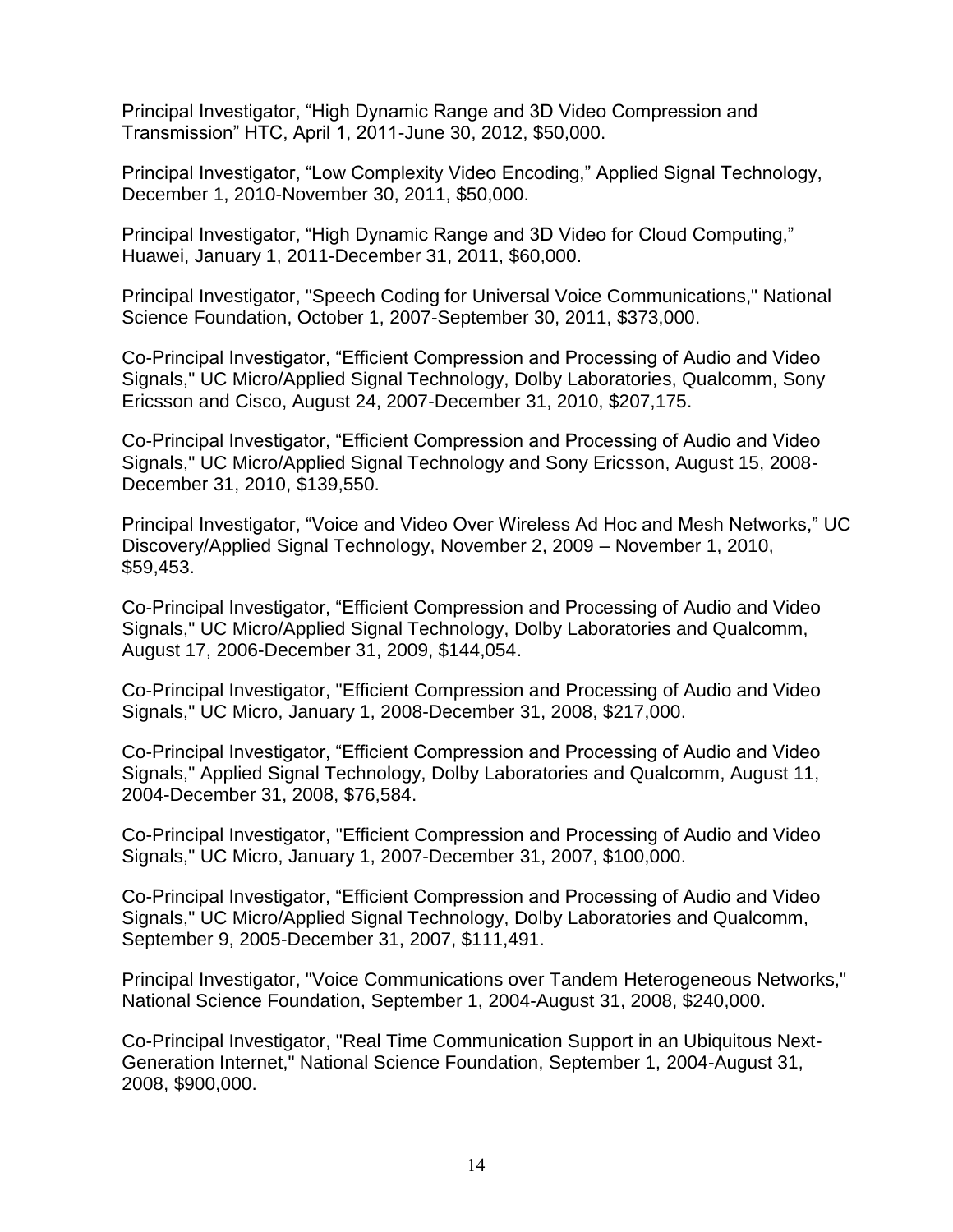Principal Investigator, “High Dynamic Range and 3D Video Compression and Transmission” HTC, April 1, 2011-June 30, 2012, $50,000.

Principal Investigator, “Low Complexity Video Encoding,” Applied Signal Technology, December 1, 2010-November 30, 2011, $50,000.

Principal Investigator, “High Dynamic Range and 3D Video for Cloud Computing,” Huawei, January 1, 2011-December 31, 2011, $60,000.

Principal Investigator, "Speech Coding for Universal Voice Communications," National Science Foundation, October 1, 2007-September 30, 2011, $373,000.

Co-Principal Investigator, “Efficient Compression and Processing of Audio and Video Signals," UC Micro/Applied Signal Technology, Dolby Laboratories, Qualcomm, Sony Ericsson and Cisco, August 24, 2007-December 31, 2010, $207,175.

Co-Principal Investigator, “Efficient Compression and Processing of Audio and Video Signals," UC Micro/Applied Signal Technology and Sony Ericsson, August 15, 2008-December 31, 2010, $139,550.

Principal Investigator, “Voice and Video Over Wireless Ad Hoc and Mesh Networks,” UC Discovery/Applied Signal Technology, November 2, 2009 – November 1, 2010, $59,453.

Co-Principal Investigator, “Efficient Compression and Processing of Audio and Video Signals," UC Micro/Applied Signal Technology, Dolby Laboratories and Qualcomm, August 17, 2006-December 31, 2009, $144,054.

Co-Principal Investigator, "Efficient Compression and Processing of Audio and Video Signals," UC Micro, January 1, 2008-December 31, 2008, $217,000.

Co-Principal Investigator, “Efficient Compression and Processing of Audio and Video Signals," Applied Signal Technology, Dolby Laboratories and Qualcomm, August 11, 2004-December 31, 2008, $76,584.

Co-Principal Investigator, "Efficient Compression and Processing of Audio and Video Signals," UC Micro, January 1, 2007-December 31, 2007, $100,000.

Co-Principal Investigator, “Efficient Compression and Processing of Audio and Video Signals," UC Micro/Applied Signal Technology, Dolby Laboratories and Qualcomm, September 9, 2005-December 31, 2007, $111,491.

Principal Investigator, "Voice Communications over Tandem Heterogeneous Networks," National Science Foundation, September 1, 2004-August 31, 2008, $240,000.

Co-Principal Investigator, "Real Time Communication Support in an Ubiquitous Next-Generation Internet," National Science Foundation, September 1, 2004-August 31, 2008, $900,000.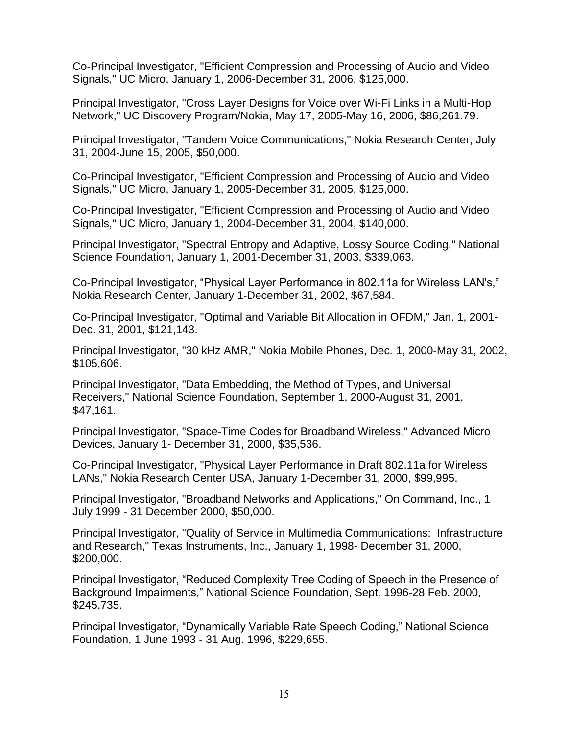Co-Principal Investigator, "Efficient Compression and Processing of Audio and Video Signals," UC Micro, January 1, 2006-December 31, 2006, $125,000.

Principal Investigator, "Cross Layer Designs for Voice over Wi-Fi Links in a Multi-Hop Network," UC Discovery Program/Nokia, May 17, 2005-May 16, 2006, $86,261.79.

Principal Investigator, "Tandem Voice Communications," Nokia Research Center, July 31, 2004-June 15, 2005, $50,000.

Co-Principal Investigator, "Efficient Compression and Processing of Audio and Video Signals," UC Micro, January 1, 2005-December 31, 2005, $125,000.

Co-Principal Investigator, "Efficient Compression and Processing of Audio and Video Signals," UC Micro, January 1, 2004-December 31, 2004, $140,000.

Principal Investigator, "Spectral Entropy and Adaptive, Lossy Source Coding," National Science Foundation, January 1, 2001-December 31, 2003, $339,063.

Co-Principal Investigator, "Physical Layer Performance in 802.11a for Wireless LAN's," Nokia Research Center, January 1-December 31, 2002, $67,584.

Co-Principal Investigator, "Optimal and Variable Bit Allocation in OFDM," Jan. 1, 2001-Dec. 31, 2001, $121,143.

Principal Investigator, "30 kHz AMR," Nokia Mobile Phones, Dec. 1, 2000-May 31, 2002, $105,606.

Principal Investigator, "Data Embedding, the Method of Types, and Universal Receivers," National Science Foundation, September 1, 2000-August 31, 2001, $47,161.

Principal Investigator, "Space-Time Codes for Broadband Wireless," Advanced Micro Devices, January 1- December 31, 2000, $35,536.

Co-Principal Investigator, "Physical Layer Performance in Draft 802.11a for Wireless LANs," Nokia Research Center USA, January 1-December 31, 2000, $99,995.

Principal Investigator, "Broadband Networks and Applications," On Command, Inc., 1 July 1999 - 31 December 2000, $50,000.

Principal Investigator, "Quality of Service in Multimedia Communications: Infrastructure and Research," Texas Instruments, Inc., January 1, 1998- December 31, 2000, $200,000.

Principal Investigator, "Reduced Complexity Tree Coding of Speech in the Presence of Background Impairments," National Science Foundation, Sept. 1996-28 Feb. 2000, $245,735.

Principal Investigator, "Dynamically Variable Rate Speech Coding," National Science Foundation, 1 June 1993 - 31 Aug. 1996, $229,655.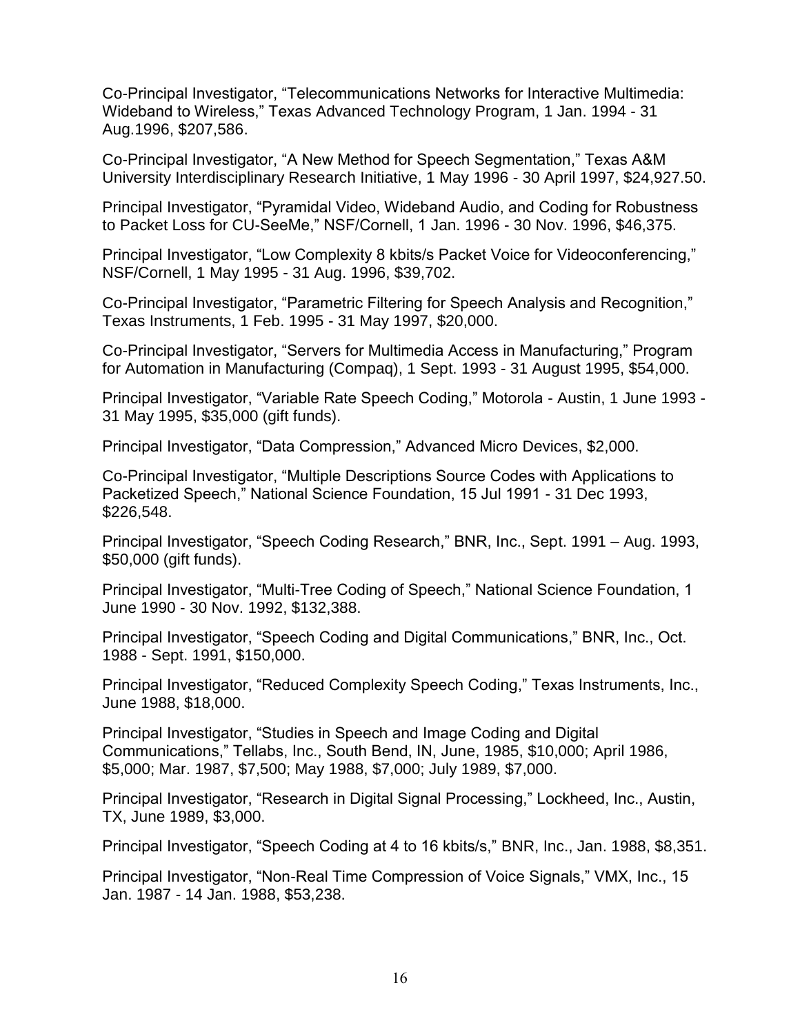Co-Principal Investigator, "Telecommunications Networks for Interactive Multimedia: Wideband to Wireless," Texas Advanced Technology Program, 1 Jan. 1994 - 31 Aug.1996, $207,586.

Co-Principal Investigator, "A New Method for Speech Segmentation," Texas A&M University Interdisciplinary Research Initiative, 1 May 1996 - 30 April 1997, $24,927.50.

Principal Investigator, "Pyramidal Video, Wideband Audio, and Coding for Robustness to Packet Loss for CU-SeeMe," NSF/Cornell, 1 Jan. 1996 - 30 Nov. 1996, $46,375.

Principal Investigator, "Low Complexity 8 kbits/s Packet Voice for Videoconferencing," NSF/Cornell, 1 May 1995 - 31 Aug. 1996, $39,702.

Co-Principal Investigator, "Parametric Filtering for Speech Analysis and Recognition," Texas Instruments, 1 Feb. 1995 - 31 May 1997, $20,000.

Co-Principal Investigator, "Servers for Multimedia Access in Manufacturing," Program for Automation in Manufacturing (Compaq), 1 Sept. 1993 - 31 August 1995, $54,000.

Principal Investigator, "Variable Rate Speech Coding," Motorola - Austin, 1 June 1993 - 31 May 1995, $35,000 (gift funds).

Principal Investigator, "Data Compression," Advanced Micro Devices, $2,000.

Co-Principal Investigator, "Multiple Descriptions Source Codes with Applications to Packetized Speech," National Science Foundation, 15 Jul 1991 - 31 Dec 1993, $226,548.

Principal Investigator, "Speech Coding Research," BNR, Inc., Sept. 1991 – Aug. 1993, $50,000 (gift funds).

Principal Investigator, "Multi-Tree Coding of Speech," National Science Foundation, 1 June 1990 - 30 Nov. 1992, $132,388.

Principal Investigator, "Speech Coding and Digital Communications," BNR, Inc., Oct. 1988 - Sept. 1991, $150,000.

Principal Investigator, "Reduced Complexity Speech Coding," Texas Instruments, Inc., June 1988, $18,000.

Principal Investigator, "Studies in Speech and Image Coding and Digital Communications," Tellabs, Inc., South Bend, IN, June, 1985, $10,000; April 1986, $5,000; Mar. 1987, $7,500; May 1988, $7,000; July 1989, $7,000.

Principal Investigator, "Research in Digital Signal Processing," Lockheed, Inc., Austin, TX, June 1989, $3,000.

Principal Investigator, "Speech Coding at 4 to 16 kbits/s," BNR, Inc., Jan. 1988, $8,351.

Principal Investigator, "Non-Real Time Compression of Voice Signals," VMX, Inc., 15 Jan. 1987 - 14 Jan. 1988, $53,238.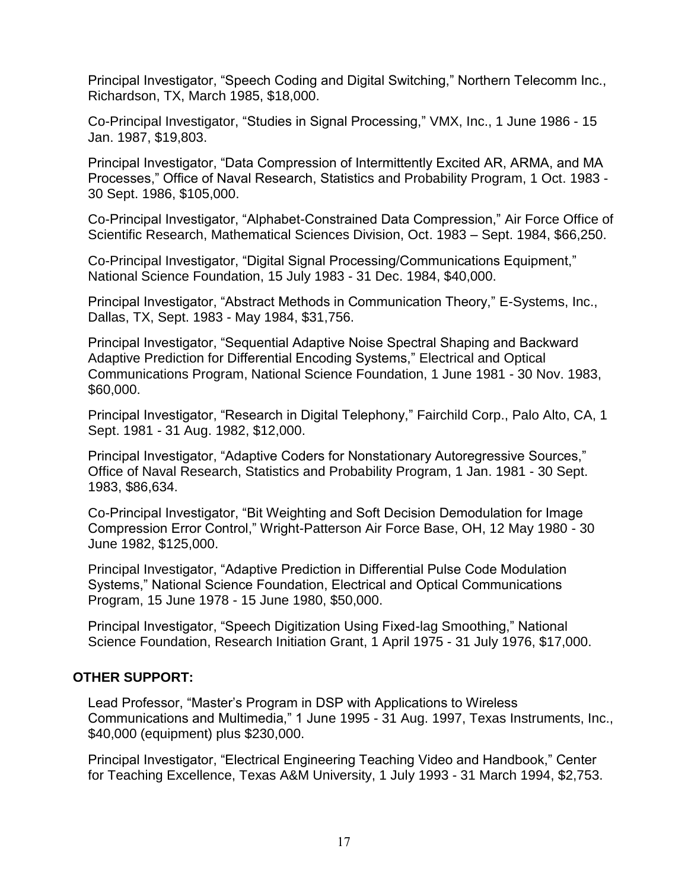Principal Investigator, “Speech Coding and Digital Switching,” Northern Telecomm Inc., Richardson, TX, March 1985, $18,000.

Co-Principal Investigator, “Studies in Signal Processing,” VMX, Inc., 1 June 1986 - 15 Jan. 1987, $19,803.

Principal Investigator, “Data Compression of Intermittently Excited AR, ARMA, and MA Processes,” Office of Naval Research, Statistics and Probability Program, 1 Oct. 1983 - 30 Sept. 1986, $105,000.

Co-Principal Investigator, “Alphabet-Constrained Data Compression,” Air Force Office of Scientific Research, Mathematical Sciences Division, Oct. 1983 – Sept. 1984, $66,250.

Co-Principal Investigator, “Digital Signal Processing/Communications Equipment,” National Science Foundation, 15 July 1983 - 31 Dec. 1984, $40,000.

Principal Investigator, “Abstract Methods in Communication Theory,” E-Systems, Inc., Dallas, TX, Sept. 1983 - May 1984, $31,756.

Principal Investigator, “Sequential Adaptive Noise Spectral Shaping and Backward Adaptive Prediction for Differential Encoding Systems,” Electrical and Optical Communications Program, National Science Foundation, 1 June 1981 - 30 Nov. 1983, $60,000.

Principal Investigator, “Research in Digital Telephony,” Fairchild Corp., Palo Alto, CA, 1 Sept. 1981 - 31 Aug. 1982, $12,000.

Principal Investigator, “Adaptive Coders for Nonstationary Autoregressive Sources,” Office of Naval Research, Statistics and Probability Program, 1 Jan. 1981 - 30 Sept. 1983, $86,634.

Co-Principal Investigator, “Bit Weighting and Soft Decision Demodulation for Image Compression Error Control,” Wright-Patterson Air Force Base, OH, 12 May 1980 - 30 June 1982, $125,000.

Principal Investigator, “Adaptive Prediction in Differential Pulse Code Modulation Systems,” National Science Foundation, Electrical and Optical Communications Program, 15 June 1978 - 15 June 1980, $50,000.

Principal Investigator, “Speech Digitization Using Fixed-lag Smoothing,” National Science Foundation, Research Initiation Grant, 1 April 1975 - 31 July 1976, $17,000.

## OTHER SUPPORT:

Lead Professor, “Master’s Program in DSP with Applications to Wireless Communications and Multimedia,” 1 June 1995 - 31 Aug. 1997, Texas Instruments, Inc., $40,000 (equipment) plus $230,000.

Principal Investigator, “Electrical Engineering Teaching Video and Handbook,” Center for Teaching Excellence, Texas A&M University, 1 July 1993 - 31 March 1994, $2,753.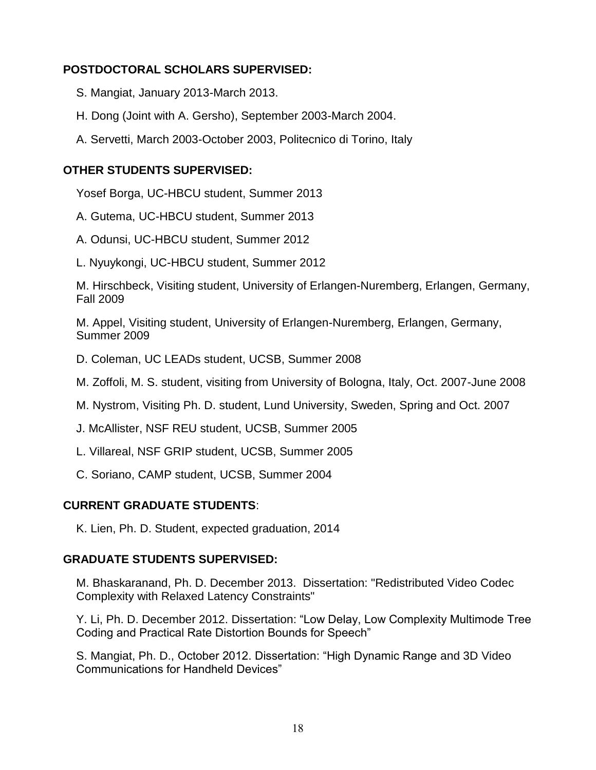## POSTDOCTORAL SCHOLARS SUPERVISED:

S. Mangiat, January 2013-March 2013.

H. Dong (Joint with A. Gersho), September 2003-March 2004.

A. Servetti, March 2003-October 2003, Politecnico di Torino, Italy

## OTHER STUDENTS SUPERVISED:

Yosef Borga, UC-HBCU student, Summer 2013

A. Gutema, UC-HBCU student, Summer 2013

A. Odunsi, UC-HBCU student, Summer 2012

L. Nyuykongi, UC-HBCU student, Summer 2012

M. Hirschbeck, Visiting student, University of Erlangen-Nuremberg, Erlangen, Germany, Fall 2009

M. Appel, Visiting student, University of Erlangen-Nuremberg, Erlangen, Germany, Summer 2009

D. Coleman, UC LEADs student, UCSB, Summer 2008

M. Zoffoli, M. S. student, visiting from University of Bologna, Italy, Oct. 2007-June 2008

M. Nystrom, Visiting Ph. D. student, Lund University, Sweden, Spring and Oct. 2007

J. McAllister, NSF REU student, UCSB, Summer 2005

L. Villareal, NSF GRIP student, UCSB, Summer 2005

C. Soriano, CAMP student, UCSB, Summer 2004

## CURRENT GRADUATE STUDENTS:

K. Lien, Ph. D. Student, expected graduation, 2014

## GRADUATE STUDENTS SUPERVISED:

M. Bhaskaranand, Ph. D. December 2013. Dissertation: "Redistributed Video Codec Complexity with Relaxed Latency Constraints"

Y. Li, Ph. D. December 2012. Dissertation: "Low Delay, Low Complexity Multimode Tree Coding and Practical Rate Distortion Bounds for Speech"

S. Mangiat, Ph. D., October 2012. Dissertation: "High Dynamic Range and 3D Video Communications for Handheld Devices"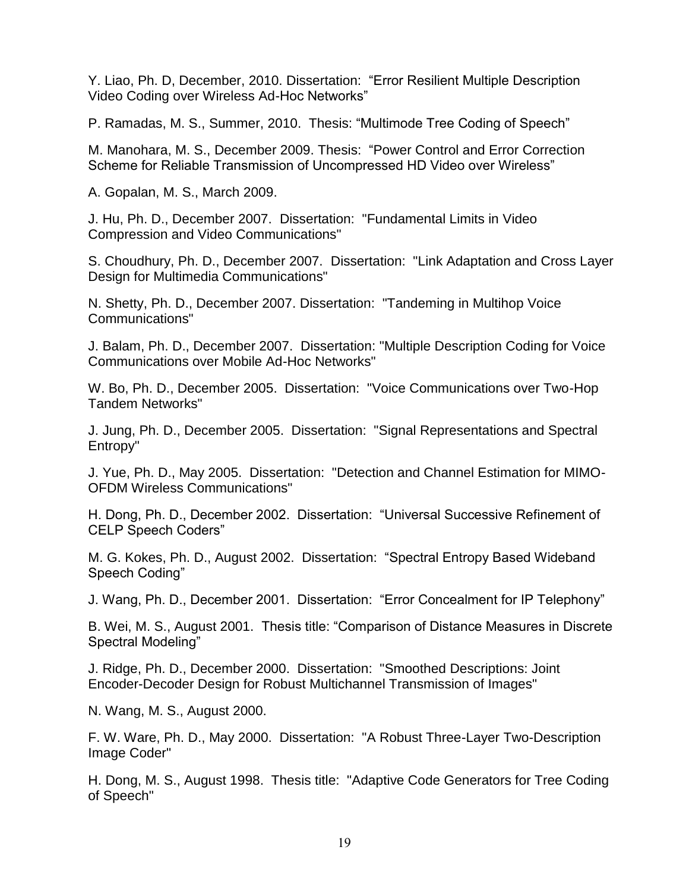Y. Liao, Ph. D, December, 2010. Dissertation: “Error Resilient Multiple Description Video Coding over Wireless Ad-Hoc Networks”

P. Ramadas, M. S., Summer, 2010. Thesis: “Multimode Tree Coding of Speech”

M. Manohara, M. S., December 2009. Thesis: “Power Control and Error Correction Scheme for Reliable Transmission of Uncompressed HD Video over Wireless”

A. Gopalan, M. S., March 2009.

J. Hu, Ph. D., December 2007. Dissertation: "Fundamental Limits in Video Compression and Video Communications"

S. Choudhury, Ph. D., December 2007. Dissertation: "Link Adaptation and Cross Layer Design for Multimedia Communications"

N. Shetty, Ph. D., December 2007. Dissertation: "Tandeming in Multihop Voice Communications"

J. Balam, Ph. D., December 2007. Dissertation: "Multiple Description Coding for Voice Communications over Mobile Ad-Hoc Networks"

W. Bo, Ph. D., December 2005. Dissertation: "Voice Communications over Two-Hop Tandem Networks"

J. Jung, Ph. D., December 2005. Dissertation: "Signal Representations and Spectral Entropy"

J. Yue, Ph. D., May 2005. Dissertation: "Detection and Channel Estimation for MIMO-OFDM Wireless Communications"

H. Dong, Ph. D., December 2002. Dissertation: “Universal Successive Refinement of CELP Speech Coders”

M. G. Kokes, Ph. D., August 2002. Dissertation: “Spectral Entropy Based Wideband Speech Coding”

J. Wang, Ph. D., December 2001. Dissertation: “Error Concealment for IP Telephony”

B. Wei, M. S., August 2001. Thesis title: “Comparison of Distance Measures in Discrete Spectral Modeling”

J. Ridge, Ph. D., December 2000. Dissertation: "Smoothed Descriptions: Joint Encoder-Decoder Design for Robust Multichannel Transmission of Images"

N. Wang, M. S., August 2000.

F. W. Ware, Ph. D., May 2000. Dissertation: "A Robust Three-Layer Two-Description Image Coder"

H. Dong, M. S., August 1998. Thesis title: "Adaptive Code Generators for Tree Coding of Speech"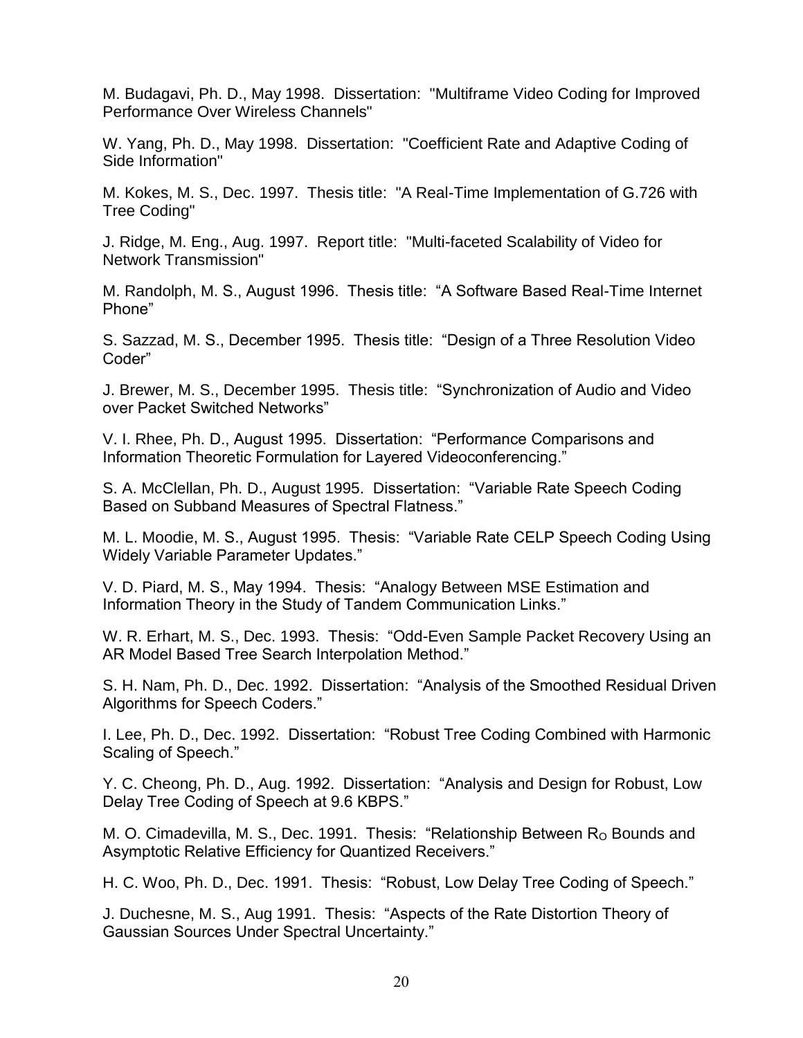M. Budagavi, Ph. D., May 1998. Dissertation: "Multiframe Video Coding for Improved Performance Over Wireless Channels"

W. Yang, Ph. D., May 1998. Dissertation: "Coefficient Rate and Adaptive Coding of Side Information"

M. Kokes, M. S., Dec. 1997. Thesis title: "A Real-Time Implementation of G.726 with Tree Coding"

J. Ridge, M. Eng., Aug. 1997. Report title: "Multi-faceted Scalability of Video for Network Transmission"

M. Randolph, M. S., August 1996. Thesis title: "A Software Based Real-Time Internet Phone"

S. Sazzad, M. S., December 1995. Thesis title: "Design of a Three Resolution Video Coder"

J. Brewer, M. S., December 1995. Thesis title: "Synchronization of Audio and Video over Packet Switched Networks"

V. I. Rhee, Ph. D., August 1995. Dissertation: "Performance Comparisons and Information Theoretic Formulation for Layered Videoconferencing."

S. A. McClellan, Ph. D., August 1995. Dissertation: "Variable Rate Speech Coding Based on Subband Measures of Spectral Flatness."

M. L. Moodie, M. S., August 1995. Thesis: "Variable Rate CELP Speech Coding Using Widely Variable Parameter Updates."

V. D. Piard, M. S., May 1994. Thesis: "Analogy Between MSE Estimation and Information Theory in the Study of Tandem Communication Links."

W. R. Erhart, M. S., Dec. 1993. Thesis: "Odd-Even Sample Packet Recovery Using an AR Model Based Tree Search Interpolation Method."

S. H. Nam, Ph. D., Dec. 1992. Dissertation: "Analysis of the Smoothed Residual Driven Algorithms for Speech Coders."

I. Lee, Ph. D., Dec. 1992. Dissertation: "Robust Tree Coding Combined with Harmonic Scaling of Speech."

Y. C. Cheong, Ph. D., Aug. 1992. Dissertation: "Analysis and Design for Robust, Low Delay Tree Coding of Speech at 9.6 KBPS."

M. O. Cimadevilla, M. S., Dec. 1991. Thesis: "Relationship Between $R_O$ Bounds and Asymptotic Relative Efficiency for Quantized Receivers."

H. C. Woo, Ph. D., Dec. 1991. Thesis: "Robust, Low Delay Tree Coding of Speech."

J. Duchesne, M. S., Aug 1991. Thesis: "Aspects of the Rate Distortion Theory of Gaussian Sources Under Spectral Uncertainty."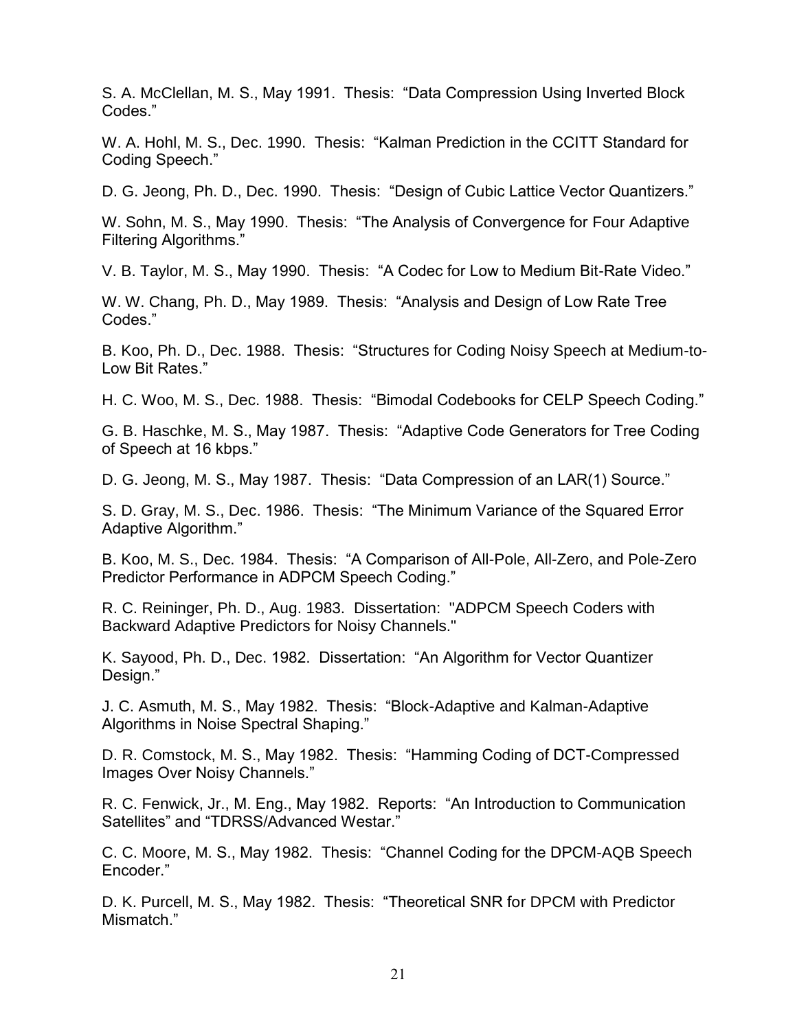S. A. McClellan, M. S., May 1991.  Thesis:  "Data Compression Using Inverted Block Codes."

W. A. Hohl, M. S., Dec. 1990.  Thesis:  "Kalman Prediction in the CCITT Standard for Coding Speech."

D. G. Jeong, Ph. D., Dec. 1990.  Thesis:  "Design of Cubic Lattice Vector Quantizers."

W. Sohn, M. S., May 1990.  Thesis:  "The Analysis of Convergence for Four Adaptive Filtering Algorithms."

V. B. Taylor, M. S., May 1990.  Thesis:  "A Codec for Low to Medium Bit-Rate Video."

W. W. Chang, Ph. D., May 1989.  Thesis:  "Analysis and Design of Low Rate Tree Codes."

B. Koo, Ph. D., Dec. 1988.  Thesis:  "Structures for Coding Noisy Speech at Medium-to-Low Bit Rates."

H. C. Woo, M. S., Dec. 1988.  Thesis:  "Bimodal Codebooks for CELP Speech Coding."

G. B. Haschke, M. S., May 1987.  Thesis:  "Adaptive Code Generators for Tree Coding of Speech at 16 kbps."

D. G. Jeong, M. S., May 1987.  Thesis:  "Data Compression of an LAR(1) Source."

S. D. Gray, M. S., Dec. 1986.  Thesis:  "The Minimum Variance of the Squared Error Adaptive Algorithm."

B. Koo, M. S., Dec. 1984.  Thesis:  "A Comparison of All-Pole, All-Zero, and Pole-Zero Predictor Performance in ADPCM Speech Coding."

R. C. Reininger, Ph. D., Aug. 1983.  Dissertation:  "ADPCM Speech Coders with Backward Adaptive Predictors for Noisy Channels."

K. Sayood, Ph. D., Dec. 1982.  Dissertation:  "An Algorithm for Vector Quantizer Design."

J. C. Asmuth, M. S., May 1982.  Thesis:  "Block-Adaptive and Kalman-Adaptive Algorithms in Noise Spectral Shaping."

D. R. Comstock, M. S., May 1982.  Thesis:  "Hamming Coding of DCT-Compressed Images Over Noisy Channels."

R. C. Fenwick, Jr., M. Eng., May 1982.  Reports:  "An Introduction to Communication Satellites" and "TDRSS/Advanced Westar."

C. C. Moore, M. S., May 1982.  Thesis:  "Channel Coding for the DPCM-AQB Speech Encoder."

D. K. Purcell, M. S., May 1982.  Thesis:  "Theoretical SNR for DPCM with Predictor Mismatch."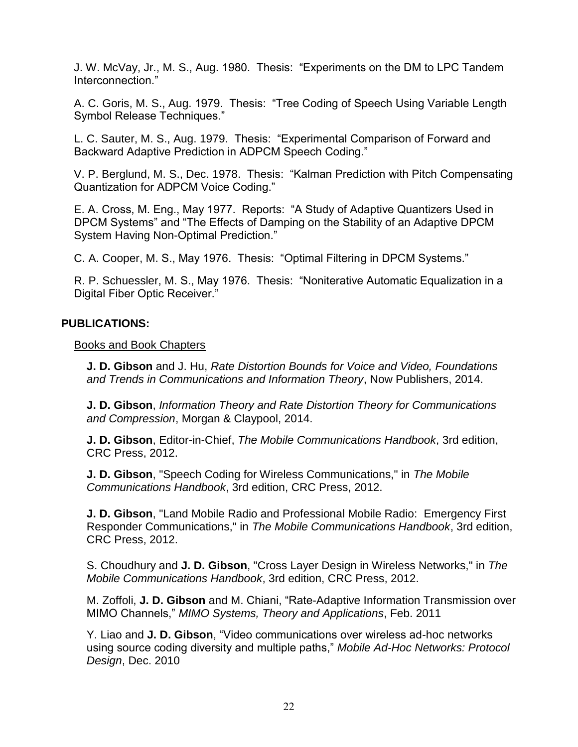J. W. McVay, Jr., M. S., Aug. 1980. Thesis: "Experiments on the DM to LPC Tandem Interconnection."

A. C. Goris, M. S., Aug. 1979. Thesis: "Tree Coding of Speech Using Variable Length Symbol Release Techniques."

L. C. Sauter, M. S., Aug. 1979. Thesis: "Experimental Comparison of Forward and Backward Adaptive Prediction in ADPCM Speech Coding."

V. P. Berglund, M. S., Dec. 1978. Thesis: "Kalman Prediction with Pitch Compensating Quantization for ADPCM Voice Coding."

E. A. Cross, M. Eng., May 1977. Reports: "A Study of Adaptive Quantizers Used in DPCM Systems" and "The Effects of Damping on the Stability of an Adaptive DPCM System Having Non-Optimal Prediction."

C. A. Cooper, M. S., May 1976. Thesis: "Optimal Filtering in DPCM Systems."

R. P. Schuessler, M. S., May 1976. Thesis: "Noniterative Automatic Equalization in a Digital Fiber Optic Receiver."

## PUBLICATIONS:

### Books and Book Chapters

**J. D. Gibson** and J. Hu, *Rate Distortion Bounds for Voice and Video, Foundations and Trends in Communications and Information Theory*, Now Publishers, 2014.

**J. D. Gibson**, *Information Theory and Rate Distortion Theory for Communications and Compression*, Morgan & Claypool, 2014.

**J. D. Gibson**, Editor-in-Chief, *The Mobile Communications Handbook*, 3rd edition, CRC Press, 2012.

**J. D. Gibson**, "Speech Coding for Wireless Communications," in *The Mobile Communications Handbook*, 3rd edition, CRC Press, 2012.

**J. D. Gibson**, "Land Mobile Radio and Professional Mobile Radio: Emergency First Responder Communications," in *The Mobile Communications Handbook*, 3rd edition, CRC Press, 2012.

S. Choudhury and **J. D. Gibson**, "Cross Layer Design in Wireless Networks," in *The Mobile Communications Handbook*, 3rd edition, CRC Press, 2012.

M. Zoffoli, **J. D. Gibson** and M. Chiani, "Rate-Adaptive Information Transmission over MIMO Channels," *MIMO Systems, Theory and Applications*, Feb. 2011

Y. Liao and **J. D. Gibson**, "Video communications over wireless ad-hoc networks using source coding diversity and multiple paths," *Mobile Ad-Hoc Networks: Protocol Design*, Dec. 2010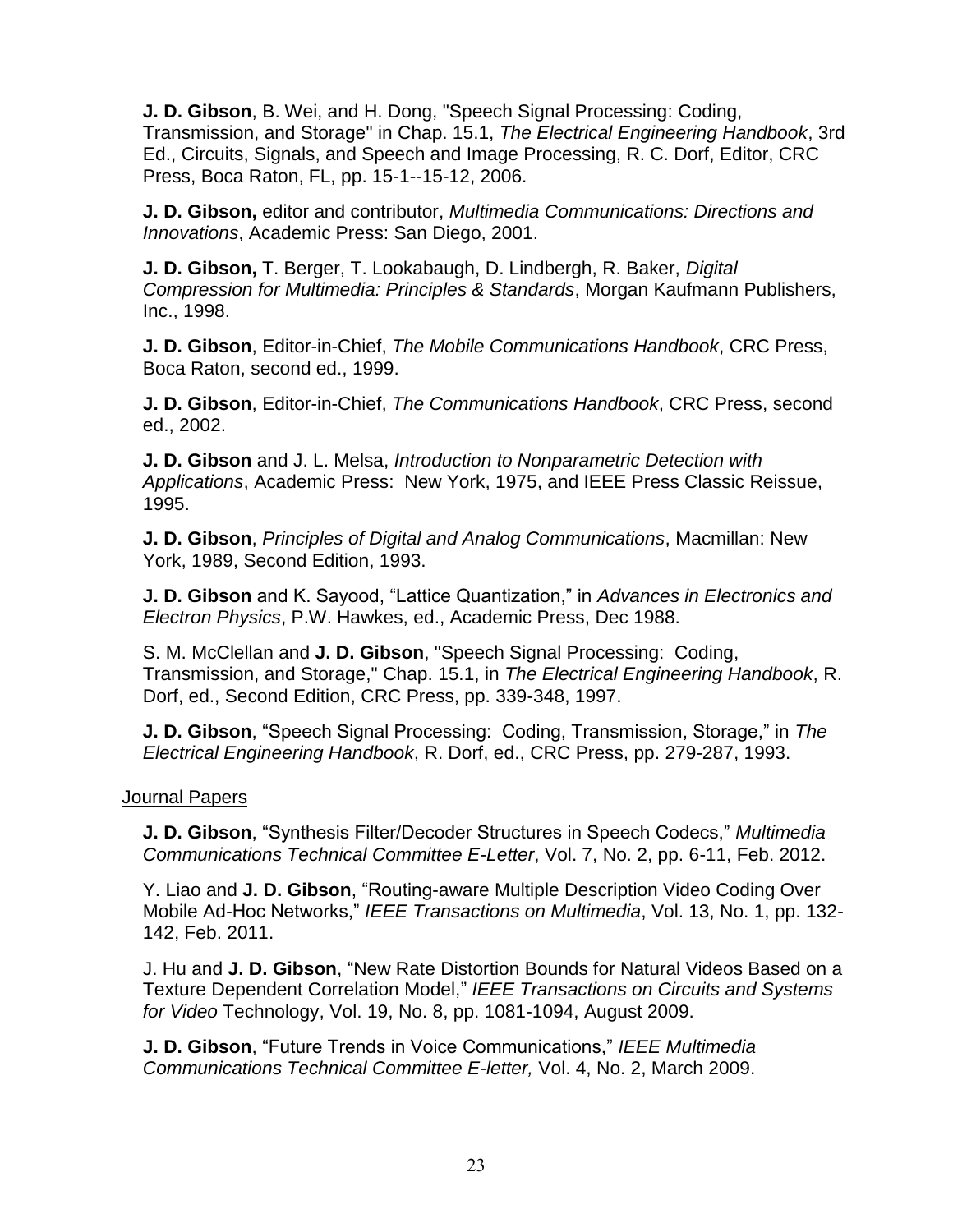**J. D. Gibson**, B. Wei, and H. Dong, "Speech Signal Processing: Coding, Transmission, and Storage" in Chap. 15.1, *The Electrical Engineering Handbook*, 3rd Ed., Circuits, Signals, and Speech and Image Processing, R. C. Dorf, Editor, CRC Press, Boca Raton, FL, pp. 15-1--15-12, 2006.

**J. D. Gibson,** editor and contributor, *Multimedia Communications: Directions and Innovations*, Academic Press: San Diego, 2001.

**J. D. Gibson,** T. Berger, T. Lookabaugh, D. Lindbergh, R. Baker, *Digital Compression for Multimedia: Principles & Standards*, Morgan Kaufmann Publishers, Inc., 1998.

**J. D. Gibson**, Editor-in-Chief, *The Mobile Communications Handbook*, CRC Press, Boca Raton, second ed., 1999.

**J. D. Gibson**, Editor-in-Chief, *The Communications Handbook*, CRC Press, second ed., 2002.

**J. D. Gibson** and J. L. Melsa, *Introduction to Nonparametric Detection with Applications*, Academic Press: New York, 1975, and IEEE Press Classic Reissue, 1995.

**J. D. Gibson**, *Principles of Digital and Analog Communications*, Macmillan: New York, 1989, Second Edition, 1993.

**J. D. Gibson** and K. Sayood, "Lattice Quantization," in *Advances in Electronics and Electron Physics*, P.W. Hawkes, ed., Academic Press, Dec 1988.

S. M. McClellan and **J. D. Gibson**, "Speech Signal Processing: Coding, Transmission, and Storage," Chap. 15.1, in *The Electrical Engineering Handbook*, R. Dorf, ed., Second Edition, CRC Press, pp. 339-348, 1997.

**J. D. Gibson**, "Speech Signal Processing: Coding, Transmission, Storage," in *The Electrical Engineering Handbook*, R. Dorf, ed., CRC Press, pp. 279-287, 1993.

Journal Papers

**J. D. Gibson**, "Synthesis Filter/Decoder Structures in Speech Codecs," *Multimedia Communications Technical Committee E-Letter*, Vol. 7, No. 2, pp. 6-11, Feb. 2012.

Y. Liao and **J. D. Gibson**, "Routing-aware Multiple Description Video Coding Over Mobile Ad-Hoc Networks," *IEEE Transactions on Multimedia*, Vol. 13, No. 1, pp. 132-142, Feb. 2011.

J. Hu and **J. D. Gibson**, "New Rate Distortion Bounds for Natural Videos Based on a Texture Dependent Correlation Model," *IEEE Transactions on Circuits and Systems for Video* Technology, Vol. 19, No. 8, pp. 1081-1094, August 2009.

**J. D. Gibson**, "Future Trends in Voice Communications," *IEEE Multimedia Communications Technical Committee E-letter,* Vol. 4, No. 2, March 2009.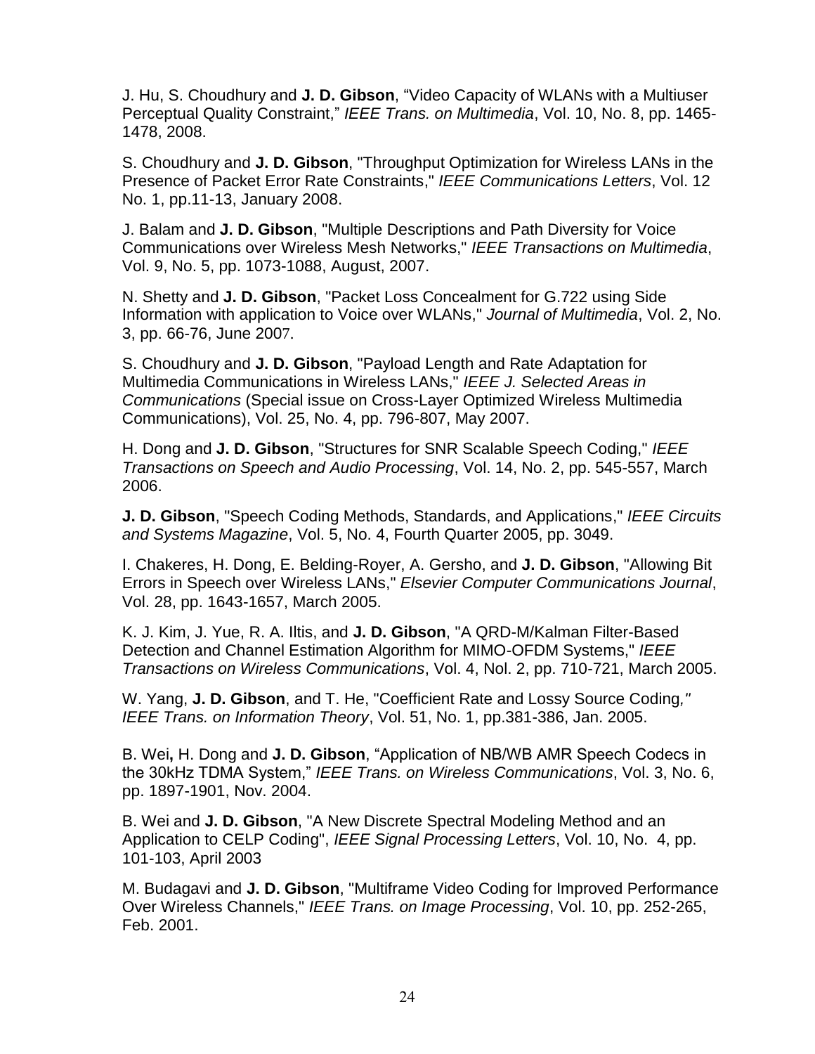J. Hu, S. Choudhury and **J. D. Gibson**, “Video Capacity of WLANs with a Multiuser Perceptual Quality Constraint,” *IEEE Trans. on Multimedia*, Vol. 10, No. 8, pp. 1465-1478, 2008.

S. Choudhury and **J. D. Gibson**, "Throughput Optimization for Wireless LANs in the Presence of Packet Error Rate Constraints," *IEEE Communications Letters*, Vol. 12 No. 1, pp.11-13, January 2008.

J. Balam and **J. D. Gibson**, "Multiple Descriptions and Path Diversity for Voice Communications over Wireless Mesh Networks," *IEEE Transactions on Multimedia*, Vol. 9, No. 5, pp. 1073-1088, August, 2007.

N. Shetty and **J. D. Gibson**, "Packet Loss Concealment for G.722 using Side Information with application to Voice over WLANs," *Journal of Multimedia*, Vol. 2, No. 3, pp. 66-76, June 2007.

S. Choudhury and **J. D. Gibson**, "Payload Length and Rate Adaptation for Multimedia Communications in Wireless LANs," *IEEE J. Selected Areas in Communications* (Special issue on Cross-Layer Optimized Wireless Multimedia Communications), Vol. 25, No. 4, pp. 796-807, May 2007.

H. Dong and **J. D. Gibson**, "Structures for SNR Scalable Speech Coding," *IEEE Transactions on Speech and Audio Processing*, Vol. 14, No. 2, pp. 545-557, March 2006.

**J. D. Gibson**, "Speech Coding Methods, Standards, and Applications," *IEEE Circuits and Systems Magazine*, Vol. 5, No. 4, Fourth Quarter 2005, pp. 3049.

I. Chakeres, H. Dong, E. Belding-Royer, A. Gersho, and **J. D. Gibson**, "Allowing Bit Errors in Speech over Wireless LANs," *Elsevier Computer Communications Journal*, Vol. 28, pp. 1643-1657, March 2005.

K. J. Kim, J. Yue, R. A. Iltis, and **J. D. Gibson**, "A QRD-M/Kalman Filter-Based Detection and Channel Estimation Algorithm for MIMO-OFDM Systems," *IEEE Transactions on Wireless Communications*, Vol. 4, Nol. 2, pp. 710-721, March 2005.

W. Yang, **J. D. Gibson**, and T. He, "Coefficient Rate and Lossy Source Coding," *IEEE Trans. on Information Theory*, Vol. 51, No. 1, pp.381-386, Jan. 2005.

B. Wei**,** H. Dong and **J. D. Gibson**, “Application of NB/WB AMR Speech Codecs in the 30kHz TDMA System,” *IEEE Trans. on Wireless Communications*, Vol. 3, No. 6, pp. 1897-1901, Nov. 2004.

B. Wei and **J. D. Gibson**, "A New Discrete Spectral Modeling Method and an Application to CELP Coding", *IEEE Signal Processing Letters*, Vol. 10, No. 4, pp. 101-103, April 2003

M. Budagavi and **J. D. Gibson**, "Multiframe Video Coding for Improved Performance Over Wireless Channels," *IEEE Trans. on Image Processing*, Vol. 10, pp. 252-265, Feb. 2001.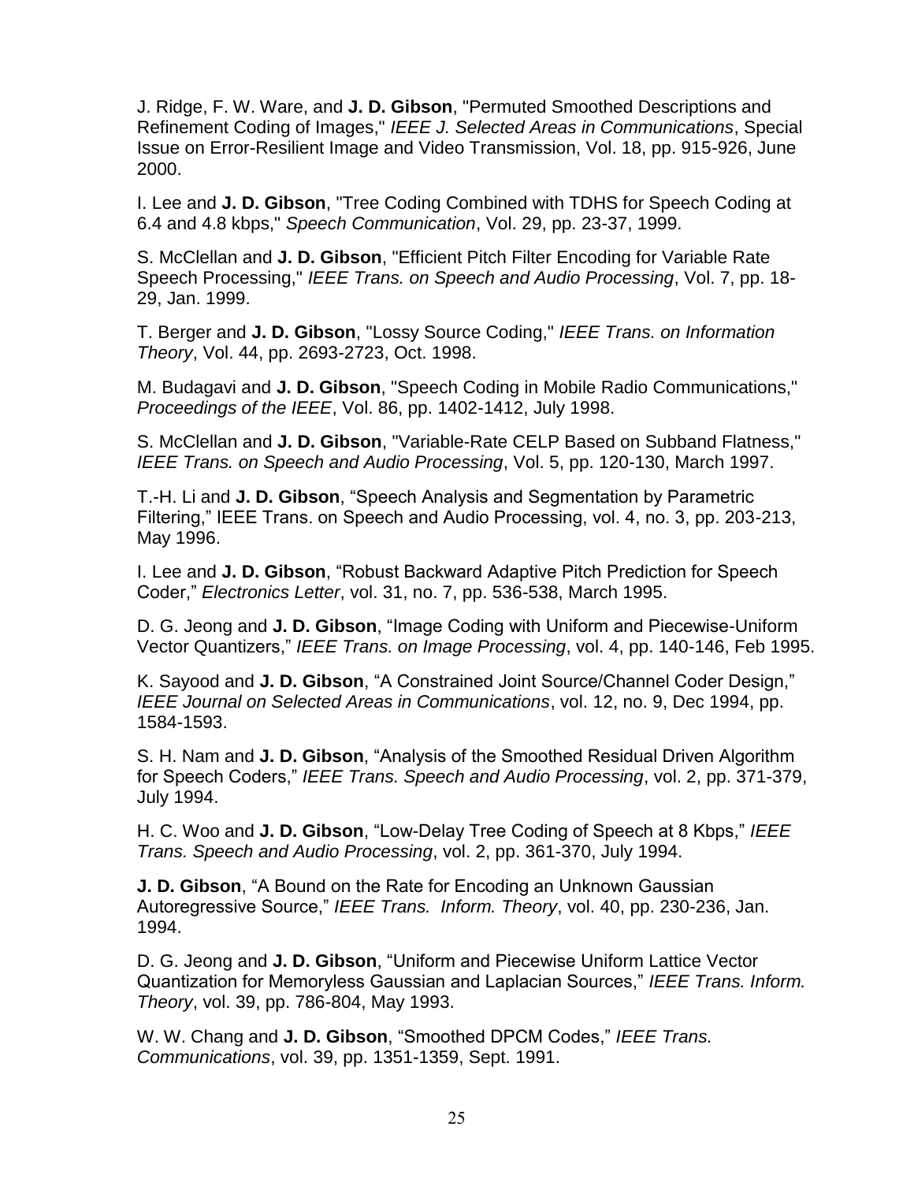J. Ridge, F. W. Ware, and **J. D. Gibson**, "Permuted Smoothed Descriptions and Refinement Coding of Images," *IEEE J. Selected Areas in Communications*, Special Issue on Error-Resilient Image and Video Transmission, Vol. 18, pp. 915-926, June 2000.

I. Lee and **J. D. Gibson**, "Tree Coding Combined with TDHS for Speech Coding at 6.4 and 4.8 kbps," *Speech Communication*, Vol. 29, pp. 23-37, 1999.

S. McClellan and **J. D. Gibson**, "Efficient Pitch Filter Encoding for Variable Rate Speech Processing," *IEEE Trans. on Speech and Audio Processing*, Vol. 7, pp. 18-29, Jan. 1999.

T. Berger and **J. D. Gibson**, "Lossy Source Coding," *IEEE Trans. on Information Theory*, Vol. 44, pp. 2693-2723, Oct. 1998.

M. Budagavi and **J. D. Gibson**, "Speech Coding in Mobile Radio Communications," *Proceedings of the IEEE*, Vol. 86, pp. 1402-1412, July 1998.

S. McClellan and **J. D. Gibson**, "Variable-Rate CELP Based on Subband Flatness," *IEEE Trans. on Speech and Audio Processing*, Vol. 5, pp. 120-130, March 1997.

T.-H. Li and **J. D. Gibson**, "Speech Analysis and Segmentation by Parametric Filtering," IEEE Trans. on Speech and Audio Processing, vol. 4, no. 3, pp. 203-213, May 1996.

I. Lee and **J. D. Gibson**, "Robust Backward Adaptive Pitch Prediction for Speech Coder," *Electronics Letter*, vol. 31, no. 7, pp. 536-538, March 1995.

D. G. Jeong and **J. D. Gibson**, "Image Coding with Uniform and Piecewise-Uniform Vector Quantizers," *IEEE Trans. on Image Processing*, vol. 4, pp. 140-146, Feb 1995.

K. Sayood and **J. D. Gibson**, "A Constrained Joint Source/Channel Coder Design," *IEEE Journal on Selected Areas in Communications*, vol. 12, no. 9, Dec 1994, pp. 1584-1593.

S. H. Nam and **J. D. Gibson**, "Analysis of the Smoothed Residual Driven Algorithm for Speech Coders," *IEEE Trans. Speech and Audio Processing*, vol. 2, pp. 371-379, July 1994.

H. C. Woo and **J. D. Gibson**, "Low-Delay Tree Coding of Speech at 8 Kbps," *IEEE Trans. Speech and Audio Processing*, vol. 2, pp. 361-370, July 1994.

**J. D. Gibson**, "A Bound on the Rate for Encoding an Unknown Gaussian Autoregressive Source," *IEEE Trans. Inform. Theory*, vol. 40, pp. 230-236, Jan. 1994.

D. G. Jeong and **J. D. Gibson**, "Uniform and Piecewise Uniform Lattice Vector Quantization for Memoryless Gaussian and Laplacian Sources," *IEEE Trans. Inform. Theory*, vol. 39, pp. 786-804, May 1993.

W. W. Chang and **J. D. Gibson**, "Smoothed DPCM Codes," *IEEE Trans. Communications*, vol. 39, pp. 1351-1359, Sept. 1991.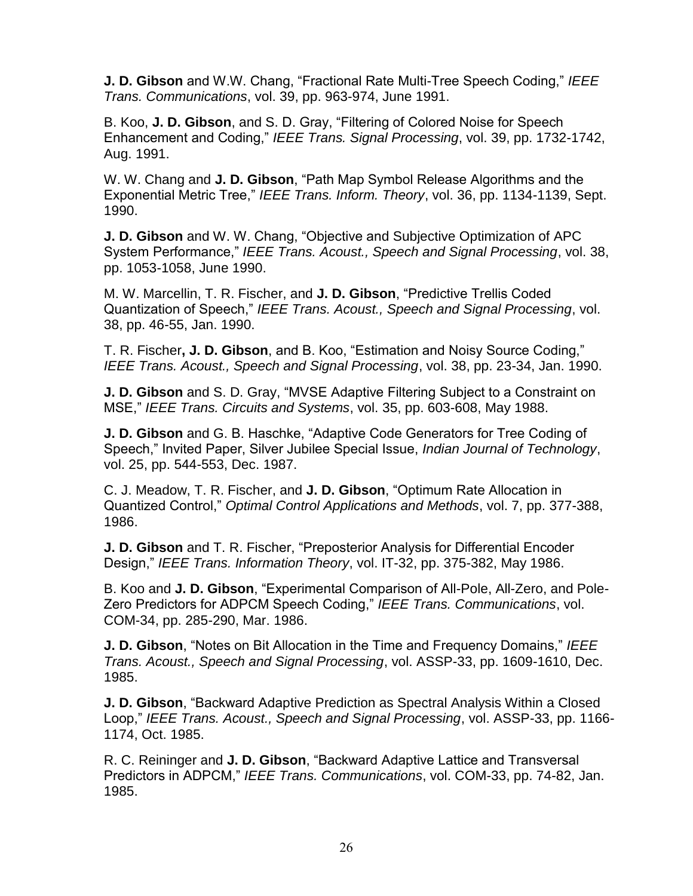**J. D. Gibson** and W.W. Chang, “Fractional Rate Multi-Tree Speech Coding,” *IEEE Trans. Communications*, vol. 39, pp. 963-974, June 1991.

B. Koo, **J. D. Gibson**, and S. D. Gray, “Filtering of Colored Noise for Speech Enhancement and Coding,” *IEEE Trans. Signal Processing*, vol. 39, pp. 1732-1742, Aug. 1991.

W. W. Chang and **J. D. Gibson**, “Path Map Symbol Release Algorithms and the Exponential Metric Tree,” *IEEE Trans. Inform. Theory*, vol. 36, pp. 1134-1139, Sept. 1990.

**J. D. Gibson** and W. W. Chang, “Objective and Subjective Optimization of APC System Performance,” *IEEE Trans. Acoust., Speech and Signal Processing*, vol. 38, pp. 1053-1058, June 1990.

M. W. Marcellin, T. R. Fischer, and **J. D. Gibson**, “Predictive Trellis Coded Quantization of Speech,” *IEEE Trans. Acoust., Speech and Signal Processing*, vol. 38, pp. 46-55, Jan. 1990.

T. R. Fischer**, J. D. Gibson**, and B. Koo, “Estimation and Noisy Source Coding,” *IEEE Trans. Acoust., Speech and Signal Processing*, vol. 38, pp. 23-34, Jan. 1990.

**J. D. Gibson** and S. D. Gray, “MVSE Adaptive Filtering Subject to a Constraint on MSE,” *IEEE Trans. Circuits and Systems*, vol. 35, pp. 603-608, May 1988.

**J. D. Gibson** and G. B. Haschke, “Adaptive Code Generators for Tree Coding of Speech,” Invited Paper, Silver Jubilee Special Issue, *Indian Journal of Technology*, vol. 25, pp. 544-553, Dec. 1987.

C. J. Meadow, T. R. Fischer, and **J. D. Gibson**, “Optimum Rate Allocation in Quantized Control,” *Optimal Control Applications and Methods*, vol. 7, pp. 377-388, 1986.

**J. D. Gibson** and T. R. Fischer, “Preposterior Analysis for Differential Encoder Design,” *IEEE Trans. Information Theory*, vol. IT-32, pp. 375-382, May 1986.

B. Koo and **J. D. Gibson**, “Experimental Comparison of All-Pole, All-Zero, and Pole-Zero Predictors for ADPCM Speech Coding,” *IEEE Trans. Communications*, vol. COM-34, pp. 285-290, Mar. 1986.

**J. D. Gibson**, “Notes on Bit Allocation in the Time and Frequency Domains,” *IEEE Trans. Acoust., Speech and Signal Processing*, vol. ASSP-33, pp. 1609-1610, Dec. 1985.

**J. D. Gibson**, “Backward Adaptive Prediction as Spectral Analysis Within a Closed Loop,” *IEEE Trans. Acoust., Speech and Signal Processing*, vol. ASSP-33, pp. 1166-1174, Oct. 1985.

R. C. Reininger and **J. D. Gibson**, “Backward Adaptive Lattice and Transversal Predictors in ADPCM,” *IEEE Trans. Communications*, vol. COM-33, pp. 74-82, Jan. 1985.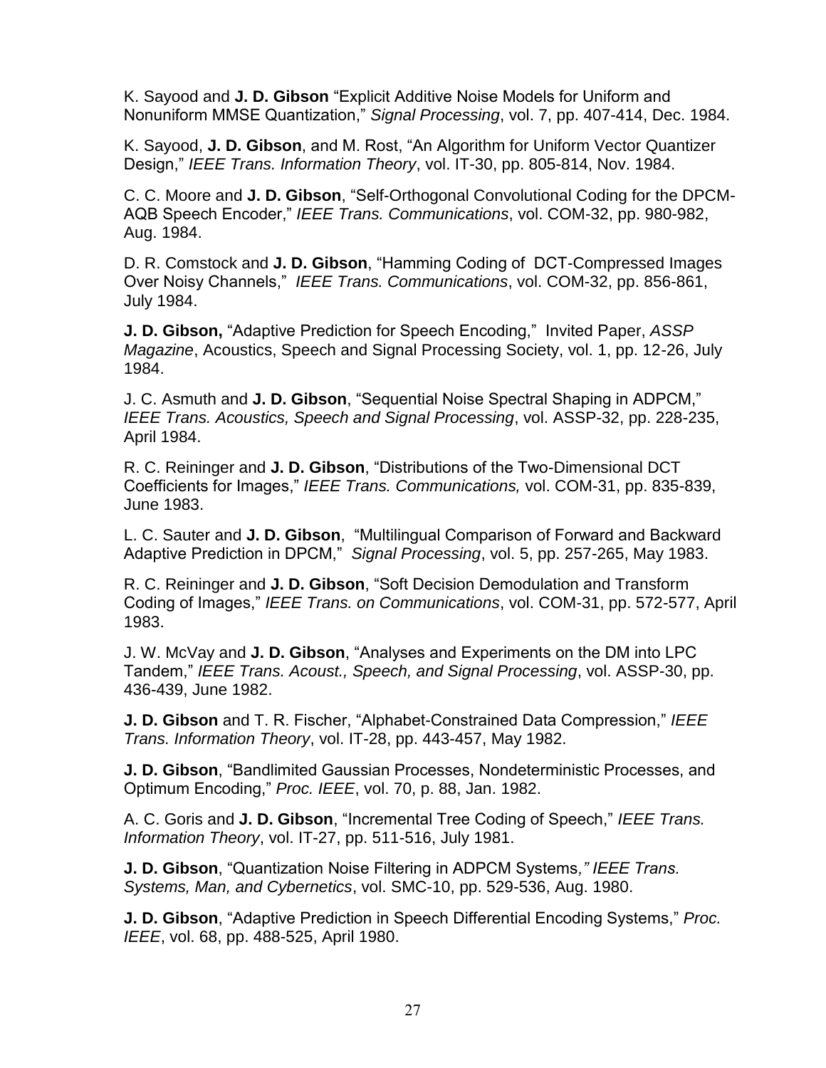K. Sayood and **J. D. Gibson** "Explicit Additive Noise Models for Uniform and Nonuniform MMSE Quantization," *Signal Processing*, vol. 7, pp. 407-414, Dec. 1984.

K. Sayood, **J. D. Gibson**, and M. Rost, "An Algorithm for Uniform Vector Quantizer Design," *IEEE Trans. Information Theory*, vol. IT-30, pp. 805-814, Nov. 1984.

C. C. Moore and **J. D. Gibson**, "Self-Orthogonal Convolutional Coding for the DPCM-AQB Speech Encoder," *IEEE Trans. Communications*, vol. COM-32, pp. 980-982, Aug. 1984.

D. R. Comstock and **J. D. Gibson**, "Hamming Coding of DCT-Compressed Images Over Noisy Channels," *IEEE Trans. Communications*, vol. COM-32, pp. 856-861, July 1984.

**J. D. Gibson,** "Adaptive Prediction for Speech Encoding," Invited Paper, *ASSP Magazine*, Acoustics, Speech and Signal Processing Society, vol. 1, pp. 12-26, July 1984.

J. C. Asmuth and **J. D. Gibson**, "Sequential Noise Spectral Shaping in ADPCM," *IEEE Trans. Acoustics, Speech and Signal Processing*, vol. ASSP-32, pp. 228-235, April 1984.

R. C. Reininger and **J. D. Gibson**, "Distributions of the Two-Dimensional DCT Coefficients for Images," *IEEE Trans. Communications,* vol. COM-31, pp. 835-839, June 1983.

L. C. Sauter and **J. D. Gibson**, "Multilingual Comparison of Forward and Backward Adaptive Prediction in DPCM," *Signal Processing*, vol. 5, pp. 257-265, May 1983.

R. C. Reininger and **J. D. Gibson**, "Soft Decision Demodulation and Transform Coding of Images," *IEEE Trans. on Communications*, vol. COM-31, pp. 572-577, April 1983.

J. W. McVay and **J. D. Gibson**, "Analyses and Experiments on the DM into LPC Tandem," *IEEE Trans. Acoust., Speech, and Signal Processing*, vol. ASSP-30, pp. 436-439, June 1982.

**J. D. Gibson** and T. R. Fischer, "Alphabet-Constrained Data Compression," *IEEE Trans. Information Theory*, vol. IT-28, pp. 443-457, May 1982.

**J. D. Gibson**, "Bandlimited Gaussian Processes, Nondeterministic Processes, and Optimum Encoding," *Proc. IEEE*, vol. 70, p. 88, Jan. 1982.

A. C. Goris and **J. D. Gibson**, "Incremental Tree Coding of Speech," *IEEE Trans. Information Theory*, vol. IT-27, pp. 511-516, July 1981.

**J. D. Gibson**, "Quantization Noise Filtering in ADPCM Systems," *IEEE Trans. Systems, Man, and Cybernetics*, vol. SMC-10, pp. 529-536, Aug. 1980.

**J. D. Gibson**, "Adaptive Prediction in Speech Differential Encoding Systems," *Proc. IEEE*, vol. 68, pp. 488-525, April 1980.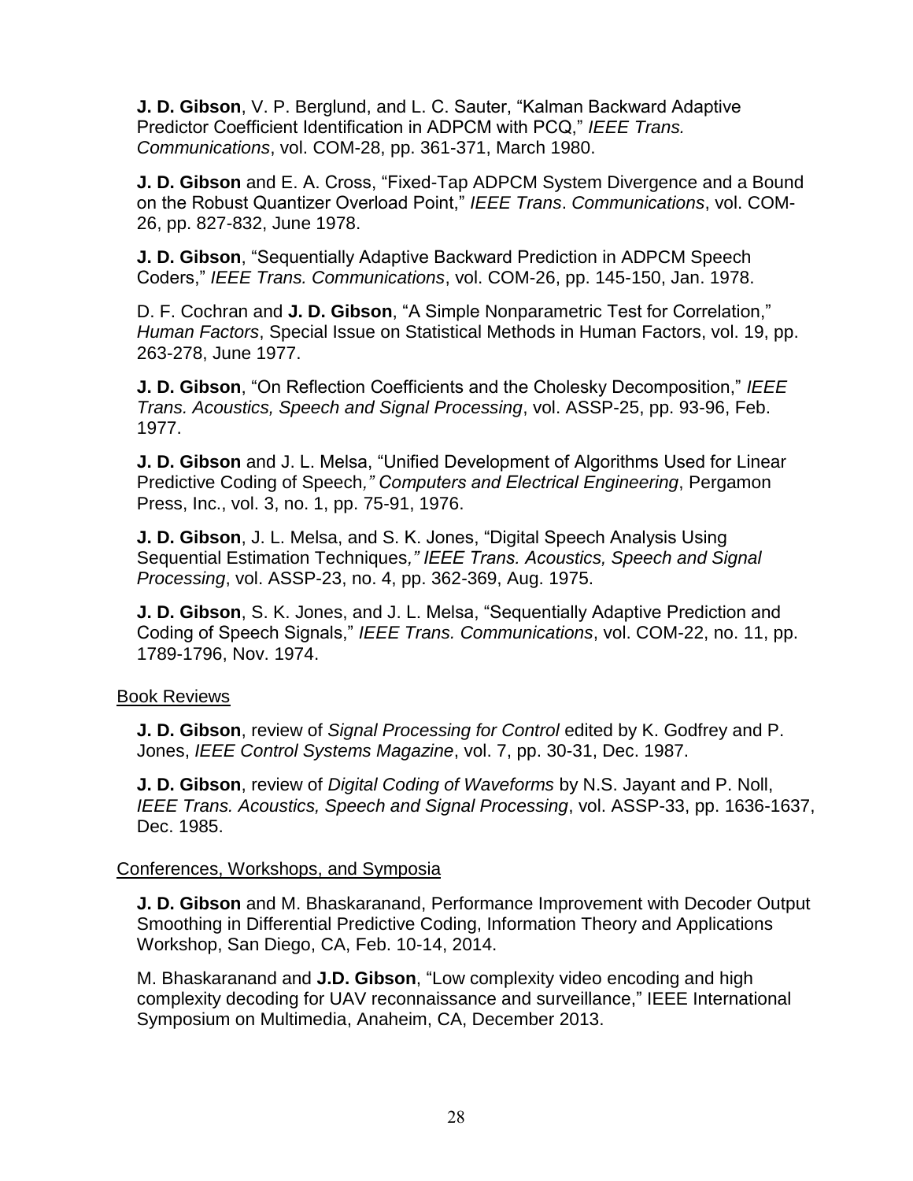**J. D. Gibson**, V. P. Berglund, and L. C. Sauter, "Kalman Backward Adaptive Predictor Coefficient Identification in ADPCM with PCQ," *IEEE Trans. Communications*, vol. COM-28, pp. 361-371, March 1980.

**J. D. Gibson** and E. A. Cross, "Fixed-Tap ADPCM System Divergence and a Bound on the Robust Quantizer Overload Point," *IEEE Trans*. *Communications*, vol. COM-26, pp. 827-832, June 1978.

**J. D. Gibson**, "Sequentially Adaptive Backward Prediction in ADPCM Speech Coders," *IEEE Trans. Communications*, vol. COM-26, pp. 145-150, Jan. 1978.

D. F. Cochran and **J. D. Gibson**, "A Simple Nonparametric Test for Correlation," *Human Factors*, Special Issue on Statistical Methods in Human Factors, vol. 19, pp. 263-278, June 1977.

**J. D. Gibson**, "On Reflection Coefficients and the Cholesky Decomposition," *IEEE Trans. Acoustics, Speech and Signal Processing*, vol. ASSP-25, pp. 93-96, Feb. 1977.

**J. D. Gibson** and J. L. Melsa, "Unified Development of Algorithms Used for Linear Predictive Coding of Speech*," Computers and Electrical Engineering*, Pergamon Press, Inc., vol. 3, no. 1, pp. 75-91, 1976.

**J. D. Gibson**, J. L. Melsa, and S. K. Jones, "Digital Speech Analysis Using Sequential Estimation Techniques*," IEEE Trans. Acoustics, Speech and Signal Processing*, vol. ASSP-23, no. 4, pp. 362-369, Aug. 1975.

**J. D. Gibson**, S. K. Jones, and J. L. Melsa, "Sequentially Adaptive Prediction and Coding of Speech Signals," *IEEE Trans. Communications*, vol. COM-22, no. 11, pp. 1789-1796, Nov. 1974.

Book Reviews

**J. D. Gibson**, review of *Signal Processing for Control* edited by K. Godfrey and P. Jones, *IEEE Control Systems Magazine*, vol. 7, pp. 30-31, Dec. 1987.

**J. D. Gibson**, review of *Digital Coding of Waveforms* by N.S. Jayant and P. Noll, *IEEE Trans. Acoustics, Speech and Signal Processing*, vol. ASSP-33, pp. 1636-1637, Dec. 1985.

Conferences, Workshops, and Symposia

**J. D. Gibson** and M. Bhaskaranand, Performance Improvement with Decoder Output Smoothing in Differential Predictive Coding, Information Theory and Applications Workshop, San Diego, CA, Feb. 10-14, 2014.

M. Bhaskaranand and **J.D. Gibson**, "Low complexity video encoding and high complexity decoding for UAV reconnaissance and surveillance," IEEE International Symposium on Multimedia, Anaheim, CA, December 2013.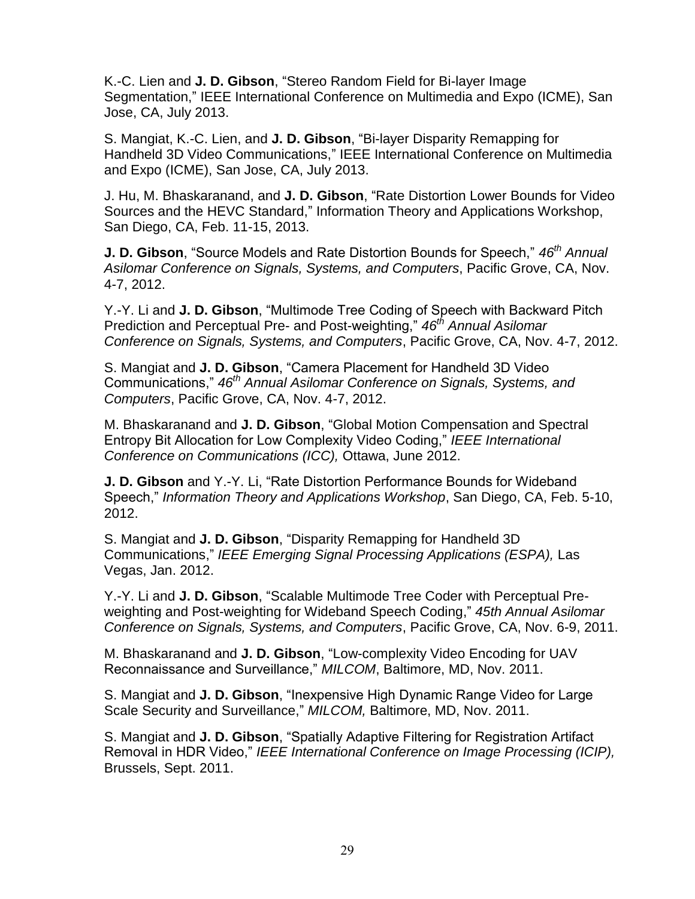K.-C. Lien and **J. D. Gibson**, “Stereo Random Field for Bi-layer Image Segmentation,” IEEE International Conference on Multimedia and Expo (ICME), San Jose, CA, July 2013.

S. Mangiat, K.-C. Lien, and **J. D. Gibson**, “Bi-layer Disparity Remapping for Handheld 3D Video Communications,” IEEE International Conference on Multimedia and Expo (ICME), San Jose, CA, July 2013.

J. Hu, M. Bhaskaranand, and **J. D. Gibson**, “Rate Distortion Lower Bounds for Video Sources and the HEVC Standard,” Information Theory and Applications Workshop, San Diego, CA, Feb. 11-15, 2013.

**J. D. Gibson**, “Source Models and Rate Distortion Bounds for Speech,” *46th Annual Asilomar Conference on Signals, Systems, and Computers*, Pacific Grove, CA, Nov. 4-7, 2012.

Y.-Y. Li and **J. D. Gibson**, “Multimode Tree Coding of Speech with Backward Pitch Prediction and Perceptual Pre- and Post-weighting,” *46th Annual Asilomar Conference on Signals, Systems, and Computers*, Pacific Grove, CA, Nov. 4-7, 2012.

S. Mangiat and **J. D. Gibson**, “Camera Placement for Handheld 3D Video Communications,” *46th Annual Asilomar Conference on Signals, Systems, and Computers*, Pacific Grove, CA, Nov. 4-7, 2012.

M. Bhaskaranand and **J. D. Gibson**, “Global Motion Compensation and Spectral Entropy Bit Allocation for Low Complexity Video Coding,” *IEEE International Conference on Communications (ICC),* Ottawa, June 2012.

**J. D. Gibson** and Y.-Y. Li, “Rate Distortion Performance Bounds for Wideband Speech,” *Information Theory and Applications Workshop*, San Diego, CA, Feb. 5-10, 2012.

S. Mangiat and **J. D. Gibson**, “Disparity Remapping for Handheld 3D Communications,” *IEEE Emerging Signal Processing Applications (ESPA),* Las Vegas, Jan. 2012.

Y.-Y. Li and **J. D. Gibson**, “Scalable Multimode Tree Coder with Perceptual Pre-weighting and Post-weighting for Wideband Speech Coding,” *45th Annual Asilomar Conference on Signals, Systems, and Computers*, Pacific Grove, CA, Nov. 6-9, 2011.

M. Bhaskaranand and **J. D. Gibson**, “Low-complexity Video Encoding for UAV Reconnaissance and Surveillance,” *MILCOM*, Baltimore, MD, Nov. 2011.

S. Mangiat and **J. D. Gibson**, “Inexpensive High Dynamic Range Video for Large Scale Security and Surveillance,” *MILCOM,* Baltimore, MD, Nov. 2011.

S. Mangiat and **J. D. Gibson**, “Spatially Adaptive Filtering for Registration Artifact Removal in HDR Video,” *IEEE International Conference on Image Processing (ICIP),* Brussels, Sept. 2011.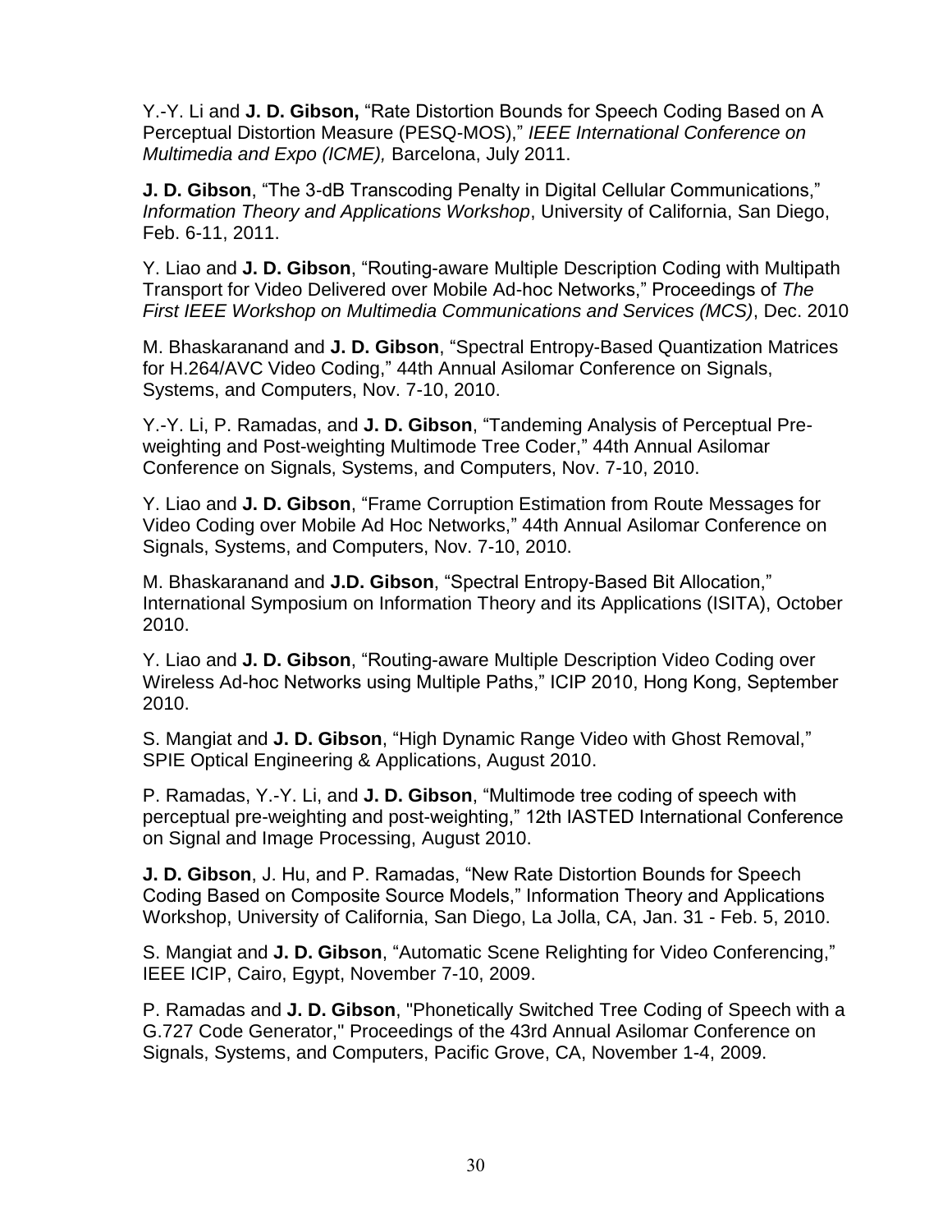Y.-Y. Li and **J. D. Gibson,** “Rate Distortion Bounds for Speech Coding Based on A Perceptual Distortion Measure (PESQ-MOS),” *IEEE International Conference on Multimedia and Expo (ICME),* Barcelona, July 2011.

**J. D. Gibson**, “The 3-dB Transcoding Penalty in Digital Cellular Communications,” *Information Theory and Applications Workshop*, University of California, San Diego, Feb. 6-11, 2011.

Y. Liao and **J. D. Gibson**, “Routing-aware Multiple Description Coding with Multipath Transport for Video Delivered over Mobile Ad-hoc Networks,” Proceedings of *The First IEEE Workshop on Multimedia Communications and Services (MCS)*, Dec. 2010

M. Bhaskaranand and **J. D. Gibson**, “Spectral Entropy-Based Quantization Matrices for H.264/AVC Video Coding,” 44th Annual Asilomar Conference on Signals, Systems, and Computers, Nov. 7-10, 2010.

Y.-Y. Li, P. Ramadas, and **J. D. Gibson**, “Tandeming Analysis of Perceptual Pre-weighting and Post-weighting Multimode Tree Coder,” 44th Annual Asilomar Conference on Signals, Systems, and Computers, Nov. 7-10, 2010.

Y. Liao and **J. D. Gibson**, “Frame Corruption Estimation from Route Messages for Video Coding over Mobile Ad Hoc Networks,” 44th Annual Asilomar Conference on Signals, Systems, and Computers, Nov. 7-10, 2010.

M. Bhaskaranand and **J.D. Gibson**, “Spectral Entropy-Based Bit Allocation,” International Symposium on Information Theory and its Applications (ISITA), October 2010.

Y. Liao and **J. D. Gibson**, “Routing-aware Multiple Description Video Coding over Wireless Ad-hoc Networks using Multiple Paths,” ICIP 2010, Hong Kong, September 2010.

S. Mangiat and **J. D. Gibson**, “High Dynamic Range Video with Ghost Removal,” SPIE Optical Engineering & Applications, August 2010.

P. Ramadas, Y.-Y. Li, and **J. D. Gibson**, “Multimode tree coding of speech with perceptual pre-weighting and post-weighting,” 12th IASTED International Conference on Signal and Image Processing, August 2010.

**J. D. Gibson**, J. Hu, and P. Ramadas, “New Rate Distortion Bounds for Speech Coding Based on Composite Source Models,” Information Theory and Applications Workshop, University of California, San Diego, La Jolla, CA, Jan. 31 - Feb. 5, 2010.

S. Mangiat and **J. D. Gibson**, “Automatic Scene Relighting for Video Conferencing,” IEEE ICIP, Cairo, Egypt, November 7-10, 2009.

P. Ramadas and **J. D. Gibson**, "Phonetically Switched Tree Coding of Speech with a G.727 Code Generator," Proceedings of the 43rd Annual Asilomar Conference on Signals, Systems, and Computers, Pacific Grove, CA, November 1-4, 2009.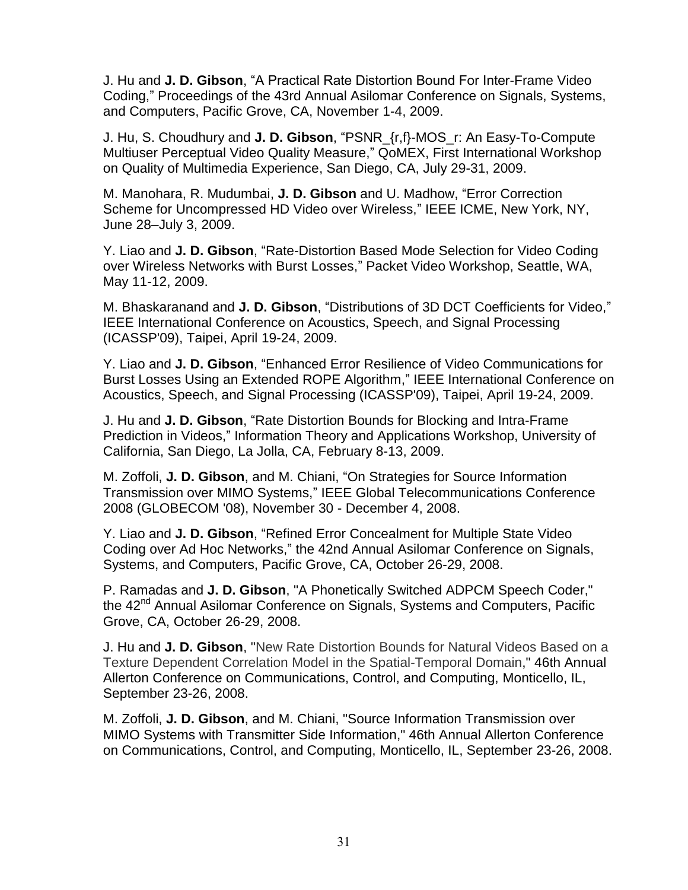J. Hu and **J. D. Gibson**, “A Practical Rate Distortion Bound For Inter-Frame Video Coding,” Proceedings of the 43rd Annual Asilomar Conference on Signals, Systems, and Computers, Pacific Grove, CA, November 1-4, 2009.

J. Hu, S. Choudhury and **J. D. Gibson**, “PSNR_{r,f}-MOS_r: An Easy-To-Compute Multiuser Perceptual Video Quality Measure,” QoMEX, First International Workshop on Quality of Multimedia Experience, San Diego, CA, July 29-31, 2009.

M. Manohara, R. Mudumbai, **J. D. Gibson** and U. Madhow, “Error Correction Scheme for Uncompressed HD Video over Wireless,” IEEE ICME, New York, NY, June 28–July 3, 2009.

Y. Liao and **J. D. Gibson**, “Rate-Distortion Based Mode Selection for Video Coding over Wireless Networks with Burst Losses,” Packet Video Workshop, Seattle, WA, May 11-12, 2009.

M. Bhaskaranand and **J. D. Gibson**, “Distributions of 3D DCT Coefficients for Video,” IEEE International Conference on Acoustics, Speech, and Signal Processing (ICASSP'09), Taipei, April 19-24, 2009.

Y. Liao and **J. D. Gibson**, “Enhanced Error Resilience of Video Communications for Burst Losses Using an Extended ROPE Algorithm,” IEEE International Conference on Acoustics, Speech, and Signal Processing (ICASSP'09), Taipei, April 19-24, 2009.

J. Hu and **J. D. Gibson**, “Rate Distortion Bounds for Blocking and Intra-Frame Prediction in Videos,” Information Theory and Applications Workshop, University of California, San Diego, La Jolla, CA, February 8-13, 2009.

M. Zoffoli, **J. D. Gibson**, and M. Chiani, “On Strategies for Source Information Transmission over MIMO Systems,” IEEE Global Telecommunications Conference 2008 (GLOBECOM '08), November 30 - December 4, 2008.

Y. Liao and **J. D. Gibson**, “Refined Error Concealment for Multiple State Video Coding over Ad Hoc Networks,” the 42nd Annual Asilomar Conference on Signals, Systems, and Computers, Pacific Grove, CA, October 26-29, 2008.

P. Ramadas and **J. D. Gibson**, "A Phonetically Switched ADPCM Speech Coder," the 42nd Annual Asilomar Conference on Signals, Systems and Computers, Pacific Grove, CA, October 26-29, 2008.

J. Hu and **J. D. Gibson**, "New Rate Distortion Bounds for Natural Videos Based on a Texture Dependent Correlation Model in the Spatial-Temporal Domain," 46th Annual Allerton Conference on Communications, Control, and Computing, Monticello, IL, September 23-26, 2008.

M. Zoffoli, **J. D. Gibson**, and M. Chiani, "Source Information Transmission over MIMO Systems with Transmitter Side Information," 46th Annual Allerton Conference on Communications, Control, and Computing, Monticello, IL, September 23-26, 2008.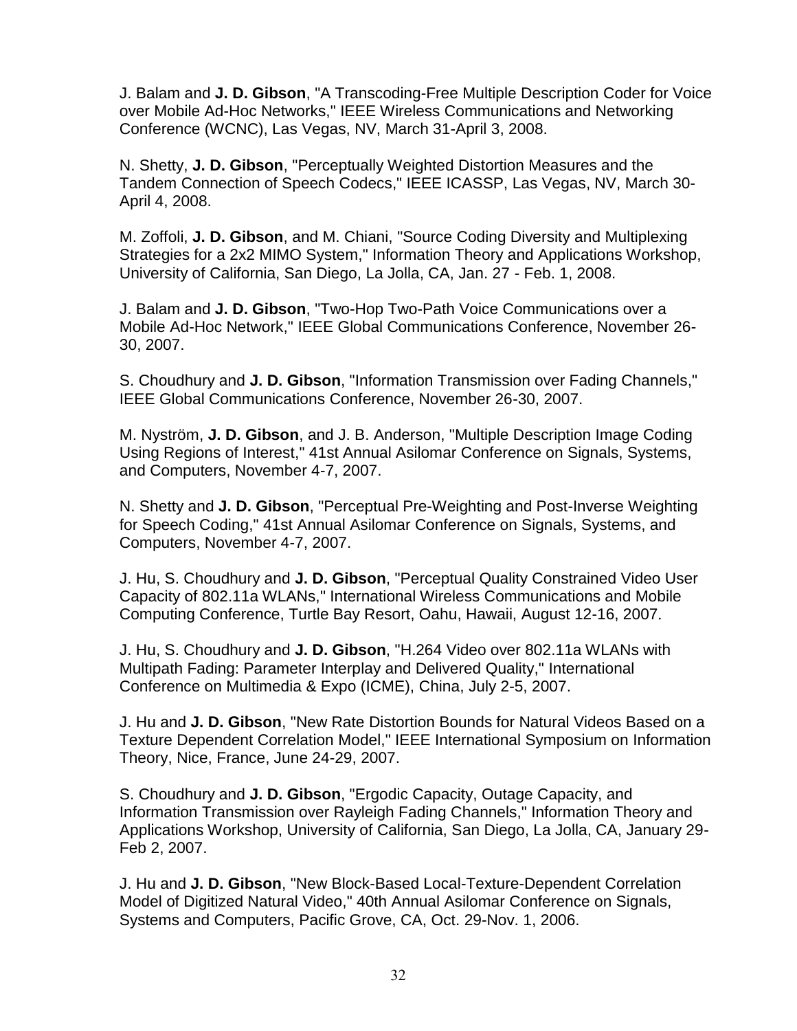J. Balam and **J. D. Gibson**, "A Transcoding-Free Multiple Description Coder for Voice over Mobile Ad-Hoc Networks," IEEE Wireless Communications and Networking Conference (WCNC), Las Vegas, NV, March 31-April 3, 2008.

N. Shetty, **J. D. Gibson**, "Perceptually Weighted Distortion Measures and the Tandem Connection of Speech Codecs," IEEE ICASSP, Las Vegas, NV, March 30-April 4, 2008.

M. Zoffoli, **J. D. Gibson**, and M. Chiani, "Source Coding Diversity and Multiplexing Strategies for a 2x2 MIMO System," Information Theory and Applications Workshop, University of California, San Diego, La Jolla, CA, Jan. 27 - Feb. 1, 2008.

J. Balam and **J. D. Gibson**, "Two-Hop Two-Path Voice Communications over a Mobile Ad-Hoc Network," IEEE Global Communications Conference, November 26-30, 2007.

S. Choudhury and **J. D. Gibson**, "Information Transmission over Fading Channels," IEEE Global Communications Conference, November 26-30, 2007.

M. Nyström, **J. D. Gibson**, and J. B. Anderson, "Multiple Description Image Coding Using Regions of Interest," 41st Annual Asilomar Conference on Signals, Systems, and Computers, November 4-7, 2007.

N. Shetty and **J. D. Gibson**, "Perceptual Pre-Weighting and Post-Inverse Weighting for Speech Coding," 41st Annual Asilomar Conference on Signals, Systems, and Computers, November 4-7, 2007.

J. Hu, S. Choudhury and **J. D. Gibson**, "Perceptual Quality Constrained Video User Capacity of 802.11a WLANs," International Wireless Communications and Mobile Computing Conference, Turtle Bay Resort, Oahu, Hawaii, August 12-16, 2007.

J. Hu, S. Choudhury and **J. D. Gibson**, "H.264 Video over 802.11a WLANs with Multipath Fading: Parameter Interplay and Delivered Quality," International Conference on Multimedia & Expo (ICME), China, July 2-5, 2007.

J. Hu and **J. D. Gibson**, "New Rate Distortion Bounds for Natural Videos Based on a Texture Dependent Correlation Model," IEEE International Symposium on Information Theory, Nice, France, June 24-29, 2007.

S. Choudhury and **J. D. Gibson**, "Ergodic Capacity, Outage Capacity, and Information Transmission over Rayleigh Fading Channels," Information Theory and Applications Workshop, University of California, San Diego, La Jolla, CA, January 29-Feb 2, 2007.

J. Hu and **J. D. Gibson**, "New Block-Based Local-Texture-Dependent Correlation Model of Digitized Natural Video," 40th Annual Asilomar Conference on Signals, Systems and Computers, Pacific Grove, CA, Oct. 29-Nov. 1, 2006.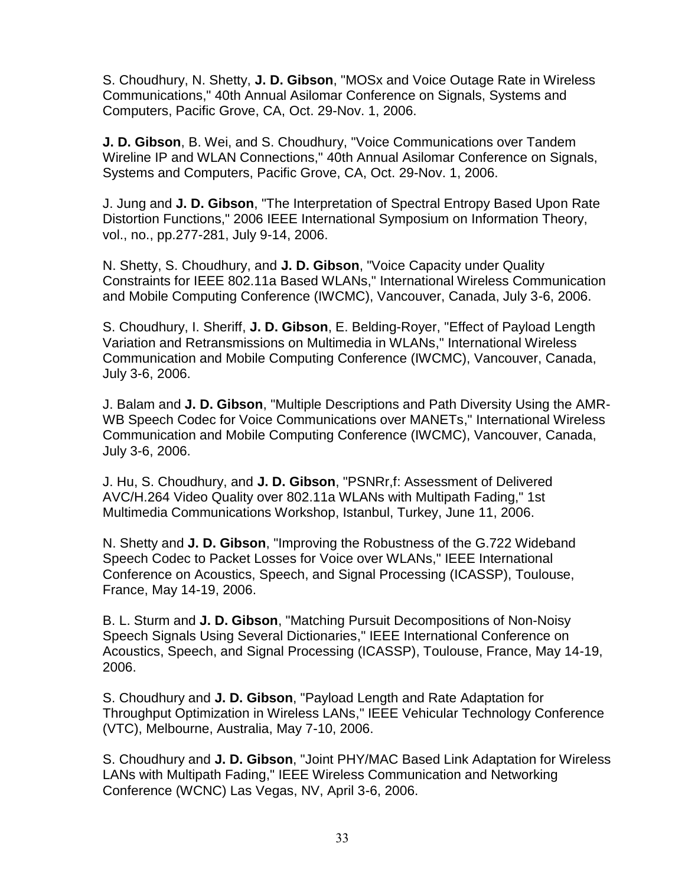S. Choudhury, N. Shetty, **J. D. Gibson**, "MOSx and Voice Outage Rate in Wireless Communications," 40th Annual Asilomar Conference on Signals, Systems and Computers, Pacific Grove, CA, Oct. 29-Nov. 1, 2006.

**J. D. Gibson**, B. Wei, and S. Choudhury, "Voice Communications over Tandem Wireline IP and WLAN Connections," 40th Annual Asilomar Conference on Signals, Systems and Computers, Pacific Grove, CA, Oct. 29-Nov. 1, 2006.

J. Jung and **J. D. Gibson**, "The Interpretation of Spectral Entropy Based Upon Rate Distortion Functions," 2006 IEEE International Symposium on Information Theory, vol., no., pp.277-281, July 9-14, 2006.

N. Shetty, S. Choudhury, and **J. D. Gibson**, "Voice Capacity under Quality Constraints for IEEE 802.11a Based WLANs," International Wireless Communication and Mobile Computing Conference (IWCMC), Vancouver, Canada, July 3-6, 2006.

S. Choudhury, I. Sheriff, **J. D. Gibson**, E. Belding-Royer, "Effect of Payload Length Variation and Retransmissions on Multimedia in WLANs," International Wireless Communication and Mobile Computing Conference (IWCMC), Vancouver, Canada, July 3-6, 2006.

J. Balam and **J. D. Gibson**, "Multiple Descriptions and Path Diversity Using the AMR-WB Speech Codec for Voice Communications over MANETs," International Wireless Communication and Mobile Computing Conference (IWCMC), Vancouver, Canada, July 3-6, 2006.

J. Hu, S. Choudhury, and **J. D. Gibson**, "PSNRr,f: Assessment of Delivered AVC/H.264 Video Quality over 802.11a WLANs with Multipath Fading," 1st Multimedia Communications Workshop, Istanbul, Turkey, June 11, 2006.

N. Shetty and **J. D. Gibson**, "Improving the Robustness of the G.722 Wideband Speech Codec to Packet Losses for Voice over WLANs," IEEE International Conference on Acoustics, Speech, and Signal Processing (ICASSP), Toulouse, France, May 14-19, 2006.

B. L. Sturm and **J. D. Gibson**, "Matching Pursuit Decompositions of Non-Noisy Speech Signals Using Several Dictionaries," IEEE International Conference on Acoustics, Speech, and Signal Processing (ICASSP), Toulouse, France, May 14-19, 2006.

S. Choudhury and **J. D. Gibson**, "Payload Length and Rate Adaptation for Throughput Optimization in Wireless LANs," IEEE Vehicular Technology Conference (VTC), Melbourne, Australia, May 7-10, 2006.

S. Choudhury and **J. D. Gibson**, "Joint PHY/MAC Based Link Adaptation for Wireless LANs with Multipath Fading," IEEE Wireless Communication and Networking Conference (WCNC) Las Vegas, NV, April 3-6, 2006.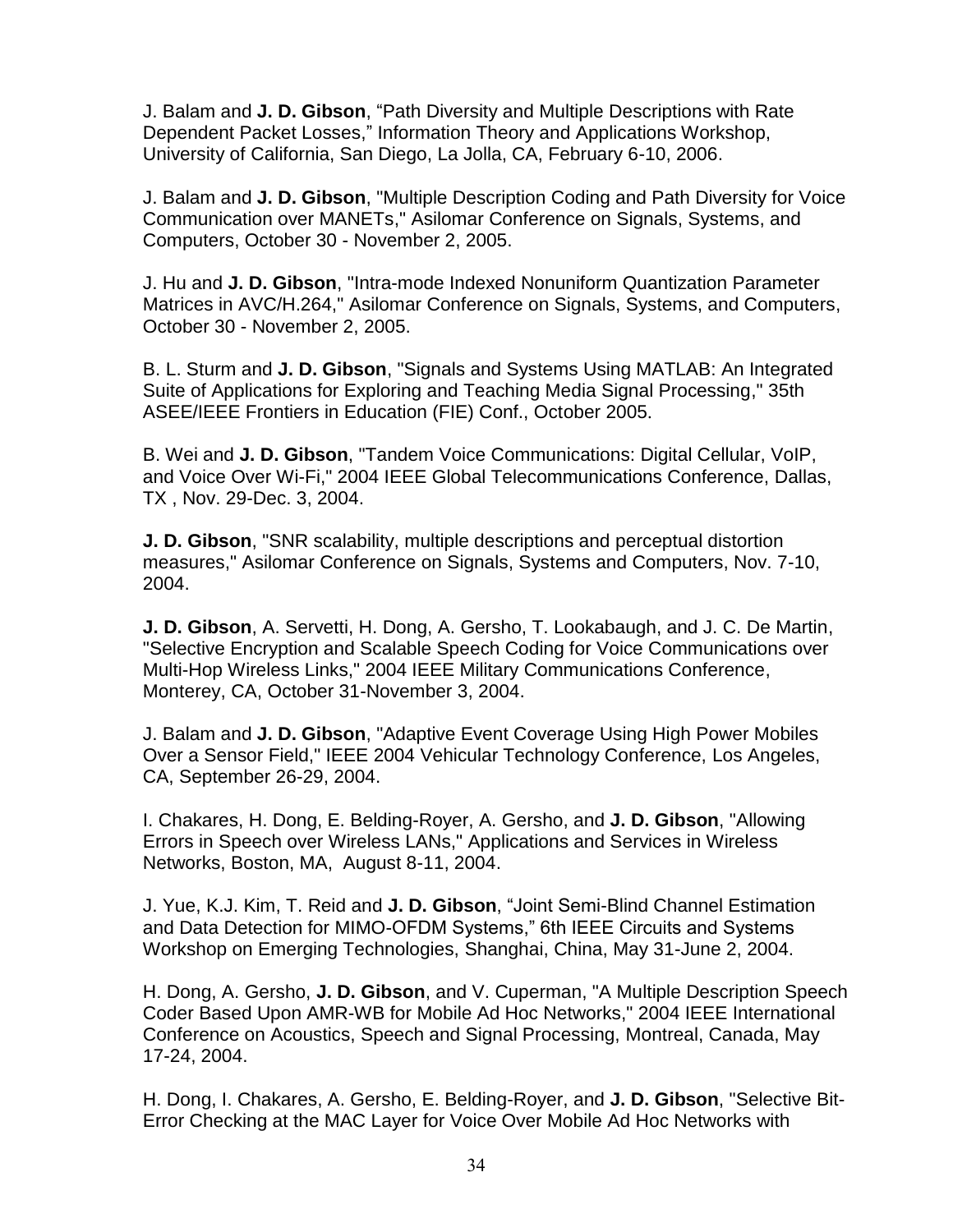J. Balam and **J. D. Gibson**, “Path Diversity and Multiple Descriptions with Rate Dependent Packet Losses,” Information Theory and Applications Workshop, University of California, San Diego, La Jolla, CA, February 6-10, 2006.

J. Balam and **J. D. Gibson**, "Multiple Description Coding and Path Diversity for Voice Communication over MANETs," Asilomar Conference on Signals, Systems, and Computers, October 30 - November 2, 2005.

J. Hu and **J. D. Gibson**, "Intra-mode Indexed Nonuniform Quantization Parameter Matrices in AVC/H.264," Asilomar Conference on Signals, Systems, and Computers, October 30 - November 2, 2005.

B. L. Sturm and **J. D. Gibson**, "Signals and Systems Using MATLAB: An Integrated Suite of Applications for Exploring and Teaching Media Signal Processing," 35th ASEE/IEEE Frontiers in Education (FIE) Conf., October 2005.

B. Wei and **J. D. Gibson**, "Tandem Voice Communications: Digital Cellular, VoIP, and Voice Over Wi-Fi," 2004 IEEE Global Telecommunications Conference, Dallas, TX , Nov. 29-Dec. 3, 2004.

**J. D. Gibson**, "SNR scalability, multiple descriptions and perceptual distortion measures," Asilomar Conference on Signals, Systems and Computers, Nov. 7-10, 2004.

**J. D. Gibson**, A. Servetti, H. Dong, A. Gersho, T. Lookabaugh, and J. C. De Martin, "Selective Encryption and Scalable Speech Coding for Voice Communications over Multi-Hop Wireless Links," 2004 IEEE Military Communications Conference, Monterey, CA, October 31-November 3, 2004.

J. Balam and **J. D. Gibson**, "Adaptive Event Coverage Using High Power Mobiles Over a Sensor Field," IEEE 2004 Vehicular Technology Conference, Los Angeles, CA, September 26-29, 2004.

I. Chakares, H. Dong, E. Belding-Royer, A. Gersho, and **J. D. Gibson**, "Allowing Errors in Speech over Wireless LANs," Applications and Services in Wireless Networks, Boston, MA, August 8-11, 2004.

J. Yue, K.J. Kim, T. Reid and **J. D. Gibson**, “Joint Semi-Blind Channel Estimation and Data Detection for MIMO-OFDM Systems,” 6th IEEE Circuits and Systems Workshop on Emerging Technologies, Shanghai, China, May 31-June 2, 2004.

H. Dong, A. Gersho, **J. D. Gibson**, and V. Cuperman, "A Multiple Description Speech Coder Based Upon AMR-WB for Mobile Ad Hoc Networks," 2004 IEEE International Conference on Acoustics, Speech and Signal Processing, Montreal, Canada, May 17-24, 2004.

H. Dong, I. Chakares, A. Gersho, E. Belding-Royer, and **J. D. Gibson**, "Selective Bit-Error Checking at the MAC Layer for Voice Over Mobile Ad Hoc Networks with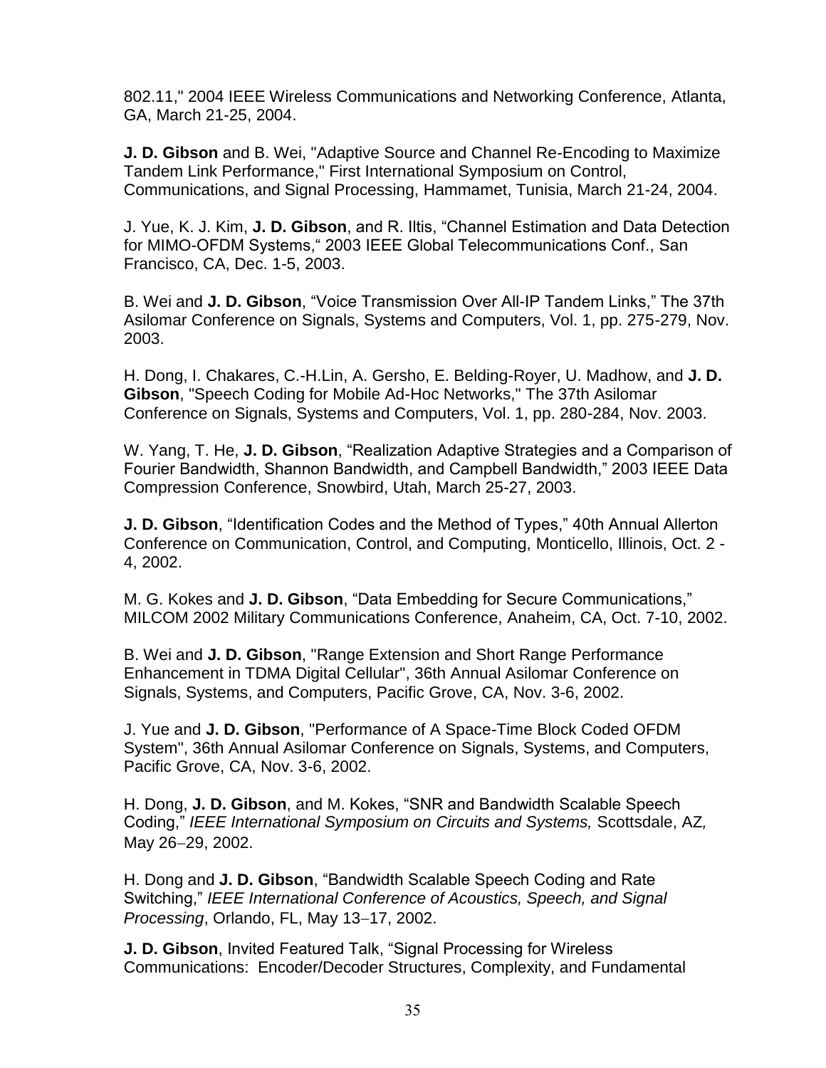802.11," 2004 IEEE Wireless Communications and Networking Conference, Atlanta, GA, March 21-25, 2004.

**J. D. Gibson** and B. Wei, "Adaptive Source and Channel Re-Encoding to Maximize Tandem Link Performance," First International Symposium on Control, Communications, and Signal Processing, Hammamet, Tunisia, March 21-24, 2004.

J. Yue, K. J. Kim, **J. D. Gibson**, and R. Iltis, “Channel Estimation and Data Detection for MIMO-OFDM Systems,“ 2003 IEEE Global Telecommunications Conf., San Francisco, CA, Dec. 1-5, 2003.

B. Wei and **J. D. Gibson**, “Voice Transmission Over All-IP Tandem Links,” The 37th Asilomar Conference on Signals, Systems and Computers, Vol. 1, pp. 275-279, Nov. 2003.

H. Dong, I. Chakares, C.-H.Lin, A. Gersho, E. Belding-Royer, U. Madhow, and **J. D. Gibson**, "Speech Coding for Mobile Ad-Hoc Networks," The 37th Asilomar Conference on Signals, Systems and Computers, Vol. 1, pp. 280-284, Nov. 2003.

W. Yang, T. He, **J. D. Gibson**, “Realization Adaptive Strategies and a Comparison of Fourier Bandwidth, Shannon Bandwidth, and Campbell Bandwidth,” 2003 IEEE Data Compression Conference, Snowbird, Utah, March 25-27, 2003.

**J. D. Gibson**, “Identification Codes and the Method of Types,” 40th Annual Allerton Conference on Communication, Control, and Computing, Monticello, Illinois, Oct. 2 - 4, 2002.

M. G. Kokes and **J. D. Gibson**, “Data Embedding for Secure Communications,” MILCOM 2002 Military Communications Conference, Anaheim, CA, Oct. 7-10, 2002.

B. Wei and **J. D. Gibson**, "Range Extension and Short Range Performance Enhancement in TDMA Digital Cellular", 36th Annual Asilomar Conference on Signals, Systems, and Computers, Pacific Grove, CA, Nov. 3-6, 2002.

J. Yue and **J. D. Gibson**, "Performance of A Space-Time Block Coded OFDM System", 36th Annual Asilomar Conference on Signals, Systems, and Computers, Pacific Grove, CA, Nov. 3-6, 2002.

H. Dong, **J. D. Gibson**, and M. Kokes, “SNR and Bandwidth Scalable Speech Coding,” *IEEE International Symposium on Circuits and Systems,* Scottsdale, AZ*,* May 26–29, 2002.

H. Dong and **J. D. Gibson**, “Bandwidth Scalable Speech Coding and Rate Switching,” *IEEE International Conference of Acoustics, Speech, and Signal Processing*, Orlando, FL, May 13–17, 2002.

**J. D. Gibson**, Invited Featured Talk, “Signal Processing for Wireless Communications: Encoder/Decoder Structures, Complexity, and Fundamental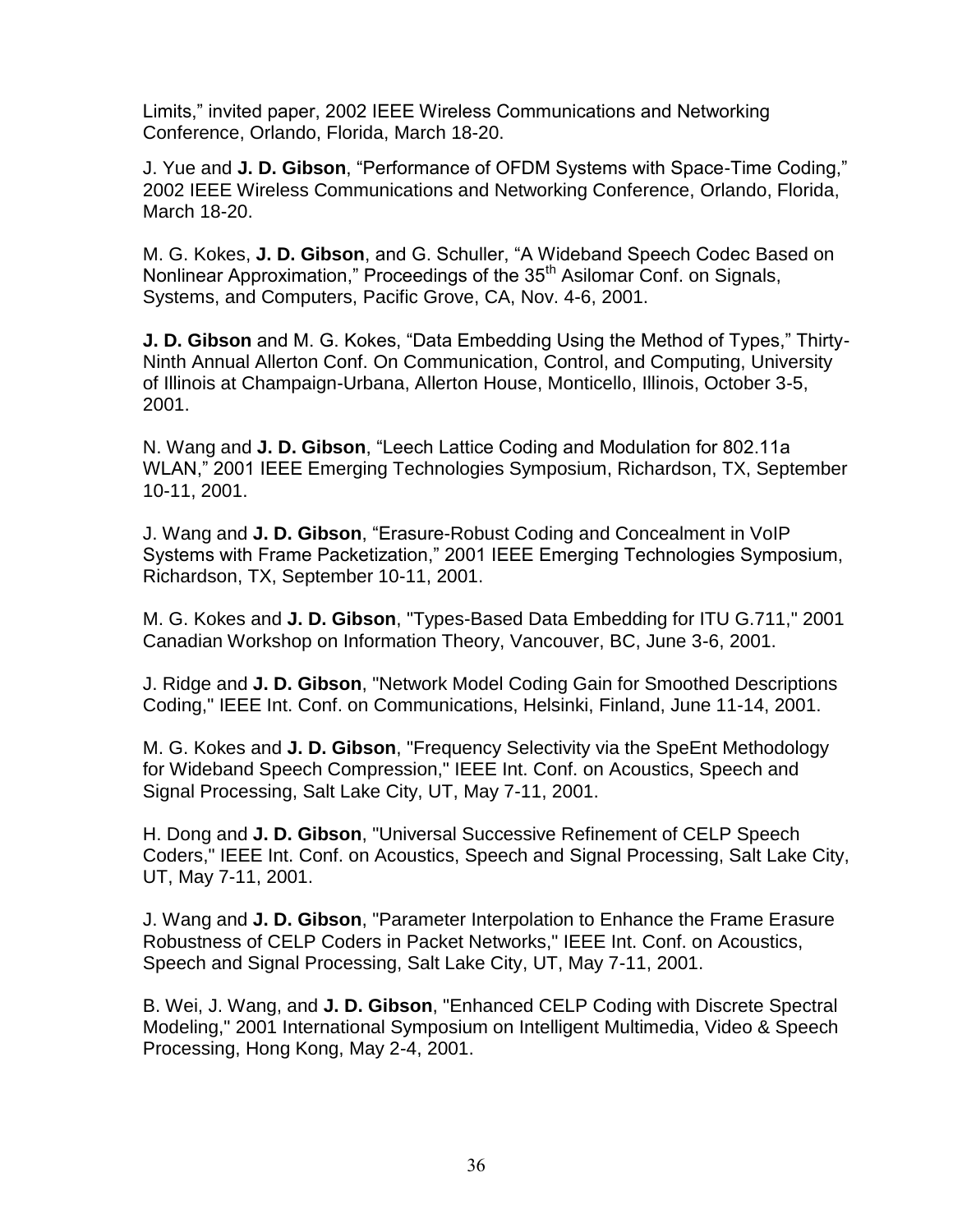Limits," invited paper, 2002 IEEE Wireless Communications and Networking Conference, Orlando, Florida, March 18-20.

J. Yue and **J. D. Gibson**, "Performance of OFDM Systems with Space-Time Coding," 2002 IEEE Wireless Communications and Networking Conference, Orlando, Florida, March 18-20.

M. G. Kokes, **J. D. Gibson**, and G. Schuller, "A Wideband Speech Codec Based on Nonlinear Approximation," Proceedings of the 35th Asilomar Conf. on Signals, Systems, and Computers, Pacific Grove, CA, Nov. 4-6, 2001.

**J. D. Gibson** and M. G. Kokes, "Data Embedding Using the Method of Types," Thirty-Ninth Annual Allerton Conf. On Communication, Control, and Computing, University of Illinois at Champaign-Urbana, Allerton House, Monticello, Illinois, October 3-5, 2001.

N. Wang and **J. D. Gibson**, "Leech Lattice Coding and Modulation for 802.11a WLAN," 2001 IEEE Emerging Technologies Symposium, Richardson, TX, September 10-11, 2001.

J. Wang and **J. D. Gibson**, "Erasure-Robust Coding and Concealment in VoIP Systems with Frame Packetization," 2001 IEEE Emerging Technologies Symposium, Richardson, TX, September 10-11, 2001.

M. G. Kokes and **J. D. Gibson**, "Types-Based Data Embedding for ITU G.711," 2001 Canadian Workshop on Information Theory, Vancouver, BC, June 3-6, 2001.

J. Ridge and **J. D. Gibson**, "Network Model Coding Gain for Smoothed Descriptions Coding," IEEE Int. Conf. on Communications, Helsinki, Finland, June 11-14, 2001.

M. G. Kokes and **J. D. Gibson**, "Frequency Selectivity via the SpeEnt Methodology for Wideband Speech Compression," IEEE Int. Conf. on Acoustics, Speech and Signal Processing, Salt Lake City, UT, May 7-11, 2001.

H. Dong and **J. D. Gibson**, "Universal Successive Refinement of CELP Speech Coders," IEEE Int. Conf. on Acoustics, Speech and Signal Processing, Salt Lake City, UT, May 7-11, 2001.

J. Wang and **J. D. Gibson**, "Parameter Interpolation to Enhance the Frame Erasure Robustness of CELP Coders in Packet Networks," IEEE Int. Conf. on Acoustics, Speech and Signal Processing, Salt Lake City, UT, May 7-11, 2001.

B. Wei, J. Wang, and **J. D. Gibson**, "Enhanced CELP Coding with Discrete Spectral Modeling," 2001 International Symposium on Intelligent Multimedia, Video & Speech Processing, Hong Kong, May 2-4, 2001.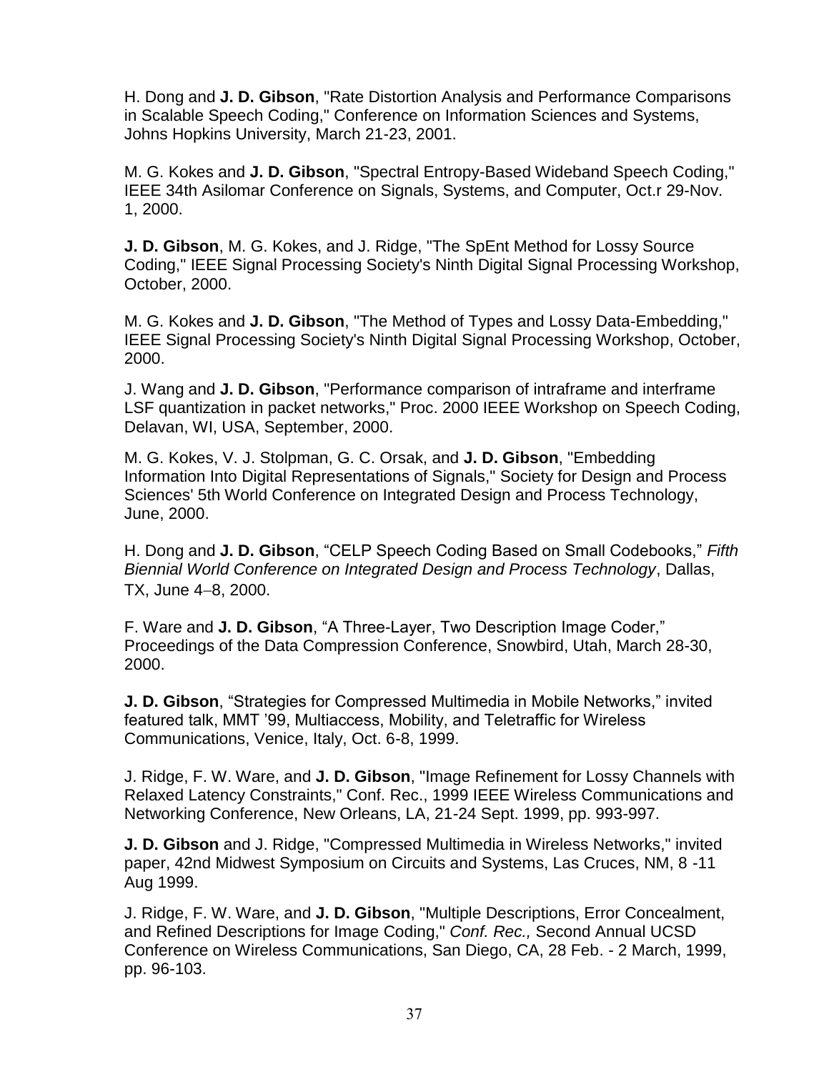H. Dong and **J. D. Gibson**, "Rate Distortion Analysis and Performance Comparisons in Scalable Speech Coding," Conference on Information Sciences and Systems, Johns Hopkins University, March 21-23, 2001.

M. G. Kokes and **J. D. Gibson**, "Spectral Entropy-Based Wideband Speech Coding," IEEE 34th Asilomar Conference on Signals, Systems, and Computer, Oct.r 29-Nov. 1, 2000.

**J. D. Gibson**, M. G. Kokes, and J. Ridge, "The SpEnt Method for Lossy Source Coding," IEEE Signal Processing Society's Ninth Digital Signal Processing Workshop, October, 2000.

M. G. Kokes and **J. D. Gibson**, "The Method of Types and Lossy Data-Embedding," IEEE Signal Processing Society's Ninth Digital Signal Processing Workshop, October, 2000.

J. Wang and **J. D. Gibson**, "Performance comparison of intraframe and interframe LSF quantization in packet networks," Proc. 2000 IEEE Workshop on Speech Coding, Delavan, WI, USA, September, 2000.

M. G. Kokes, V. J. Stolpman, G. C. Orsak, and **J. D. Gibson**, "Embedding Information Into Digital Representations of Signals," Society for Design and Process Sciences' 5th World Conference on Integrated Design and Process Technology, June, 2000.

H. Dong and **J. D. Gibson**, "CELP Speech Coding Based on Small Codebooks," *Fifth Biennial World Conference on Integrated Design and Process Technology*, Dallas, TX, June 4–8, 2000.

F. Ware and **J. D. Gibson**, "A Three-Layer, Two Description Image Coder," Proceedings of the Data Compression Conference, Snowbird, Utah, March 28-30, 2000.

**J. D. Gibson**, "Strategies for Compressed Multimedia in Mobile Networks," invited featured talk, MMT '99, Multiaccess, Mobility, and Teletraffic for Wireless Communications, Venice, Italy, Oct. 6-8, 1999.

J. Ridge, F. W. Ware, and **J. D. Gibson**, "Image Refinement for Lossy Channels with Relaxed Latency Constraints," Conf. Rec., 1999 IEEE Wireless Communications and Networking Conference, New Orleans, LA, 21-24 Sept. 1999, pp. 993-997.

**J. D. Gibson** and J. Ridge, "Compressed Multimedia in Wireless Networks," invited paper, 42nd Midwest Symposium on Circuits and Systems, Las Cruces, NM, 8 -11 Aug 1999.

J. Ridge, F. W. Ware, and **J. D. Gibson**, "Multiple Descriptions, Error Concealment, and Refined Descriptions for Image Coding," *Conf. Rec.,* Second Annual UCSD Conference on Wireless Communications, San Diego, CA, 28 Feb. - 2 March, 1999, pp. 96-103.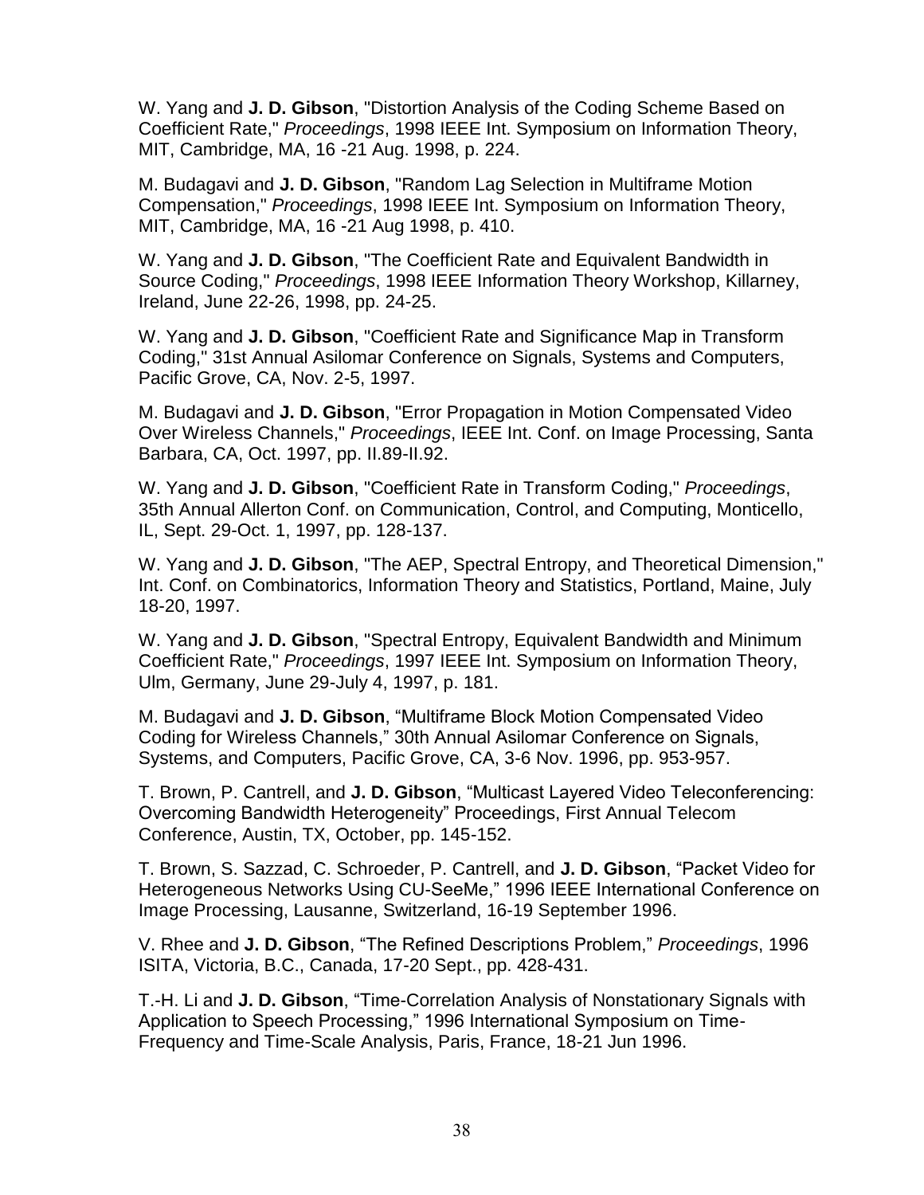W. Yang and **J. D. Gibson**, "Distortion Analysis of the Coding Scheme Based on Coefficient Rate," *Proceedings*, 1998 IEEE Int. Symposium on Information Theory, MIT, Cambridge, MA, 16 -21 Aug. 1998, p. 224.

M. Budagavi and **J. D. Gibson**, "Random Lag Selection in Multiframe Motion Compensation," *Proceedings*, 1998 IEEE Int. Symposium on Information Theory, MIT, Cambridge, MA, 16 -21 Aug 1998, p. 410.

W. Yang and **J. D. Gibson**, "The Coefficient Rate and Equivalent Bandwidth in Source Coding," *Proceedings*, 1998 IEEE Information Theory Workshop, Killarney, Ireland, June 22-26, 1998, pp. 24-25.

W. Yang and **J. D. Gibson**, "Coefficient Rate and Significance Map in Transform Coding," 31st Annual Asilomar Conference on Signals, Systems and Computers, Pacific Grove, CA, Nov. 2-5, 1997.

M. Budagavi and **J. D. Gibson**, "Error Propagation in Motion Compensated Video Over Wireless Channels," *Proceedings*, IEEE Int. Conf. on Image Processing, Santa Barbara, CA, Oct. 1997, pp. II.89-II.92.

W. Yang and **J. D. Gibson**, "Coefficient Rate in Transform Coding," *Proceedings*, 35th Annual Allerton Conf. on Communication, Control, and Computing, Monticello, IL, Sept. 29-Oct. 1, 1997, pp. 128-137.

W. Yang and **J. D. Gibson**, "The AEP, Spectral Entropy, and Theoretical Dimension," Int. Conf. on Combinatorics, Information Theory and Statistics, Portland, Maine, July 18-20, 1997.

W. Yang and **J. D. Gibson**, "Spectral Entropy, Equivalent Bandwidth and Minimum Coefficient Rate," *Proceedings*, 1997 IEEE Int. Symposium on Information Theory, Ulm, Germany, June 29-July 4, 1997, p. 181.

M. Budagavi and **J. D. Gibson**, "Multiframe Block Motion Compensated Video Coding for Wireless Channels," 30th Annual Asilomar Conference on Signals, Systems, and Computers, Pacific Grove, CA, 3-6 Nov. 1996, pp. 953-957.

T. Brown, P. Cantrell, and **J. D. Gibson**, "Multicast Layered Video Teleconferencing: Overcoming Bandwidth Heterogeneity" Proceedings, First Annual Telecom Conference, Austin, TX, October, pp. 145-152.

T. Brown, S. Sazzad, C. Schroeder, P. Cantrell, and **J. D. Gibson**, "Packet Video for Heterogeneous Networks Using CU-SeeMe," 1996 IEEE International Conference on Image Processing, Lausanne, Switzerland, 16-19 September 1996.

V. Rhee and **J. D. Gibson**, "The Refined Descriptions Problem," *Proceedings*, 1996 ISITA, Victoria, B.C., Canada, 17-20 Sept., pp. 428-431.

T.-H. Li and **J. D. Gibson**, "Time-Correlation Analysis of Nonstationary Signals with Application to Speech Processing," 1996 International Symposium on Time-Frequency and Time-Scale Analysis, Paris, France, 18-21 Jun 1996.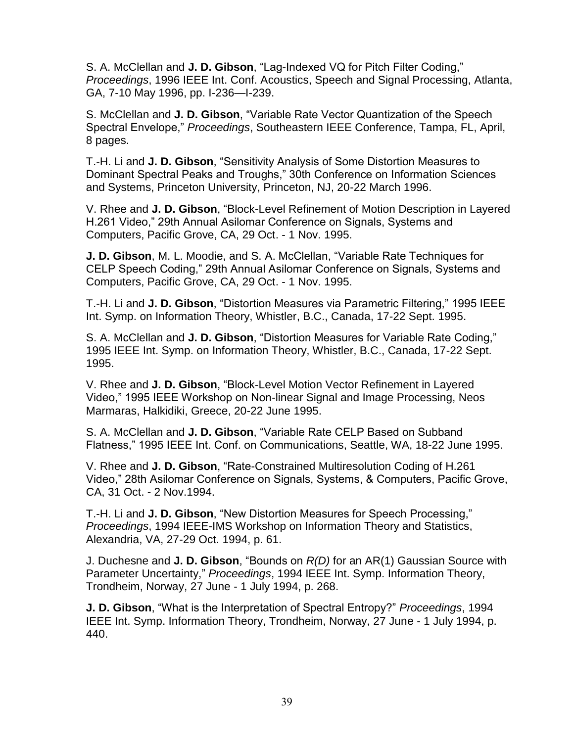S. A. McClellan and **J. D. Gibson**, “Lag-Indexed VQ for Pitch Filter Coding,” *Proceedings*, 1996 IEEE Int. Conf. Acoustics, Speech and Signal Processing, Atlanta, GA, 7-10 May 1996, pp. I-236—I-239.

S. McClellan and **J. D. Gibson**, “Variable Rate Vector Quantization of the Speech Spectral Envelope,” *Proceedings*, Southeastern IEEE Conference, Tampa, FL, April, 8 pages.

T.-H. Li and **J. D. Gibson**, “Sensitivity Analysis of Some Distortion Measures to Dominant Spectral Peaks and Troughs,” 30th Conference on Information Sciences and Systems, Princeton University, Princeton, NJ, 20-22 March 1996.

V. Rhee and **J. D. Gibson**, “Block-Level Refinement of Motion Description in Layered H.261 Video,” 29th Annual Asilomar Conference on Signals, Systems and Computers, Pacific Grove, CA, 29 Oct. - 1 Nov. 1995.

**J. D. Gibson**, M. L. Moodie, and S. A. McClellan, “Variable Rate Techniques for CELP Speech Coding,” 29th Annual Asilomar Conference on Signals, Systems and Computers, Pacific Grove, CA, 29 Oct. - 1 Nov. 1995.

T.-H. Li and **J. D. Gibson**, “Distortion Measures via Parametric Filtering,” 1995 IEEE Int. Symp. on Information Theory, Whistler, B.C., Canada, 17-22 Sept. 1995.

S. A. McClellan and **J. D. Gibson**, “Distortion Measures for Variable Rate Coding,” 1995 IEEE Int. Symp. on Information Theory, Whistler, B.C., Canada, 17-22 Sept. 1995.

V. Rhee and **J. D. Gibson**, “Block-Level Motion Vector Refinement in Layered Video,” 1995 IEEE Workshop on Non-linear Signal and Image Processing, Neos Marmaras, Halkidiki, Greece, 20-22 June 1995.

S. A. McClellan and **J. D. Gibson**, “Variable Rate CELP Based on Subband Flatness,” 1995 IEEE Int. Conf. on Communications, Seattle, WA, 18-22 June 1995.

V. Rhee and **J. D. Gibson**, “Rate-Constrained Multiresolution Coding of H.261 Video,” 28th Asilomar Conference on Signals, Systems, & Computers, Pacific Grove, CA, 31 Oct. - 2 Nov.1994.

T.-H. Li and **J. D. Gibson**, “New Distortion Measures for Speech Processing,” *Proceedings*, 1994 IEEE-IMS Workshop on Information Theory and Statistics, Alexandria, VA, 27-29 Oct. 1994, p. 61.

J. Duchesne and **J. D. Gibson**, “Bounds on *R(D)* for an AR(1) Gaussian Source with Parameter Uncertainty,” *Proceedings*, 1994 IEEE Int. Symp. Information Theory, Trondheim, Norway, 27 June - 1 July 1994, p. 268.

**J. D. Gibson**, “What is the Interpretation of Spectral Entropy?” *Proceedings*, 1994 IEEE Int. Symp. Information Theory, Trondheim, Norway, 27 June - 1 July 1994, p. 440.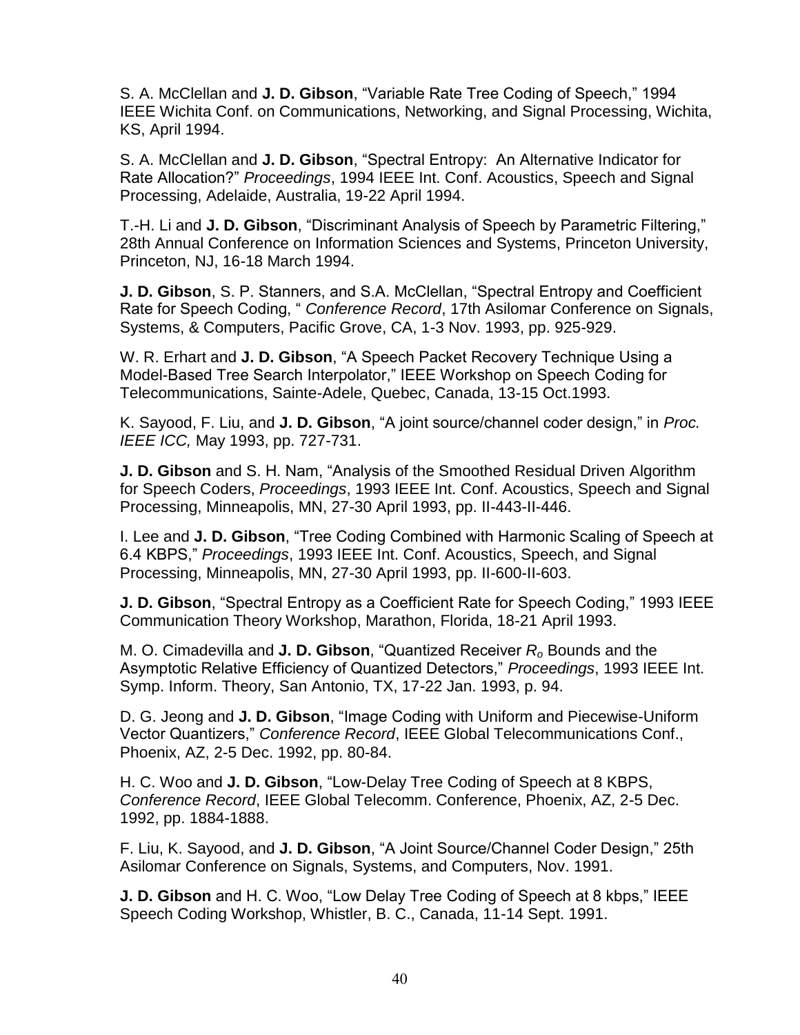S. A. McClellan and **J. D. Gibson**, “Variable Rate Tree Coding of Speech,” 1994 IEEE Wichita Conf. on Communications, Networking, and Signal Processing, Wichita, KS, April 1994.

S. A. McClellan and **J. D. Gibson**, “Spectral Entropy: An Alternative Indicator for Rate Allocation?” *Proceedings*, 1994 IEEE Int. Conf. Acoustics, Speech and Signal Processing, Adelaide, Australia, 19-22 April 1994.

T.-H. Li and **J. D. Gibson**, “Discriminant Analysis of Speech by Parametric Filtering,” 28th Annual Conference on Information Sciences and Systems, Princeton University, Princeton, NJ, 16-18 March 1994.

**J. D. Gibson**, S. P. Stanners, and S.A. McClellan, “Spectral Entropy and Coefficient Rate for Speech Coding, “ *Conference Record*, 17th Asilomar Conference on Signals, Systems, & Computers, Pacific Grove, CA, 1-3 Nov. 1993, pp. 925-929.

W. R. Erhart and **J. D. Gibson**, “A Speech Packet Recovery Technique Using a Model-Based Tree Search Interpolator,” IEEE Workshop on Speech Coding for Telecommunications, Sainte-Adele, Quebec, Canada, 13-15 Oct.1993.

K. Sayood, F. Liu, and **J. D. Gibson**, “A joint source/channel coder design,” in *Proc. IEEE ICC,* May 1993, pp. 727-731.

**J. D. Gibson** and S. H. Nam, “Analysis of the Smoothed Residual Driven Algorithm for Speech Coders, *Proceedings*, 1993 IEEE Int. Conf. Acoustics, Speech and Signal Processing, Minneapolis, MN, 27-30 April 1993, pp. II-443-II-446.

I. Lee and **J. D. Gibson**, “Tree Coding Combined with Harmonic Scaling of Speech at 6.4 KBPS,” *Proceedings*, 1993 IEEE Int. Conf. Acoustics, Speech, and Signal Processing, Minneapolis, MN, 27-30 April 1993, pp. II-600-II-603.

**J. D. Gibson**, “Spectral Entropy as a Coefficient Rate for Speech Coding,” 1993 IEEE Communication Theory Workshop, Marathon, Florida, 18-21 April 1993.

M. O. Cimadevilla and **J. D. Gibson**, “Quantized Receiver $R_o$ Bounds and the Asymptotic Relative Efficiency of Quantized Detectors,” *Proceedings*, 1993 IEEE Int. Symp. Inform. Theory, San Antonio, TX, 17-22 Jan. 1993, p. 94.

D. G. Jeong and **J. D. Gibson**, “Image Coding with Uniform and Piecewise-Uniform Vector Quantizers,” *Conference Record*, IEEE Global Telecommunications Conf., Phoenix, AZ, 2-5 Dec. 1992, pp. 80-84.

H. C. Woo and **J. D. Gibson**, “Low-Delay Tree Coding of Speech at 8 KBPS, *Conference Record*, IEEE Global Telecomm. Conference, Phoenix, AZ, 2-5 Dec. 1992, pp. 1884-1888.

F. Liu, K. Sayood, and **J. D. Gibson**, “A Joint Source/Channel Coder Design,” 25th Asilomar Conference on Signals, Systems, and Computers, Nov. 1991.

**J. D. Gibson** and H. C. Woo, “Low Delay Tree Coding of Speech at 8 kbps,” IEEE Speech Coding Workshop, Whistler, B. C., Canada, 11-14 Sept. 1991.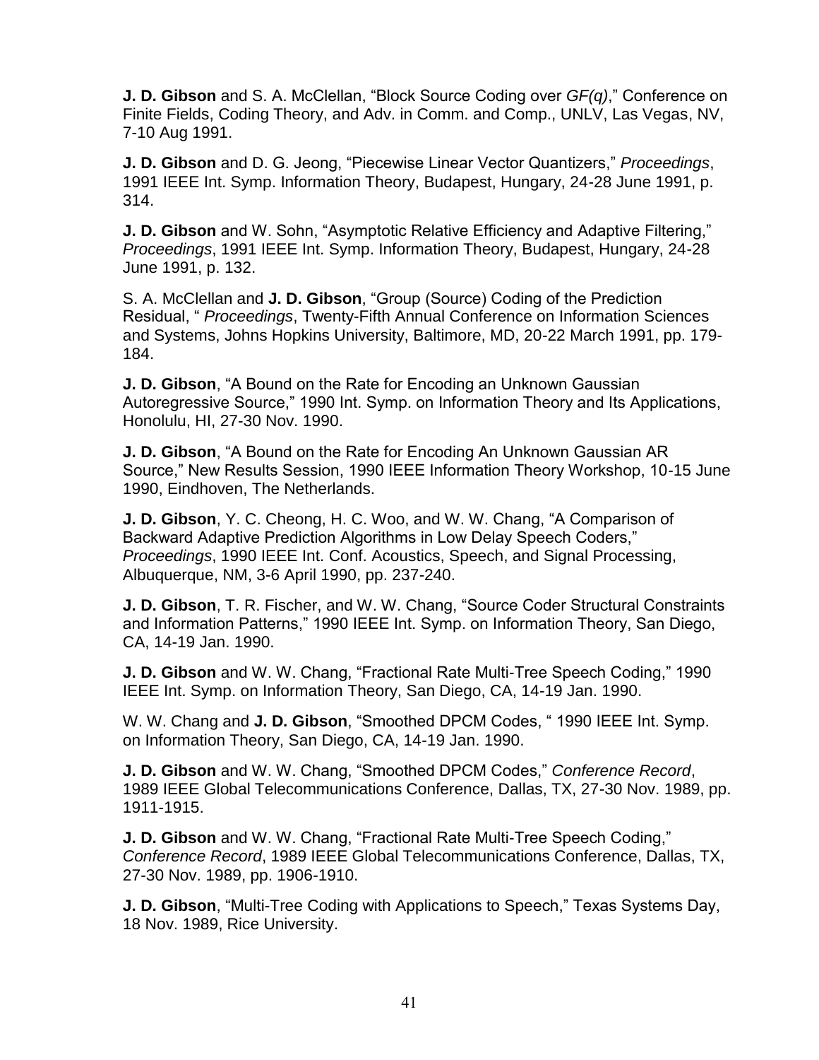**J. D. Gibson** and S. A. McClellan, "Block Source Coding over *GF(q)*," Conference on Finite Fields, Coding Theory, and Adv. in Comm. and Comp., UNLV, Las Vegas, NV, 7-10 Aug 1991.

**J. D. Gibson** and D. G. Jeong, "Piecewise Linear Vector Quantizers," *Proceedings*, 1991 IEEE Int. Symp. Information Theory, Budapest, Hungary, 24-28 June 1991, p. 314.

**J. D. Gibson** and W. Sohn, "Asymptotic Relative Efficiency and Adaptive Filtering," *Proceedings*, 1991 IEEE Int. Symp. Information Theory, Budapest, Hungary, 24-28 June 1991, p. 132.

S. A. McClellan and **J. D. Gibson**, "Group (Source) Coding of the Prediction Residual, " *Proceedings*, Twenty-Fifth Annual Conference on Information Sciences and Systems, Johns Hopkins University, Baltimore, MD, 20-22 March 1991, pp. 179-184.

**J. D. Gibson**, "A Bound on the Rate for Encoding an Unknown Gaussian Autoregressive Source," 1990 Int. Symp. on Information Theory and Its Applications, Honolulu, HI, 27-30 Nov. 1990.

**J. D. Gibson**, "A Bound on the Rate for Encoding An Unknown Gaussian AR Source," New Results Session, 1990 IEEE Information Theory Workshop, 10-15 June 1990, Eindhoven, The Netherlands.

**J. D. Gibson**, Y. C. Cheong, H. C. Woo, and W. W. Chang, "A Comparison of Backward Adaptive Prediction Algorithms in Low Delay Speech Coders," *Proceedings*, 1990 IEEE Int. Conf. Acoustics, Speech, and Signal Processing, Albuquerque, NM, 3-6 April 1990, pp. 237-240.

**J. D. Gibson**, T. R. Fischer, and W. W. Chang, "Source Coder Structural Constraints and Information Patterns," 1990 IEEE Int. Symp. on Information Theory, San Diego, CA, 14-19 Jan. 1990.

**J. D. Gibson** and W. W. Chang, "Fractional Rate Multi-Tree Speech Coding," 1990 IEEE Int. Symp. on Information Theory, San Diego, CA, 14-19 Jan. 1990.

W. W. Chang and **J. D. Gibson**, "Smoothed DPCM Codes, " 1990 IEEE Int. Symp. on Information Theory, San Diego, CA, 14-19 Jan. 1990.

**J. D. Gibson** and W. W. Chang, "Smoothed DPCM Codes," *Conference Record*, 1989 IEEE Global Telecommunications Conference, Dallas, TX, 27-30 Nov. 1989, pp. 1911-1915.

**J. D. Gibson** and W. W. Chang, "Fractional Rate Multi-Tree Speech Coding," *Conference Record*, 1989 IEEE Global Telecommunications Conference, Dallas, TX, 27-30 Nov. 1989, pp. 1906-1910.

**J. D. Gibson**, "Multi-Tree Coding with Applications to Speech," Texas Systems Day, 18 Nov. 1989, Rice University.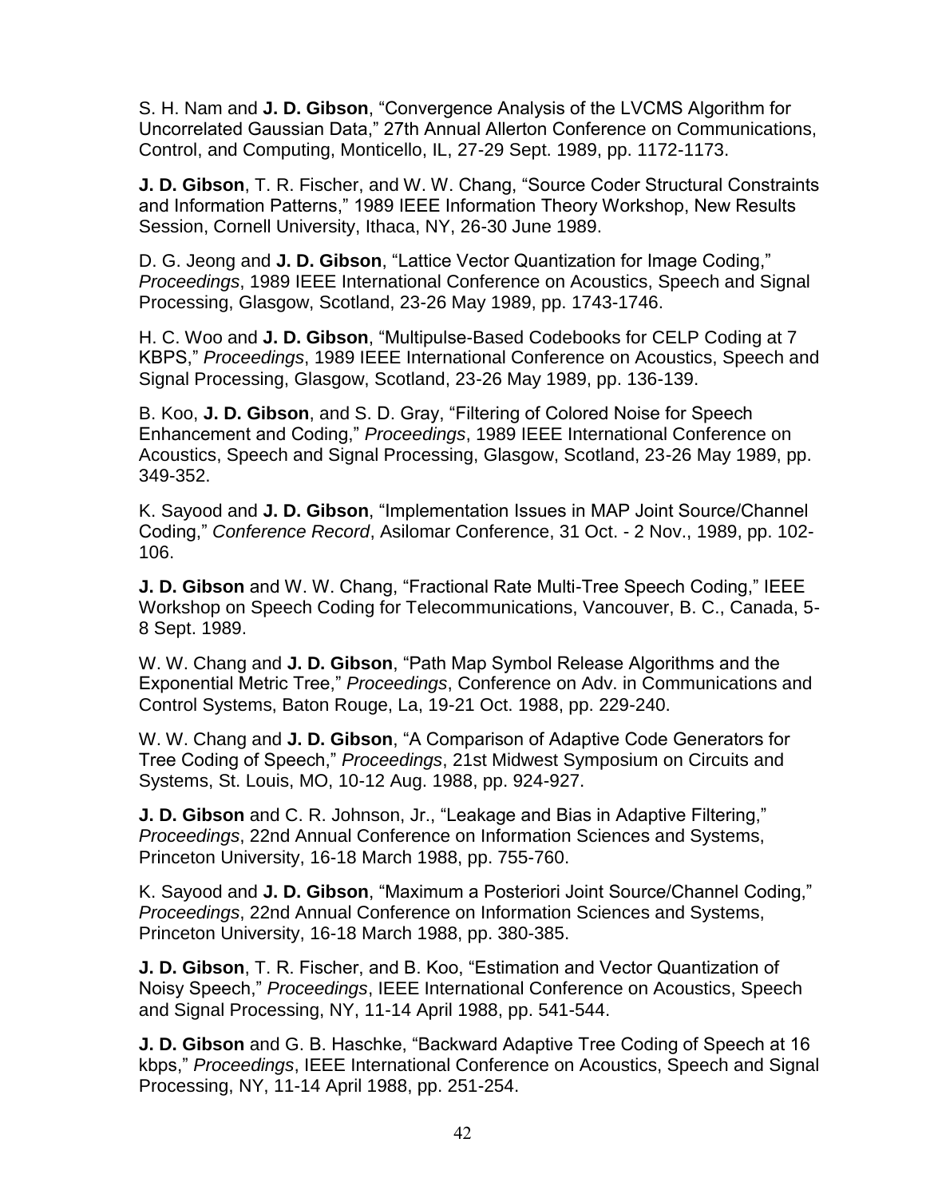S. H. Nam and **J. D. Gibson**, “Convergence Analysis of the LVCMS Algorithm for Uncorrelated Gaussian Data,” 27th Annual Allerton Conference on Communications, Control, and Computing, Monticello, IL, 27-29 Sept. 1989, pp. 1172-1173.

**J. D. Gibson**, T. R. Fischer, and W. W. Chang, “Source Coder Structural Constraints and Information Patterns,” 1989 IEEE Information Theory Workshop, New Results Session, Cornell University, Ithaca, NY, 26-30 June 1989.

D. G. Jeong and **J. D. Gibson**, “Lattice Vector Quantization for Image Coding,” *Proceedings*, 1989 IEEE International Conference on Acoustics, Speech and Signal Processing, Glasgow, Scotland, 23-26 May 1989, pp. 1743-1746.

H. C. Woo and **J. D. Gibson**, “Multipulse-Based Codebooks for CELP Coding at 7 KBPS,” *Proceedings*, 1989 IEEE International Conference on Acoustics, Speech and Signal Processing, Glasgow, Scotland, 23-26 May 1989, pp. 136-139.

B. Koo, **J. D. Gibson**, and S. D. Gray, “Filtering of Colored Noise for Speech Enhancement and Coding,” *Proceedings*, 1989 IEEE International Conference on Acoustics, Speech and Signal Processing, Glasgow, Scotland, 23-26 May 1989, pp. 349-352.

K. Sayood and **J. D. Gibson**, “Implementation Issues in MAP Joint Source/Channel Coding,” *Conference Record*, Asilomar Conference, 31 Oct. - 2 Nov., 1989, pp. 102-106.

**J. D. Gibson** and W. W. Chang, “Fractional Rate Multi-Tree Speech Coding,” IEEE Workshop on Speech Coding for Telecommunications, Vancouver, B. C., Canada, 5-8 Sept. 1989.

W. W. Chang and **J. D. Gibson**, “Path Map Symbol Release Algorithms and the Exponential Metric Tree,” *Proceedings*, Conference on Adv. in Communications and Control Systems, Baton Rouge, La, 19-21 Oct. 1988, pp. 229-240.

W. W. Chang and **J. D. Gibson**, “A Comparison of Adaptive Code Generators for Tree Coding of Speech,” *Proceedings*, 21st Midwest Symposium on Circuits and Systems, St. Louis, MO, 10-12 Aug. 1988, pp. 924-927.

**J. D. Gibson** and C. R. Johnson, Jr., “Leakage and Bias in Adaptive Filtering,” *Proceedings*, 22nd Annual Conference on Information Sciences and Systems, Princeton University, 16-18 March 1988, pp. 755-760.

K. Sayood and **J. D. Gibson**, “Maximum a Posteriori Joint Source/Channel Coding,” *Proceedings*, 22nd Annual Conference on Information Sciences and Systems, Princeton University, 16-18 March 1988, pp. 380-385.

**J. D. Gibson**, T. R. Fischer, and B. Koo, “Estimation and Vector Quantization of Noisy Speech,” *Proceedings*, IEEE International Conference on Acoustics, Speech and Signal Processing, NY, 11-14 April 1988, pp. 541-544.

**J. D. Gibson** and G. B. Haschke, “Backward Adaptive Tree Coding of Speech at 16 kbps,” *Proceedings*, IEEE International Conference on Acoustics, Speech and Signal Processing, NY, 11-14 April 1988, pp. 251-254.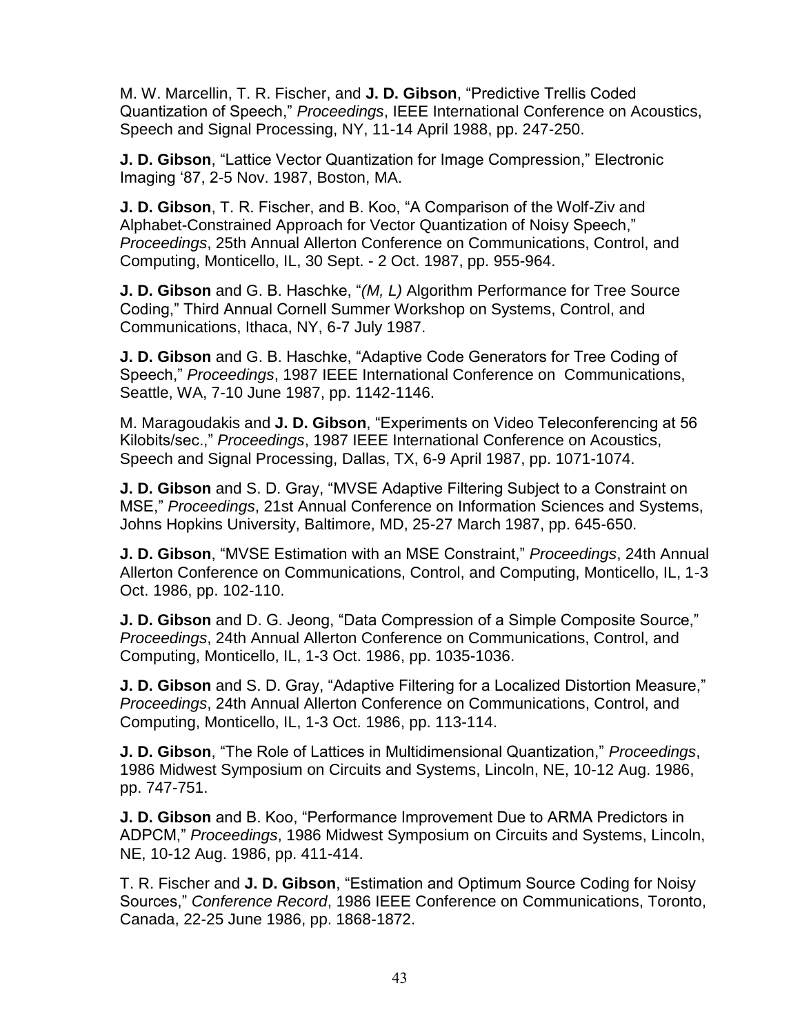M. W. Marcellin, T. R. Fischer, and **J. D. Gibson**, “Predictive Trellis Coded Quantization of Speech,” *Proceedings*, IEEE International Conference on Acoustics, Speech and Signal Processing, NY, 11-14 April 1988, pp. 247-250.

**J. D. Gibson**, “Lattice Vector Quantization for Image Compression,” Electronic Imaging ‘87, 2-5 Nov. 1987, Boston, MA.

**J. D. Gibson**, T. R. Fischer, and B. Koo, “A Comparison of the Wolf-Ziv and Alphabet-Constrained Approach for Vector Quantization of Noisy Speech,” *Proceedings*, 25th Annual Allerton Conference on Communications, Control, and Computing, Monticello, IL, 30 Sept. - 2 Oct. 1987, pp. 955-964.

**J. D. Gibson** and G. B. Haschke, “*(M, L)* Algorithm Performance for Tree Source Coding,” Third Annual Cornell Summer Workshop on Systems, Control, and Communications, Ithaca, NY, 6-7 July 1987.

**J. D. Gibson** and G. B. Haschke, “Adaptive Code Generators for Tree Coding of Speech,” *Proceedings*, 1987 IEEE International Conference on Communications, Seattle, WA, 7-10 June 1987, pp. 1142-1146.

M. Maragoudakis and **J. D. Gibson**, “Experiments on Video Teleconferencing at 56 Kilobits/sec.,” *Proceedings*, 1987 IEEE International Conference on Acoustics, Speech and Signal Processing, Dallas, TX, 6-9 April 1987, pp. 1071-1074.

**J. D. Gibson** and S. D. Gray, “MVSE Adaptive Filtering Subject to a Constraint on MSE,” *Proceedings*, 21st Annual Conference on Information Sciences and Systems, Johns Hopkins University, Baltimore, MD, 25-27 March 1987, pp. 645-650.

**J. D. Gibson**, “MVSE Estimation with an MSE Constraint,” *Proceedings*, 24th Annual Allerton Conference on Communications, Control, and Computing, Monticello, IL, 1-3 Oct. 1986, pp. 102-110.

**J. D. Gibson** and D. G. Jeong, “Data Compression of a Simple Composite Source,” *Proceedings*, 24th Annual Allerton Conference on Communications, Control, and Computing, Monticello, IL, 1-3 Oct. 1986, pp. 1035-1036.

**J. D. Gibson** and S. D. Gray, “Adaptive Filtering for a Localized Distortion Measure,” *Proceedings*, 24th Annual Allerton Conference on Communications, Control, and Computing, Monticello, IL, 1-3 Oct. 1986, pp. 113-114.

**J. D. Gibson**, “The Role of Lattices in Multidimensional Quantization,” *Proceedings*, 1986 Midwest Symposium on Circuits and Systems, Lincoln, NE, 10-12 Aug. 1986, pp. 747-751.

**J. D. Gibson** and B. Koo, “Performance Improvement Due to ARMA Predictors in ADPCM,” *Proceedings*, 1986 Midwest Symposium on Circuits and Systems, Lincoln, NE, 10-12 Aug. 1986, pp. 411-414.

T. R. Fischer and **J. D. Gibson**, “Estimation and Optimum Source Coding for Noisy Sources,” *Conference Record*, 1986 IEEE Conference on Communications, Toronto, Canada, 22-25 June 1986, pp. 1868-1872.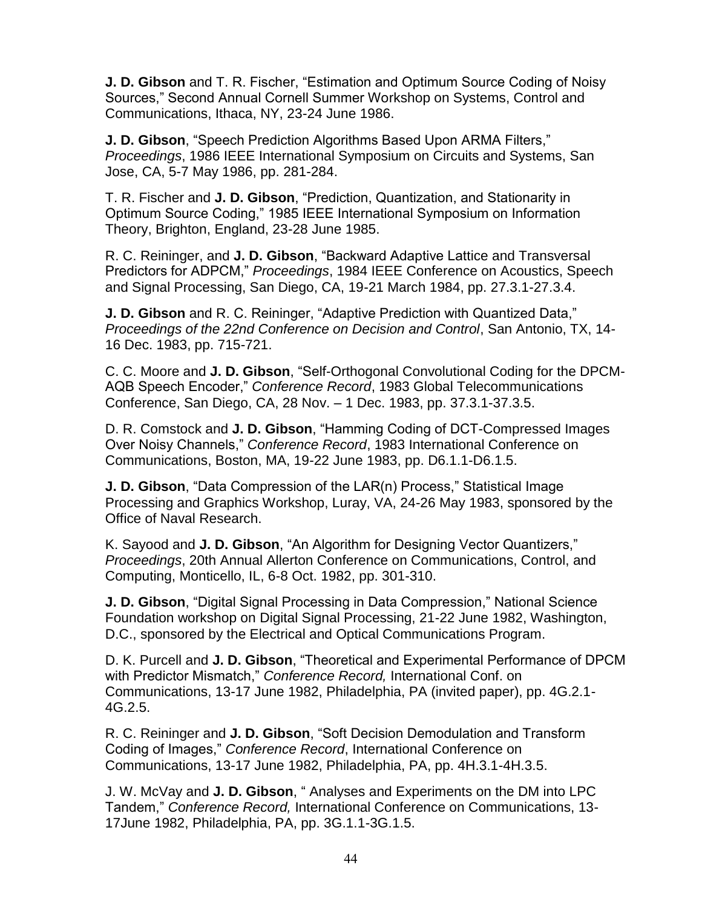**J. D. Gibson** and T. R. Fischer, “Estimation and Optimum Source Coding of Noisy Sources,” Second Annual Cornell Summer Workshop on Systems, Control and Communications, Ithaca, NY, 23-24 June 1986.

**J. D. Gibson**, “Speech Prediction Algorithms Based Upon ARMA Filters,” *Proceedings*, 1986 IEEE International Symposium on Circuits and Systems, San Jose, CA, 5-7 May 1986, pp. 281-284.

T. R. Fischer and **J. D. Gibson**, “Prediction, Quantization, and Stationarity in Optimum Source Coding,” 1985 IEEE International Symposium on Information Theory, Brighton, England, 23-28 June 1985.

R. C. Reininger, and **J. D. Gibson**, “Backward Adaptive Lattice and Transversal Predictors for ADPCM,” *Proceedings*, 1984 IEEE Conference on Acoustics, Speech and Signal Processing, San Diego, CA, 19-21 March 1984, pp. 27.3.1-27.3.4.

**J. D. Gibson** and R. C. Reininger, “Adaptive Prediction with Quantized Data,” *Proceedings of the 22nd Conference on Decision and Control*, San Antonio, TX, 14-16 Dec. 1983, pp. 715-721.

C. C. Moore and **J. D. Gibson**, “Self-Orthogonal Convolutional Coding for the DPCM-AQB Speech Encoder,” *Conference Record*, 1983 Global Telecommunications Conference, San Diego, CA, 28 Nov. – 1 Dec. 1983, pp. 37.3.1-37.3.5.

D. R. Comstock and **J. D. Gibson**, “Hamming Coding of DCT-Compressed Images Over Noisy Channels,” *Conference Record*, 1983 International Conference on Communications, Boston, MA, 19-22 June 1983, pp. D6.1.1-D6.1.5.

**J. D. Gibson**, “Data Compression of the LAR(n) Process,” Statistical Image Processing and Graphics Workshop, Luray, VA, 24-26 May 1983, sponsored by the Office of Naval Research.

K. Sayood and **J. D. Gibson**, “An Algorithm for Designing Vector Quantizers,” *Proceedings*, 20th Annual Allerton Conference on Communications, Control, and Computing, Monticello, IL, 6-8 Oct. 1982, pp. 301-310.

**J. D. Gibson**, “Digital Signal Processing in Data Compression,” National Science Foundation workshop on Digital Signal Processing, 21-22 June 1982, Washington, D.C., sponsored by the Electrical and Optical Communications Program.

D. K. Purcell and **J. D. Gibson**, “Theoretical and Experimental Performance of DPCM with Predictor Mismatch,” *Conference Record,* International Conf. on Communications, 13-17 June 1982, Philadelphia, PA (invited paper), pp. 4G.2.1-4G.2.5.

R. C. Reininger and **J. D. Gibson**, “Soft Decision Demodulation and Transform Coding of Images,” *Conference Record*, International Conference on Communications, 13-17 June 1982, Philadelphia, PA, pp. 4H.3.1-4H.3.5.

J. W. McVay and **J. D. Gibson**, “ Analyses and Experiments on the DM into LPC Tandem,” *Conference Record,* International Conference on Communications, 13-17June 1982, Philadelphia, PA, pp. 3G.1.1-3G.1.5.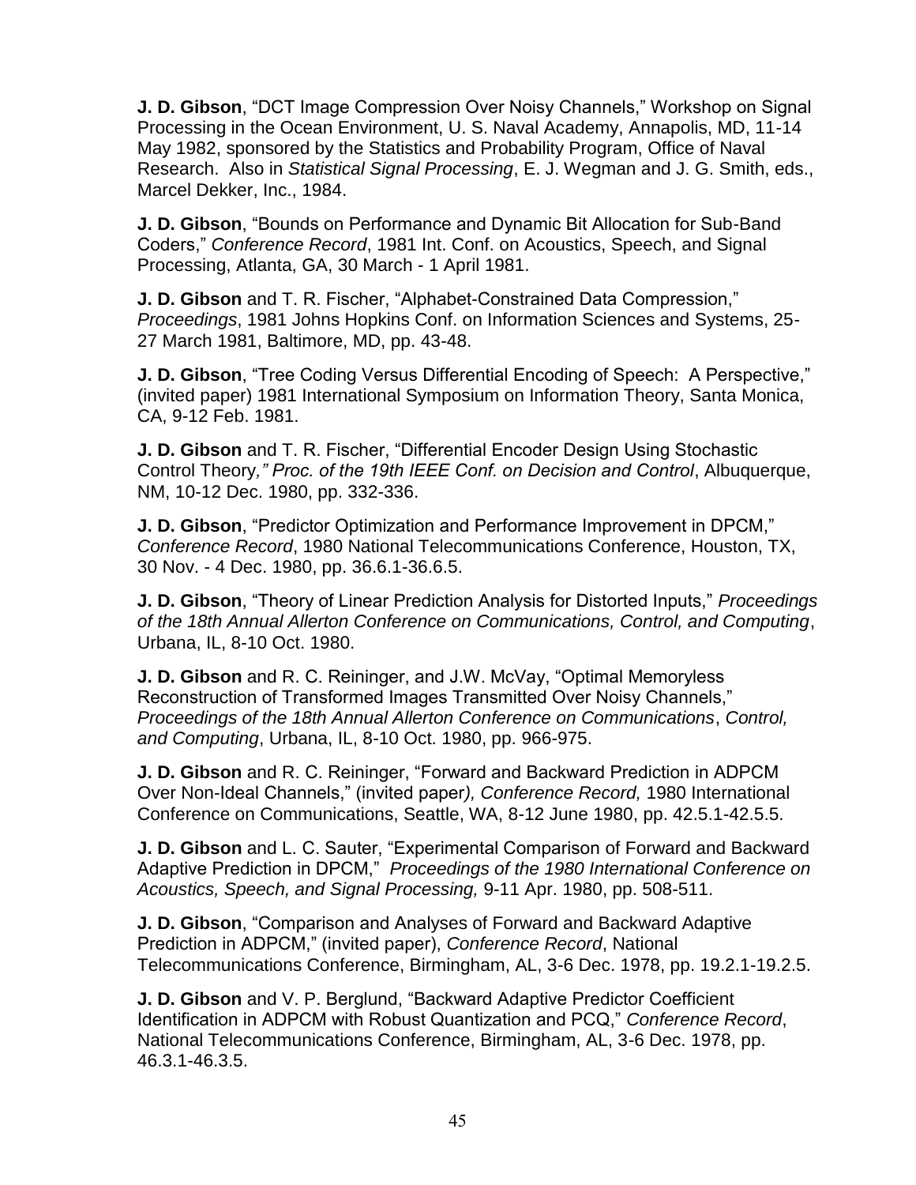**J. D. Gibson**, “DCT Image Compression Over Noisy Channels,” Workshop on Signal Processing in the Ocean Environment, U. S. Naval Academy, Annapolis, MD, 11-14 May 1982, sponsored by the Statistics and Probability Program, Office of Naval Research. Also in *Statistical Signal Processing*, E. J. Wegman and J. G. Smith, eds., Marcel Dekker, Inc., 1984.

**J. D. Gibson**, “Bounds on Performance and Dynamic Bit Allocation for Sub-Band Coders,” *Conference Record*, 1981 Int. Conf. on Acoustics, Speech, and Signal Processing, Atlanta, GA, 30 March - 1 April 1981.

**J. D. Gibson** and T. R. Fischer, “Alphabet-Constrained Data Compression,” *Proceedings*, 1981 Johns Hopkins Conf. on Information Sciences and Systems, 25-27 March 1981, Baltimore, MD, pp. 43-48.

**J. D. Gibson**, “Tree Coding Versus Differential Encoding of Speech: A Perspective,” (invited paper) 1981 International Symposium on Information Theory, Santa Monica, CA, 9-12 Feb. 1981.

**J. D. Gibson** and T. R. Fischer, “Differential Encoder Design Using Stochastic Control Theory*,” Proc. of the 19th IEEE Conf. on Decision and Control*, Albuquerque, NM, 10-12 Dec. 1980, pp. 332-336.

**J. D. Gibson**, “Predictor Optimization and Performance Improvement in DPCM,” *Conference Record*, 1980 National Telecommunications Conference, Houston, TX, 30 Nov. - 4 Dec. 1980, pp. 36.6.1-36.6.5.

**J. D. Gibson**, “Theory of Linear Prediction Analysis for Distorted Inputs,” *Proceedings of the 18th Annual Allerton Conference on Communications, Control, and Computing*, Urbana, IL, 8-10 Oct. 1980.

**J. D. Gibson** and R. C. Reininger, and J.W. McVay, “Optimal Memoryless Reconstruction of Transformed Images Transmitted Over Noisy Channels,” *Proceedings of the 18th Annual Allerton Conference on Communications*, *Control, and Computing*, Urbana, IL, 8-10 Oct. 1980, pp. 966-975.

**J. D. Gibson** and R. C. Reininger, “Forward and Backward Prediction in ADPCM Over Non-Ideal Channels,” (invited paper*), Conference Record,* 1980 International Conference on Communications, Seattle, WA, 8-12 June 1980, pp. 42.5.1-42.5.5.

**J. D. Gibson** and L. C. Sauter, “Experimental Comparison of Forward and Backward Adaptive Prediction in DPCM,” *Proceedings of the 1980 International Conference on Acoustics, Speech, and Signal Processing,* 9-11 Apr. 1980, pp. 508-511.

**J. D. Gibson**, “Comparison and Analyses of Forward and Backward Adaptive Prediction in ADPCM,” (invited paper), *Conference Record*, National Telecommunications Conference, Birmingham, AL, 3-6 Dec. 1978, pp. 19.2.1-19.2.5.

**J. D. Gibson** and V. P. Berglund, “Backward Adaptive Predictor Coefficient Identification in ADPCM with Robust Quantization and PCQ,” *Conference Record*, National Telecommunications Conference, Birmingham, AL, 3-6 Dec. 1978, pp. 46.3.1-46.3.5.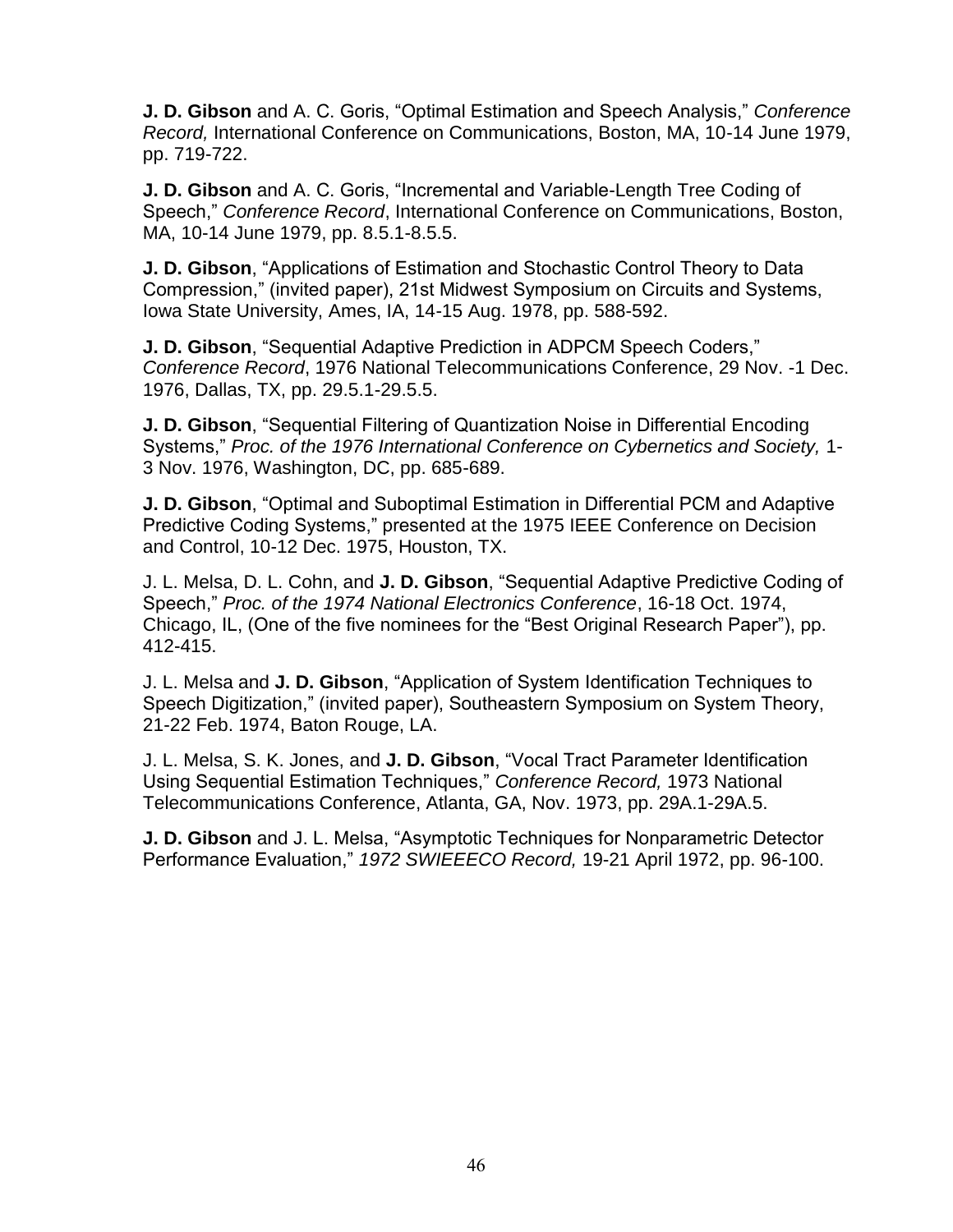**J. D. Gibson** and A. C. Goris, “Optimal Estimation and Speech Analysis,” *Conference Record,* International Conference on Communications, Boston, MA, 10-14 June 1979, pp. 719-722.

**J. D. Gibson** and A. C. Goris, “Incremental and Variable-Length Tree Coding of Speech,” *Conference Record*, International Conference on Communications, Boston, MA, 10-14 June 1979, pp. 8.5.1-8.5.5.

**J. D. Gibson**, “Applications of Estimation and Stochastic Control Theory to Data Compression,” (invited paper), 21st Midwest Symposium on Circuits and Systems, Iowa State University, Ames, IA, 14-15 Aug. 1978, pp. 588-592.

**J. D. Gibson**, “Sequential Adaptive Prediction in ADPCM Speech Coders,” *Conference Record*, 1976 National Telecommunications Conference, 29 Nov. -1 Dec. 1976, Dallas, TX, pp. 29.5.1-29.5.5.

**J. D. Gibson**, “Sequential Filtering of Quantization Noise in Differential Encoding Systems,” *Proc. of the 1976 International Conference on Cybernetics and Society,* 1-3 Nov. 1976, Washington, DC, pp. 685-689.

**J. D. Gibson**, “Optimal and Suboptimal Estimation in Differential PCM and Adaptive Predictive Coding Systems,” presented at the 1975 IEEE Conference on Decision and Control, 10-12 Dec. 1975, Houston, TX.

J. L. Melsa, D. L. Cohn, and **J. D. Gibson**, “Sequential Adaptive Predictive Coding of Speech,” *Proc. of the 1974 National Electronics Conference*, 16-18 Oct. 1974, Chicago, IL, (One of the five nominees for the “Best Original Research Paper”), pp. 412-415.

J. L. Melsa and **J. D. Gibson**, “Application of System Identification Techniques to Speech Digitization,” (invited paper), Southeastern Symposium on System Theory, 21-22 Feb. 1974, Baton Rouge, LA.

J. L. Melsa, S. K. Jones, and **J. D. Gibson**, “Vocal Tract Parameter Identification Using Sequential Estimation Techniques,” *Conference Record,* 1973 National Telecommunications Conference, Atlanta, GA, Nov. 1973, pp. 29A.1-29A.5.

**J. D. Gibson** and J. L. Melsa, “Asymptotic Techniques for Nonparametric Detector Performance Evaluation,” *1972 SWIEEECO Record,* 19-21 April 1972, pp. 96-100.